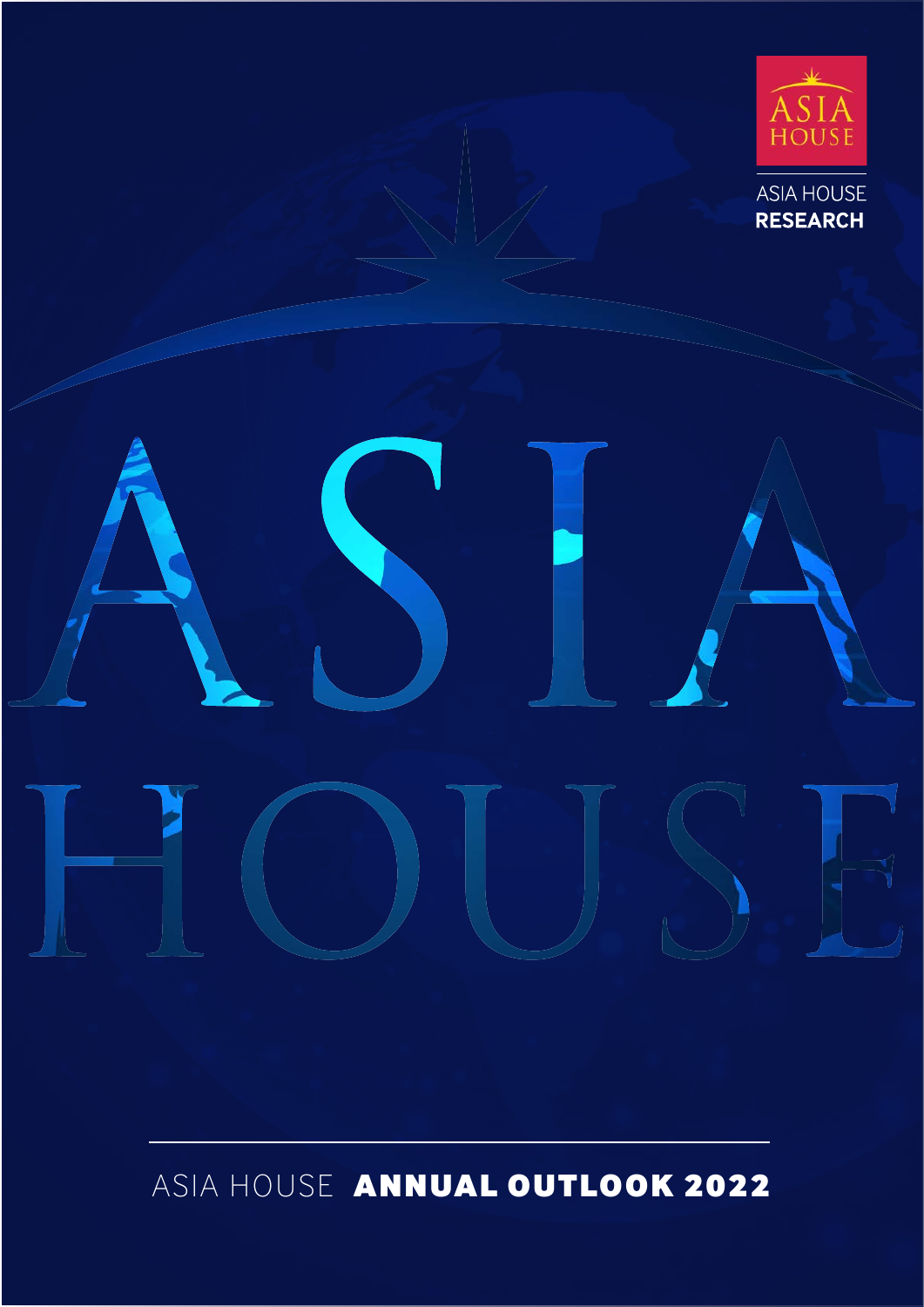ASIA HOUSE

ASIA HOUSE
**RESEARCH**

# ASIA HOUSE

ASIA HOUSE **ANNUAL OUTLOOK 2022**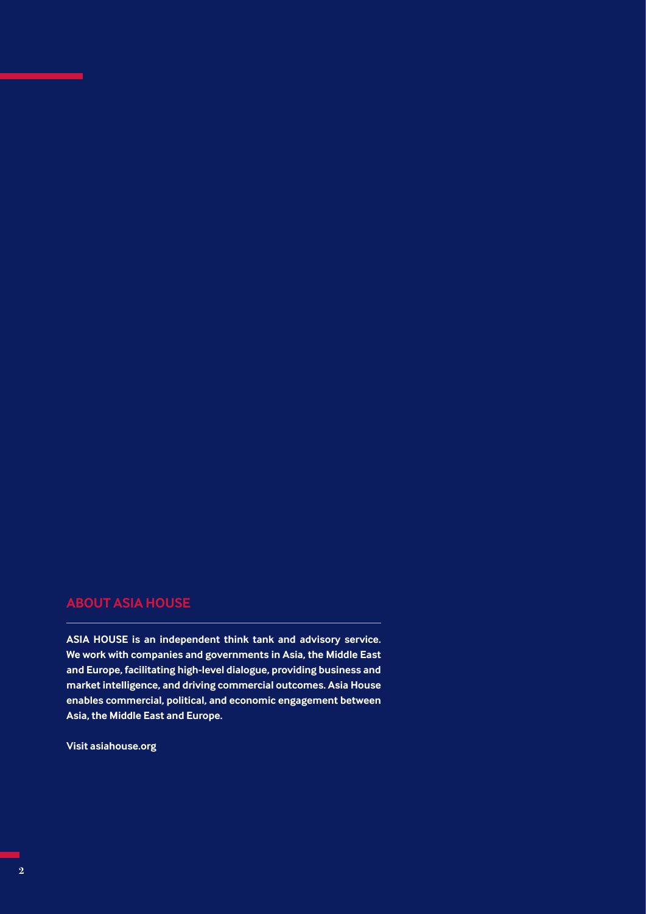## ABOUT ASIA HOUSE

**ASIA HOUSE is an independent think tank and advisory service. We work with companies and governments in Asia, the Middle East and Europe, facilitating high-level dialogue, providing business and market intelligence, and driving commercial outcomes. Asia House enables commercial, political, and economic engagement between Asia, the Middle East and Europe.**

**Visit asiahouse.org**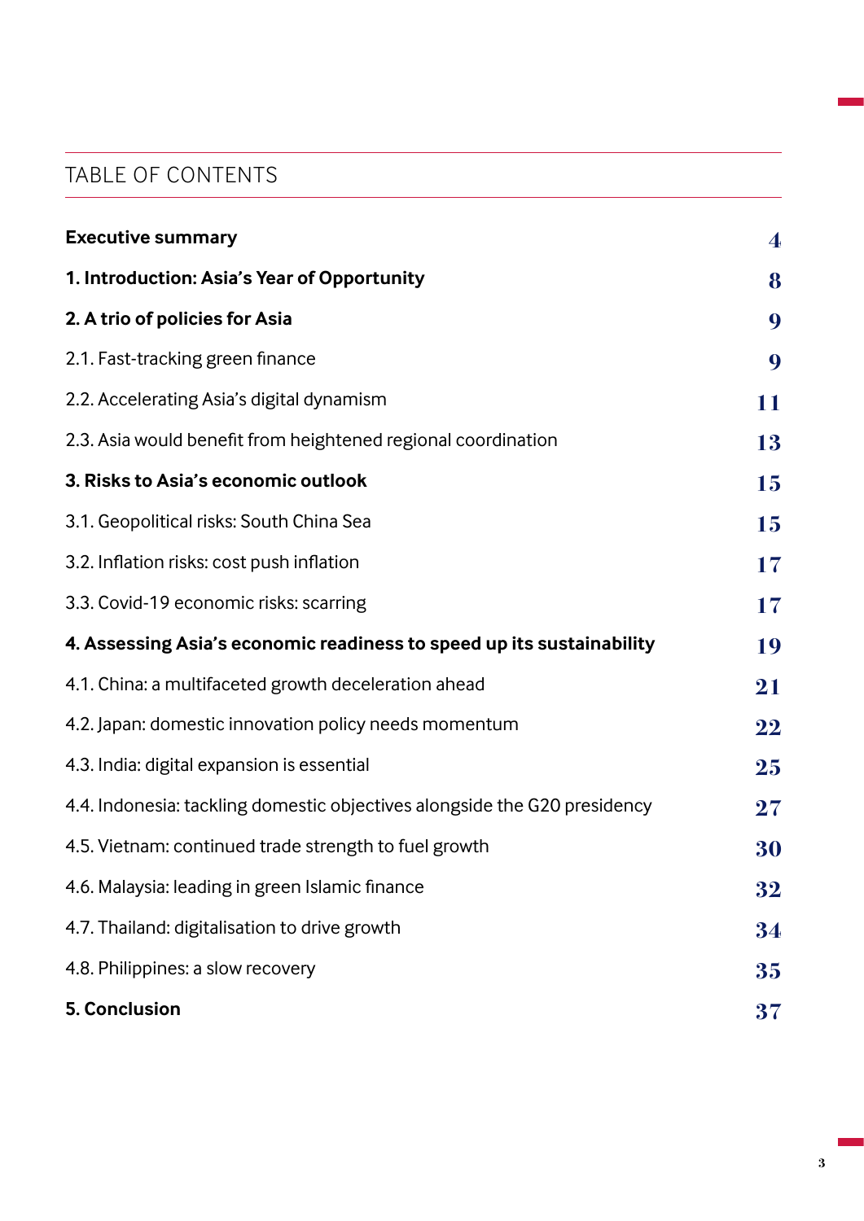# TABLE OF CONTENTS

| | |
|---|---|
| **Executive summary** | 4 |
| **1. Introduction: Asia's Year of Opportunity** | 8 |
| **2. A trio of policies for Asia** | 9 |
| 2.1. Fast-tracking green finance | 9 |
| 2.2. Accelerating Asia's digital dynamism | 11 |
| 2.3. Asia would benefit from heightened regional coordination | 13 |
| **3. Risks to Asia's economic outlook** | 15 |
| 3.1. Geopolitical risks: South China Sea | 15 |
| 3.2. Inflation risks: cost push inflation | 17 |
| 3.3. Covid-19 economic risks: scarring | 17 |
| **4. Assessing Asia's economic readiness to speed up its sustainability** | 19 |
| 4.1. China: a multifaceted growth deceleration ahead | 21 |
| 4.2. Japan: domestic innovation policy needs momentum | 22 |
| 4.3. India: digital expansion is essential | 25 |
| 4.4. Indonesia: tackling domestic objectives alongside the G20 presidency | 27 |
| 4.5. Vietnam: continued trade strength to fuel growth | 30 |
| 4.6. Malaysia: leading in green Islamic finance | 32 |
| 4.7. Thailand: digitalisation to drive growth | 34 |
| 4.8. Philippines: a slow recovery | 35 |
| **5. Conclusion** | 37 |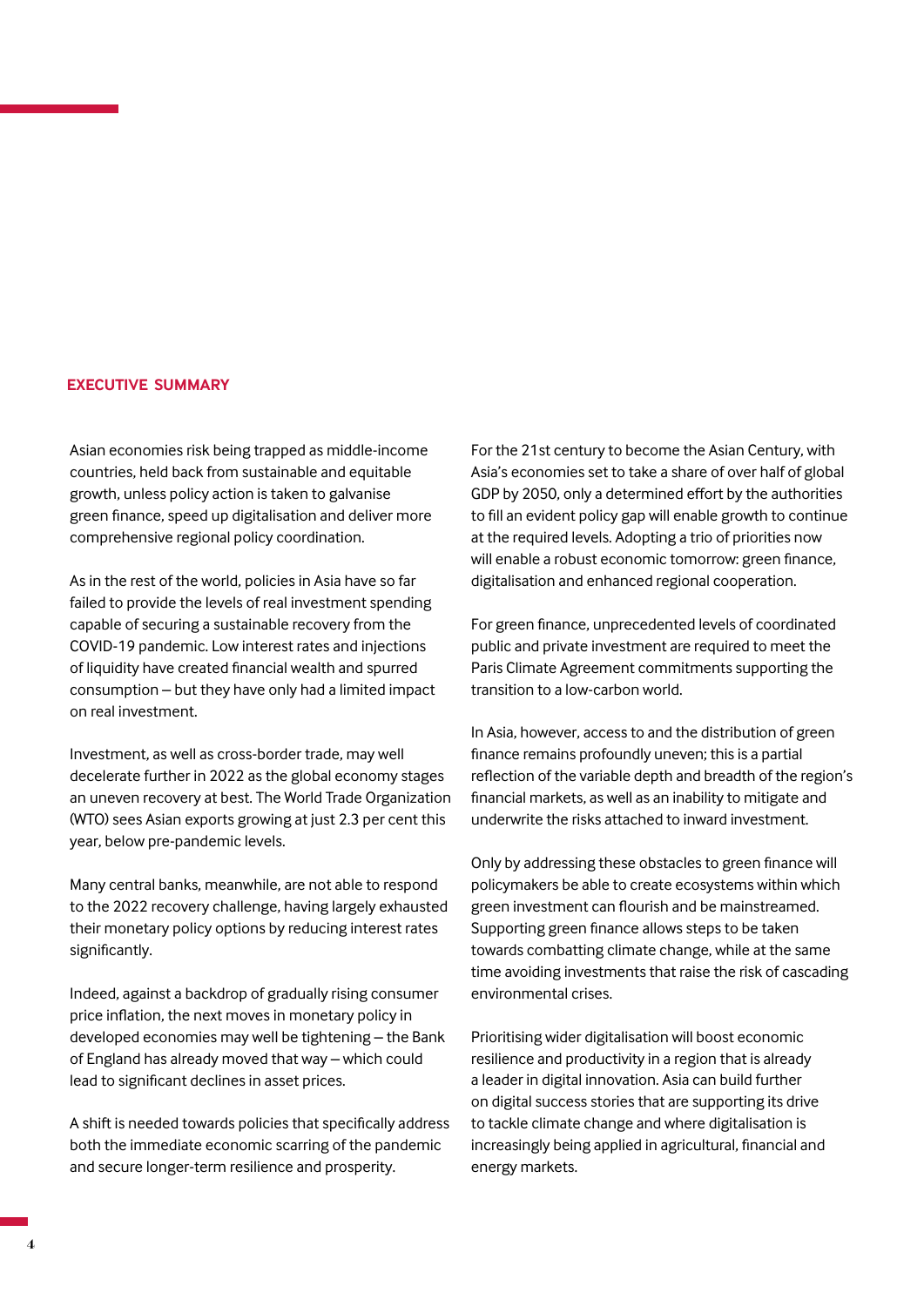## EXECUTIVE SUMMARY

Asian economies risk being trapped as middle-income countries, held back from sustainable and equitable growth, unless policy action is taken to galvanise green finance, speed up digitalisation and deliver more comprehensive regional policy coordination.

As in the rest of the world, policies in Asia have so far failed to provide the levels of real investment spending capable of securing a sustainable recovery from the COVID-19 pandemic. Low interest rates and injections of liquidity have created financial wealth and spurred consumption – but they have only had a limited impact on real investment.

Investment, as well as cross-border trade, may well decelerate further in 2022 as the global economy stages an uneven recovery at best. The World Trade Organization (WTO) sees Asian exports growing at just 2.3 per cent this year, below pre-pandemic levels.

Many central banks, meanwhile, are not able to respond to the 2022 recovery challenge, having largely exhausted their monetary policy options by reducing interest rates significantly.

Indeed, against a backdrop of gradually rising consumer price inflation, the next moves in monetary policy in developed economies may well be tightening – the Bank of England has already moved that way – which could lead to significant declines in asset prices.

A shift is needed towards policies that specifically address both the immediate economic scarring of the pandemic and secure longer-term resilience and prosperity.

For the 21st century to become the Asian Century, with Asia's economies set to take a share of over half of global GDP by 2050, only a determined effort by the authorities to fill an evident policy gap will enable growth to continue at the required levels. Adopting a trio of priorities now will enable a robust economic tomorrow: green finance, digitalisation and enhanced regional cooperation.

For green finance, unprecedented levels of coordinated public and private investment are required to meet the Paris Climate Agreement commitments supporting the transition to a low-carbon world.

In Asia, however, access to and the distribution of green finance remains profoundly uneven; this is a partial reflection of the variable depth and breadth of the region's financial markets, as well as an inability to mitigate and underwrite the risks attached to inward investment.

Only by addressing these obstacles to green finance will policymakers be able to create ecosystems within which green investment can flourish and be mainstreamed. Supporting green finance allows steps to be taken towards combatting climate change, while at the same time avoiding investments that raise the risk of cascading environmental crises.

Prioritising wider digitalisation will boost economic resilience and productivity in a region that is already a leader in digital innovation. Asia can build further on digital success stories that are supporting its drive to tackle climate change and where digitalisation is increasingly being applied in agricultural, financial and energy markets.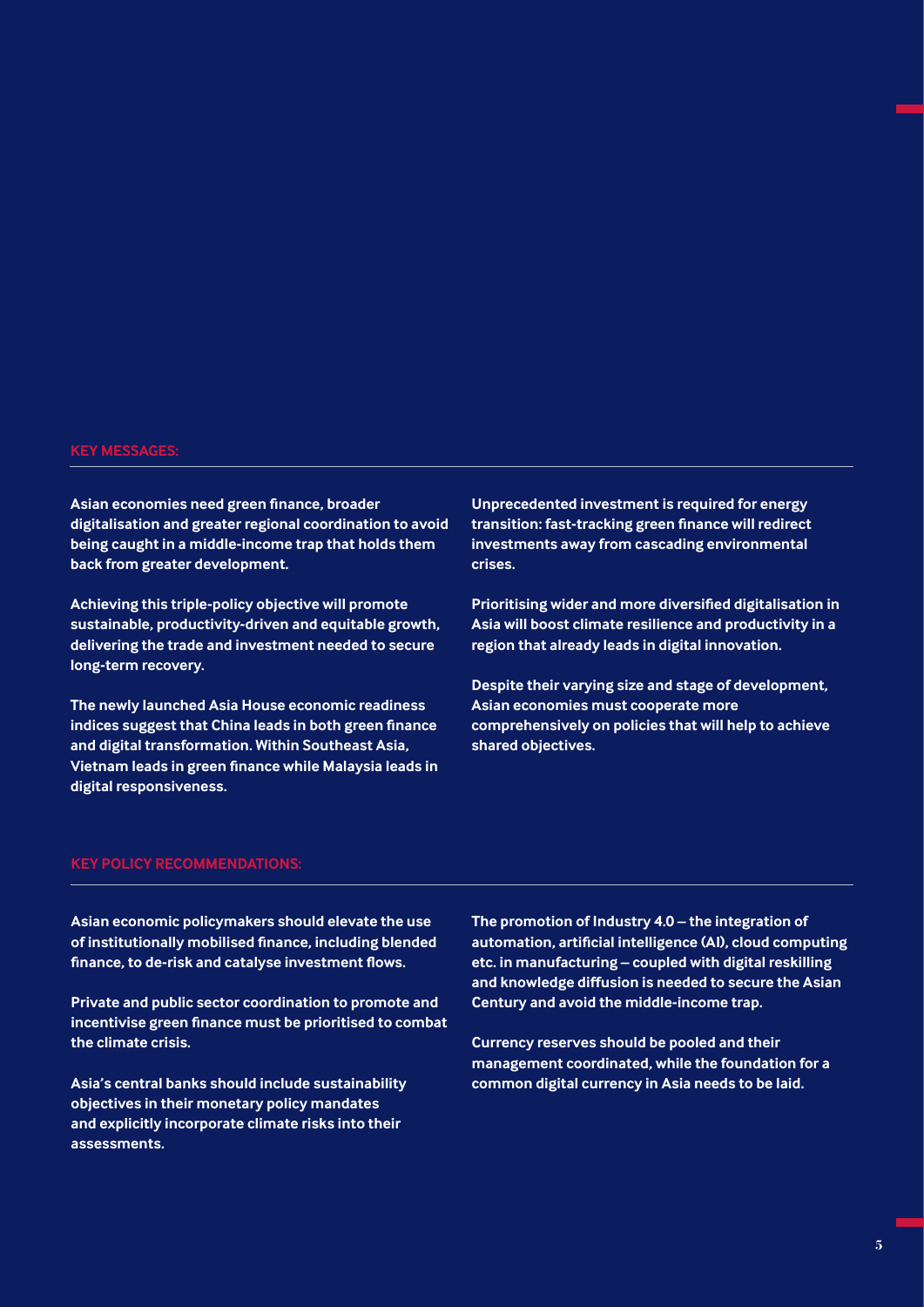## KEY MESSAGES:

**Asian economies need green finance, broader digitalisation and greater regional coordination to avoid being caught in a middle-income trap that holds them back from greater development.**

**Achieving this triple-policy objective will promote sustainable, productivity-driven and equitable growth, delivering the trade and investment needed to secure long-term recovery.**

**The newly launched Asia House economic readiness indices suggest that China leads in both green finance and digital transformation. Within Southeast Asia, Vietnam leads in green finance while Malaysia leads in digital responsiveness.**

**Unprecedented investment is required for energy transition: fast-tracking green finance will redirect investments away from cascading environmental crises.**

**Prioritising wider and more diversified digitalisation in Asia will boost climate resilience and productivity in a region that already leads in digital innovation.**

**Despite their varying size and stage of development, Asian economies must cooperate more comprehensively on policies that will help to achieve shared objectives.**

## KEY POLICY RECOMMENDATIONS:

**Asian economic policymakers should elevate the use of institutionally mobilised finance, including blended finance, to de-risk and catalyse investment flows.**

**Private and public sector coordination to promote and incentivise green finance must be prioritised to combat the climate crisis.**

**Asia's central banks should include sustainability objectives in their monetary policy mandates and explicitly incorporate climate risks into their assessments.**

**The promotion of Industry 4.0 – the integration of automation, artificial intelligence (AI), cloud computing etc. in manufacturing – coupled with digital reskilling and knowledge diffusion is needed to secure the Asian Century and avoid the middle-income trap.**

**Currency reserves should be pooled and their management coordinated, while the foundation for a common digital currency in Asia needs to be laid.**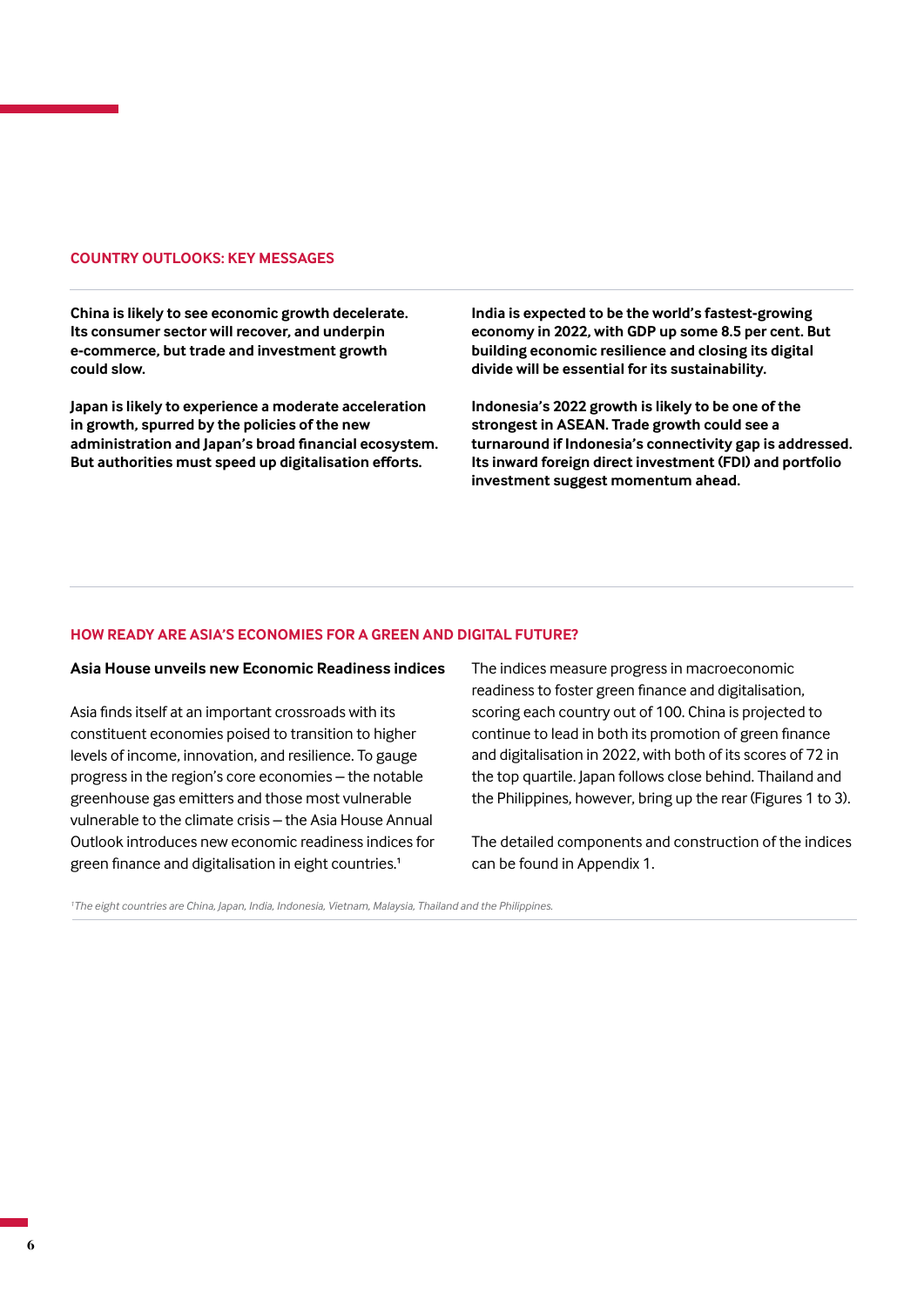## COUNTRY OUTLOOKS: KEY MESSAGES

**China is likely to see economic growth decelerate. Its consumer sector will recover, and underpin e-commerce, but trade and investment growth could slow.**

**Japan is likely to experience a moderate acceleration in growth, spurred by the policies of the new administration and Japan's broad financial ecosystem. But authorities must speed up digitalisation efforts.**

**India is expected to be the world's fastest-growing economy in 2022, with GDP up some 8.5 per cent. But building economic resilience and closing its digital divide will be essential for its sustainability.**

**Indonesia's 2022 growth is likely to be one of the strongest in ASEAN. Trade growth could see a turnaround if Indonesia's connectivity gap is addressed. Its inward foreign direct investment (FDI) and portfolio investment suggest momentum ahead.**

## HOW READY ARE ASIA'S ECONOMIES FOR A GREEN AND DIGITAL FUTURE?

### Asia House unveils new Economic Readiness indices

Asia finds itself at an important crossroads with its constituent economies poised to transition to higher levels of income, innovation, and resilience. To gauge progress in the region's core economies – the notable greenhouse gas emitters and those most vulnerable vulnerable to the climate crisis – the Asia House Annual Outlook introduces new economic readiness indices for green finance and digitalisation in eight countries.[1]

The indices measure progress in macroeconomic readiness to foster green finance and digitalisation, scoring each country out of 100. China is projected to continue to lead in both its promotion of green finance and digitalisation in 2022, with both of its scores of 72 in the top quartile. Japan follows close behind. Thailand and the Philippines, however, bring up the rear (Figures 1 to 3).

The detailed components and construction of the indices can be found in Appendix 1.

[1] *The eight countries are China, Japan, India, Indonesia, Vietnam, Malaysia, Thailand and the Philippines.*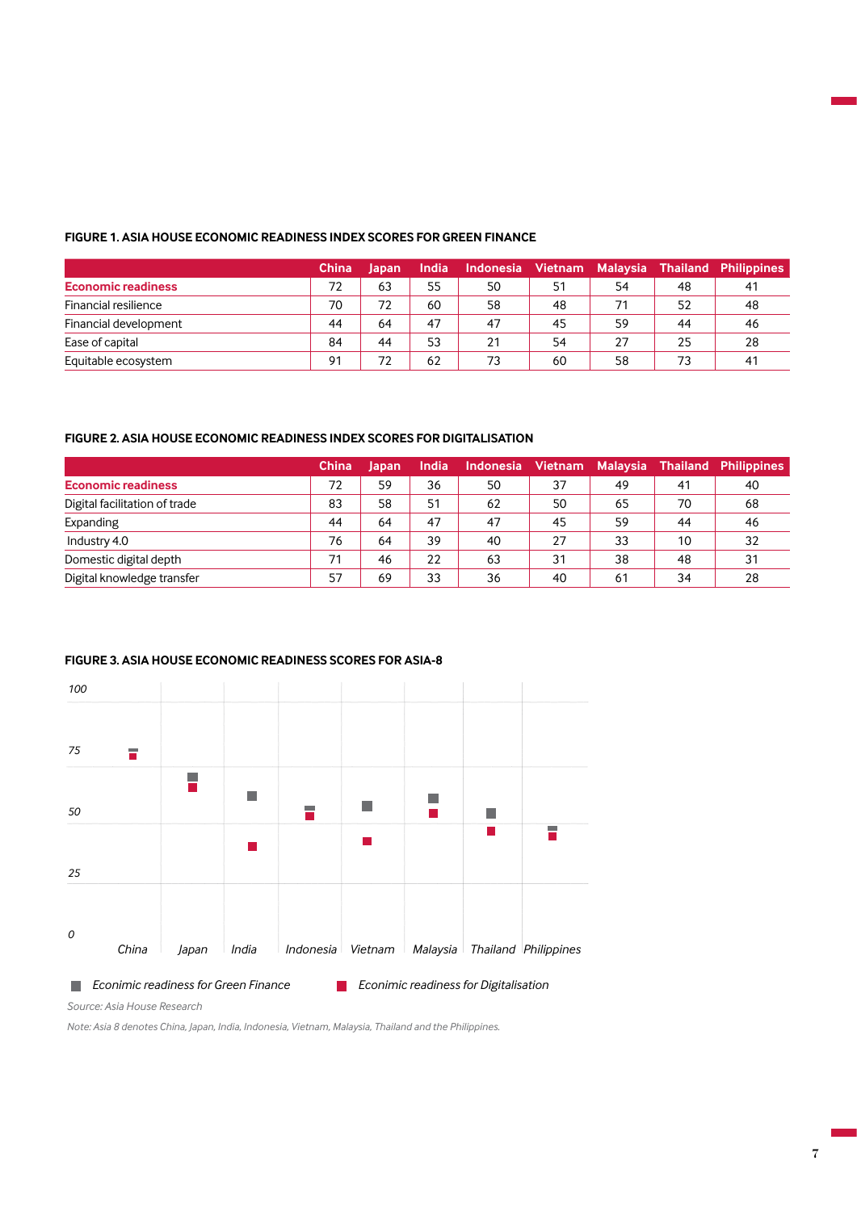**FIGURE 1. ASIA HOUSE ECONOMIC READINESS INDEX SCORES FOR GREEN FINANCE**

| | China | Japan | India | Indonesia | Vietnam | Malaysia | Thailand | Philippines |
|---|---|---|---|---|---|---|---|---|
| **Economic readiness** | 72 | 63 | 55 | 50 | 51 | 54 | 48 | 41 |
| Financial resilience | 70 | 72 | 60 | 58 | 48 | 71 | 52 | 48 |
| Financial development | 44 | 64 | 47 | 47 | 45 | 59 | 44 | 46 |
| Ease of capital | 84 | 44 | 53 | 21 | 54 | 27 | 25 | 28 |
| Equitable ecosystem | 91 | 72 | 62 | 73 | 60 | 58 | 73 | 41 |

**FIGURE 2. ASIA HOUSE ECONOMIC READINESS INDEX SCORES FOR DIGITALISATION**

| | China | Japan | India | Indonesia | Vietnam | Malaysia | Thailand | Philippines |
|---|---|---|---|---|---|---|---|---|
| **Economic readiness** | 72 | 59 | 36 | 50 | 37 | 49 | 41 | 40 |
| Digital facilitation of trade | 83 | 58 | 51 | 62 | 50 | 65 | 70 | 68 |
| Expanding | 44 | 64 | 47 | 47 | 45 | 59 | 44 | 46 |
| Industry 4.0 | 76 | 64 | 39 | 40 | 27 | 33 | 10 | 32 |
| Domestic digital depth | 71 | 46 | 22 | 63 | 31 | 38 | 48 | 31 |
| Digital knowledge transfer | 57 | 69 | 33 | 36 | 40 | 61 | 34 | 28 |

**FIGURE 3. ASIA HOUSE ECONOMIC READINESS SCORES FOR ASIA-8**

Source: Asia House Research

Note: Asia 8 denotes China, Japan, India, Indonesia, Vietnam, Malaysia, Thailand and the Philippines.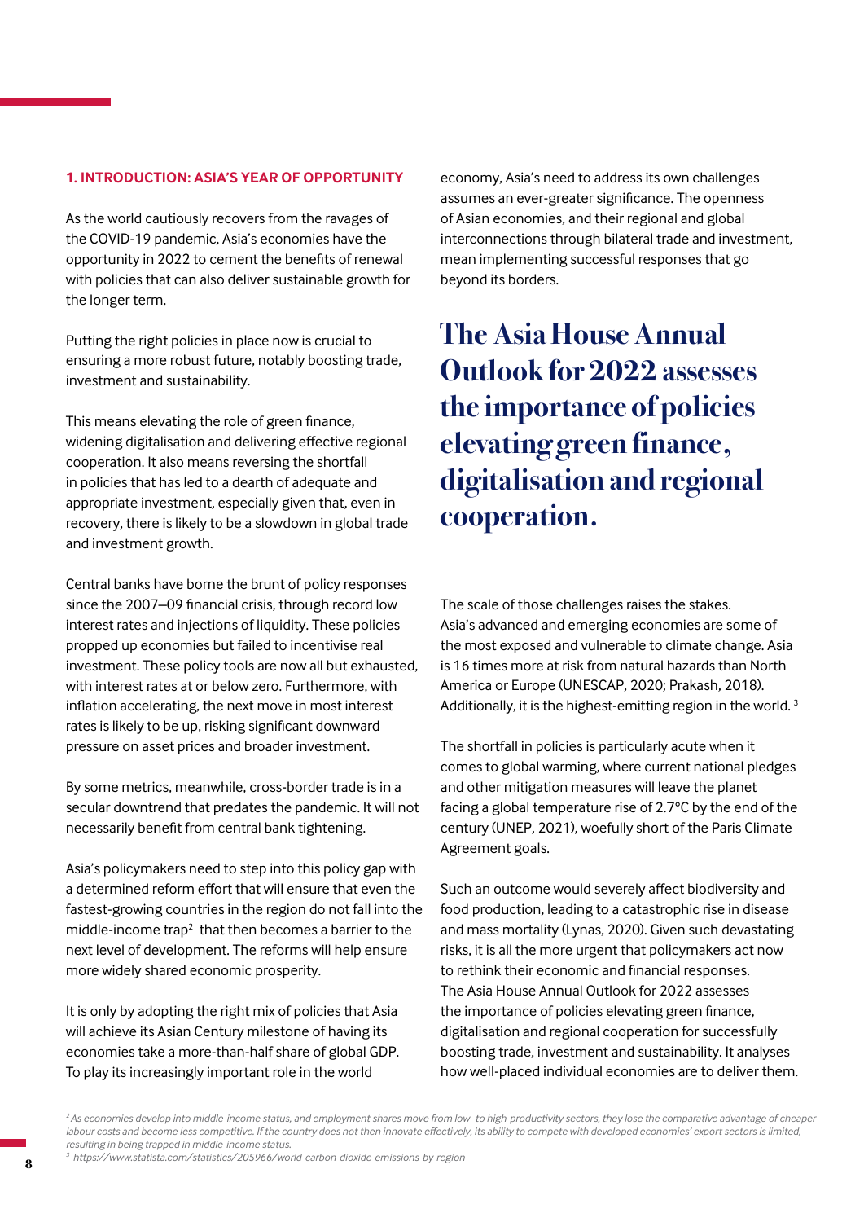## 1. INTRODUCTION: ASIA'S YEAR OF OPPORTUNITY

As the world cautiously recovers from the ravages of the COVID-19 pandemic, Asia's economies have the opportunity in 2022 to cement the benefits of renewal with policies that can also deliver sustainable growth for the longer term.

Putting the right policies in place now is crucial to ensuring a more robust future, notably boosting trade, investment and sustainability.

This means elevating the role of green finance, widening digitalisation and delivering effective regional cooperation. It also means reversing the shortfall in policies that has led to a dearth of adequate and appropriate investment, especially given that, even in recovery, there is likely to be a slowdown in global trade and investment growth.

Central banks have borne the brunt of policy responses since the 2007–09 financial crisis, through record low interest rates and injections of liquidity. These policies propped up economies but failed to incentivise real investment. These policy tools are now all but exhausted, with interest rates at or below zero. Furthermore, with inflation accelerating, the next move in most interest rates is likely to be up, risking significant downward pressure on asset prices and broader investment.

By some metrics, meanwhile, cross-border trade is in a secular downtrend that predates the pandemic. It will not necessarily benefit from central bank tightening.

Asia's policymakers need to step into this policy gap with a determined reform effort that will ensure that even the fastest-growing countries in the region do not fall into the middle-income trap[2] that then becomes a barrier to the next level of development. The reforms will help ensure more widely shared economic prosperity.

It is only by adopting the right mix of policies that Asia will achieve its Asian Century milestone of having its economies take a more-than-half share of global GDP. To play its increasingly important role in the world economy, Asia's need to address its own challenges assumes an ever-greater significance. The openness of Asian economies, and their regional and global interconnections through bilateral trade and investment, mean implementing successful responses that go beyond its borders.

**The Asia House Annual Outlook for 2022 assesses the importance of policies elevating green finance, digitalisation and regional cooperation.**

The scale of those challenges raises the stakes. Asia's advanced and emerging economies are some of the most exposed and vulnerable to climate change. Asia is 16 times more at risk from natural hazards than North America or Europe (UNESCAP, 2020; Prakash, 2018). Additionally, it is the highest-emitting region in the world.[3]

The shortfall in policies is particularly acute when it comes to global warming, where current national pledges and other mitigation measures will leave the planet facing a global temperature rise of 2.7°C by the end of the century (UNEP, 2021), woefully short of the Paris Climate Agreement goals.

Such an outcome would severely affect biodiversity and food production, leading to a catastrophic rise in disease and mass mortality (Lynas, 2020). Given such devastating risks, it is all the more urgent that policymakers act now to rethink their economic and financial responses. The Asia House Annual Outlook for 2022 assesses the importance of policies elevating green finance, digitalisation and regional cooperation for successfully boosting trade, investment and sustainability. It analyses how well-placed individual economies are to deliver them.

---

*[2] As economies develop into middle-income status, and employment shares move from low- to high-productivity sectors, they lose the comparative advantage of cheaper labour costs and become less competitive. If the country does not then innovate effectively, its ability to compete with developed economies' export sectors is limited, resulting in being trapped in middle-income status.*

*[3] https://www.statista.com/statistics/205966/world-carbon-dioxide-emissions-by-region*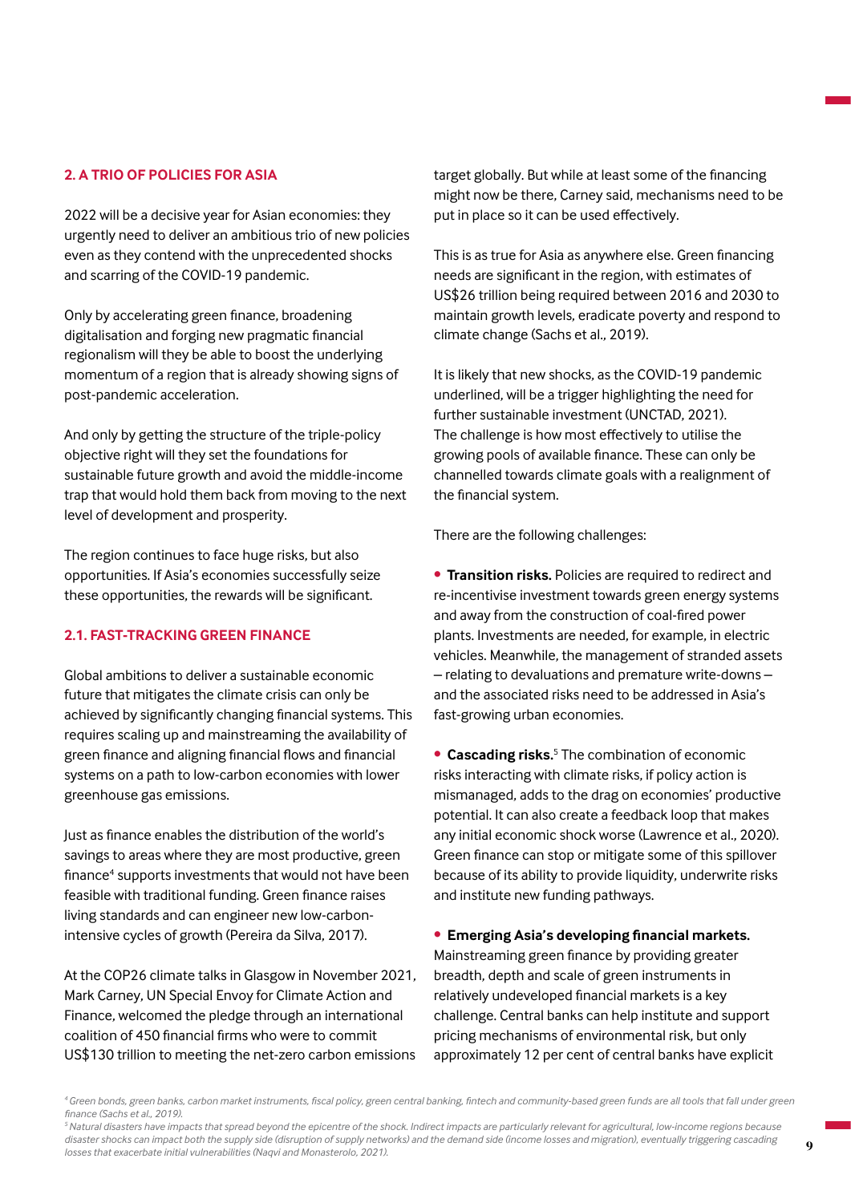## 2. A TRIO OF POLICIES FOR ASIA

2022 will be a decisive year for Asian economies: they urgently need to deliver an ambitious trio of new policies even as they contend with the unprecedented shocks and scarring of the COVID-19 pandemic.

Only by accelerating green finance, broadening digitalisation and forging new pragmatic financial regionalism will they be able to boost the underlying momentum of a region that is already showing signs of post-pandemic acceleration.

And only by getting the structure of the triple-policy objective right will they set the foundations for sustainable future growth and avoid the middle-income trap that would hold them back from moving to the next level of development and prosperity.

The region continues to face huge risks, but also opportunities. If Asia's economies successfully seize these opportunities, the rewards will be significant.

### 2.1. FAST-TRACKING GREEN FINANCE

Global ambitions to deliver a sustainable economic future that mitigates the climate crisis can only be achieved by significantly changing financial systems. This requires scaling up and mainstreaming the availability of green finance and aligning financial flows and financial systems on a path to low-carbon economies with lower greenhouse gas emissions.

Just as finance enables the distribution of the world's savings to areas where they are most productive, green finance[4] supports investments that would not have been feasible with traditional funding. Green finance raises living standards and can engineer new low-carbon-intensive cycles of growth (Pereira da Silva, 2017).

At the COP26 climate talks in Glasgow in November 2021, Mark Carney, UN Special Envoy for Climate Action and Finance, welcomed the pledge through an international coalition of 450 financial firms who were to commit US$130 trillion to meeting the net-zero carbon emissions target globally. But while at least some of the financing might now be there, Carney said, mechanisms need to be put in place so it can be used effectively.

This is as true for Asia as anywhere else. Green financing needs are significant in the region, with estimates of US$26 trillion being required between 2016 and 2030 to maintain growth levels, eradicate poverty and respond to climate change (Sachs et al., 2019).

It is likely that new shocks, as the COVID-19 pandemic underlined, will be a trigger highlighting the need for further sustainable investment (UNCTAD, 2021). The challenge is how most effectively to utilise the growing pools of available finance. These can only be channelled towards climate goals with a realignment of the financial system.

There are the following challenges:

- **Transition risks.** Policies are required to redirect and re-incentivise investment towards green energy systems and away from the construction of coal-fired power plants. Investments are needed, for example, in electric vehicles. Meanwhile, the management of stranded assets – relating to devaluations and premature write-downs – and the associated risks need to be addressed in Asia's fast-growing urban economies.

- **Cascading risks.**[5] The combination of economic risks interacting with climate risks, if policy action is mismanaged, adds to the drag on economies' productive potential. It can also create a feedback loop that makes any initial economic shock worse (Lawrence et al., 2020). Green finance can stop or mitigate some of this spillover because of its ability to provide liquidity, underwrite risks and institute new funding pathways.

- **Emerging Asia's developing financial markets.** Mainstreaming green finance by providing greater breadth, depth and scale of green instruments in relatively undeveloped financial markets is a key challenge. Central banks can help institute and support pricing mechanisms of environmental risk, but only approximately 12 per cent of central banks have explicit

---

*[4] Green bonds, green banks, carbon market instruments, fiscal policy, green central banking, fintech and community-based green funds are all tools that fall under green finance (Sachs et al., 2019).*

*[5] Natural disasters have impacts that spread beyond the epicentre of the shock. Indirect impacts are particularly relevant for agricultural, low-income regions because disaster shocks can impact both the supply side (disruption of supply networks) and the demand side (income losses and migration), eventually triggering cascading losses that exacerbate initial vulnerabilities (Naqvi and Monasterolo, 2021).*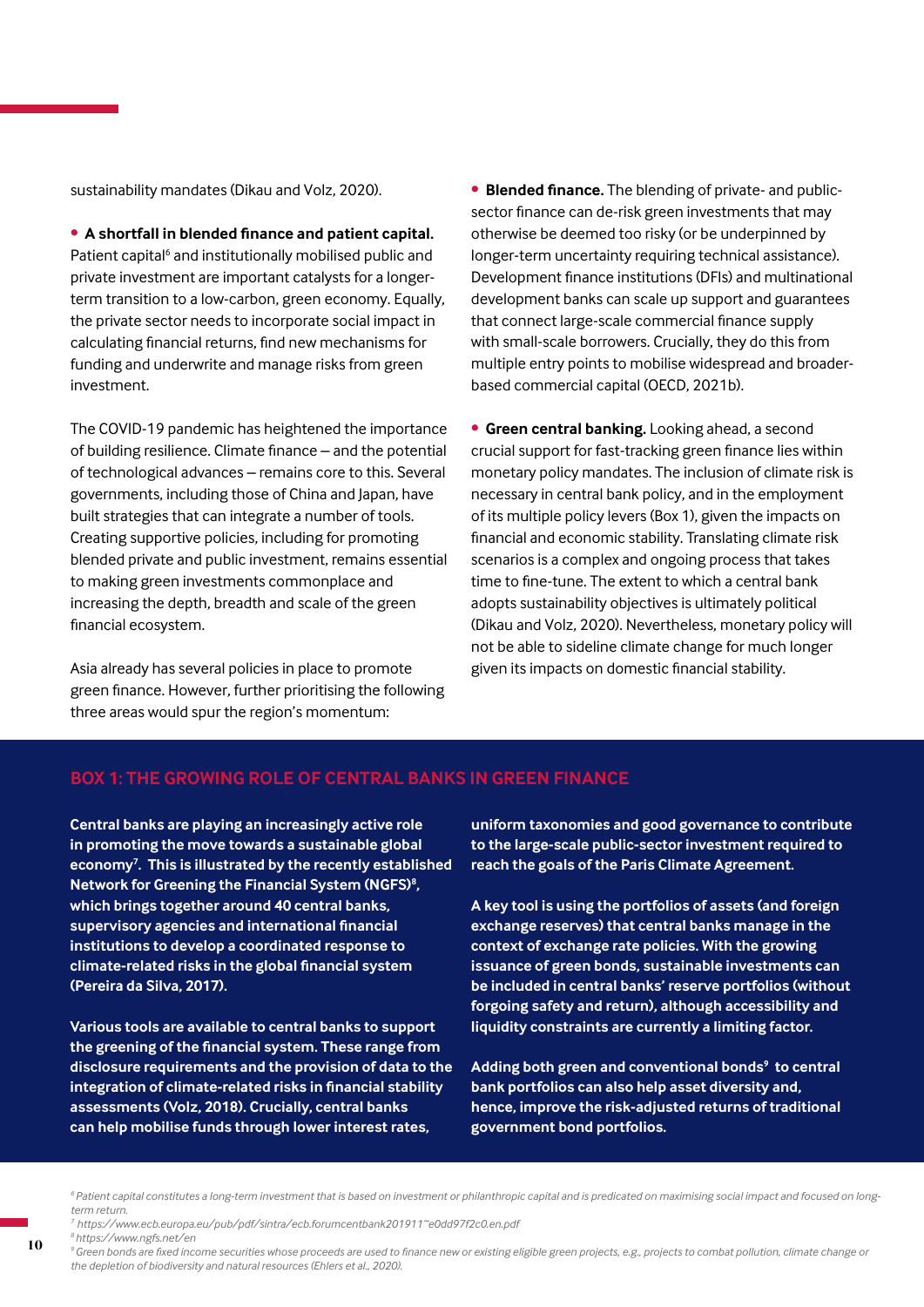sustainability mandates (Dikau and Volz, 2020).

- **A shortfall in blended finance and patient capital.** Patient capital[6] and institutionally mobilised public and private investment are important catalysts for a longer-term transition to a low-carbon, green economy. Equally, the private sector needs to incorporate social impact in calculating financial returns, find new mechanisms for funding and underwrite and manage risks from green investment.

The COVID-19 pandemic has heightened the importance of building resilience. Climate finance – and the potential of technological advances – remains core to this. Several governments, including those of China and Japan, have built strategies that can integrate a number of tools. Creating supportive policies, including for promoting blended private and public investment, remains essential to making green investments commonplace and increasing the depth, breadth and scale of the green financial ecosystem.

Asia already has several policies in place to promote green finance. However, further prioritising the following three areas would spur the region's momentum:

- **Blended finance.** The blending of private- and public-sector finance can de-risk green investments that may otherwise be deemed too risky (or be underpinned by longer-term uncertainty requiring technical assistance). Development finance institutions (DFIs) and multinational development banks can scale up support and guarantees that connect large-scale commercial finance supply with small-scale borrowers. Crucially, they do this from multiple entry points to mobilise widespread and broader-based commercial capital (OECD, 2021b).

- **Green central banking.** Looking ahead, a second crucial support for fast-tracking green finance lies within monetary policy mandates. The inclusion of climate risk is necessary in central bank policy, and in the employment of its multiple policy levers (Box 1), given the impacts on financial and economic stability. Translating climate risk scenarios is a complex and ongoing process that takes time to fine-tune. The extent to which a central bank adopts sustainability objectives is ultimately political (Dikau and Volz, 2020). Nevertheless, monetary policy will not be able to sideline climate change for much longer given its impacts on domestic financial stability.

## BOX 1: THE GROWING ROLE OF CENTRAL BANKS IN GREEN FINANCE

**Central banks are playing an increasingly active role in promoting the move towards a sustainable global economy[7]. This is illustrated by the recently established Network for Greening the Financial System (NGFS)[8], which brings together around 40 central banks, supervisory agencies and international financial institutions to develop a coordinated response to climate-related risks in the global financial system (Pereira da Silva, 2017).**

**Various tools are available to central banks to support the greening of the financial system. These range from disclosure requirements and the provision of data to the integration of climate-related risks in financial stability assessments (Volz, 2018). Crucially, central banks can help mobilise funds through lower interest rates, uniform taxonomies and good governance to contribute to the large-scale public-sector investment required to reach the goals of the Paris Climate Agreement.**

**A key tool is using the portfolios of assets (and foreign exchange reserves) that central banks manage in the context of exchange rate policies. With the growing issuance of green bonds, sustainable investments can be included in central banks' reserve portfolios (without forgoing safety and return), although accessibility and liquidity constraints are currently a limiting factor.**

**Adding both green and conventional bonds[9] to central bank portfolios can also help asset diversity and, hence, improve the risk-adjusted returns of traditional government bond portfolios.**

---

*[6] Patient capital constitutes a long-term investment that is based on investment or philanthropic capital and is predicated on maximising social impact and focused on long-term return.*

*[7] https://www.ecb.europa.eu/pub/pdf/sintra/ecb.forumcentbank201911~e0dd97f2c0.en.pdf*

*[8] https://www.ngfs.net/en*

*[9] Green bonds are fixed income securities whose proceeds are used to finance new or existing eligible green projects, e.g., projects to combat pollution, climate change or the depletion of biodiversity and natural resources (Ehlers et al., 2020).*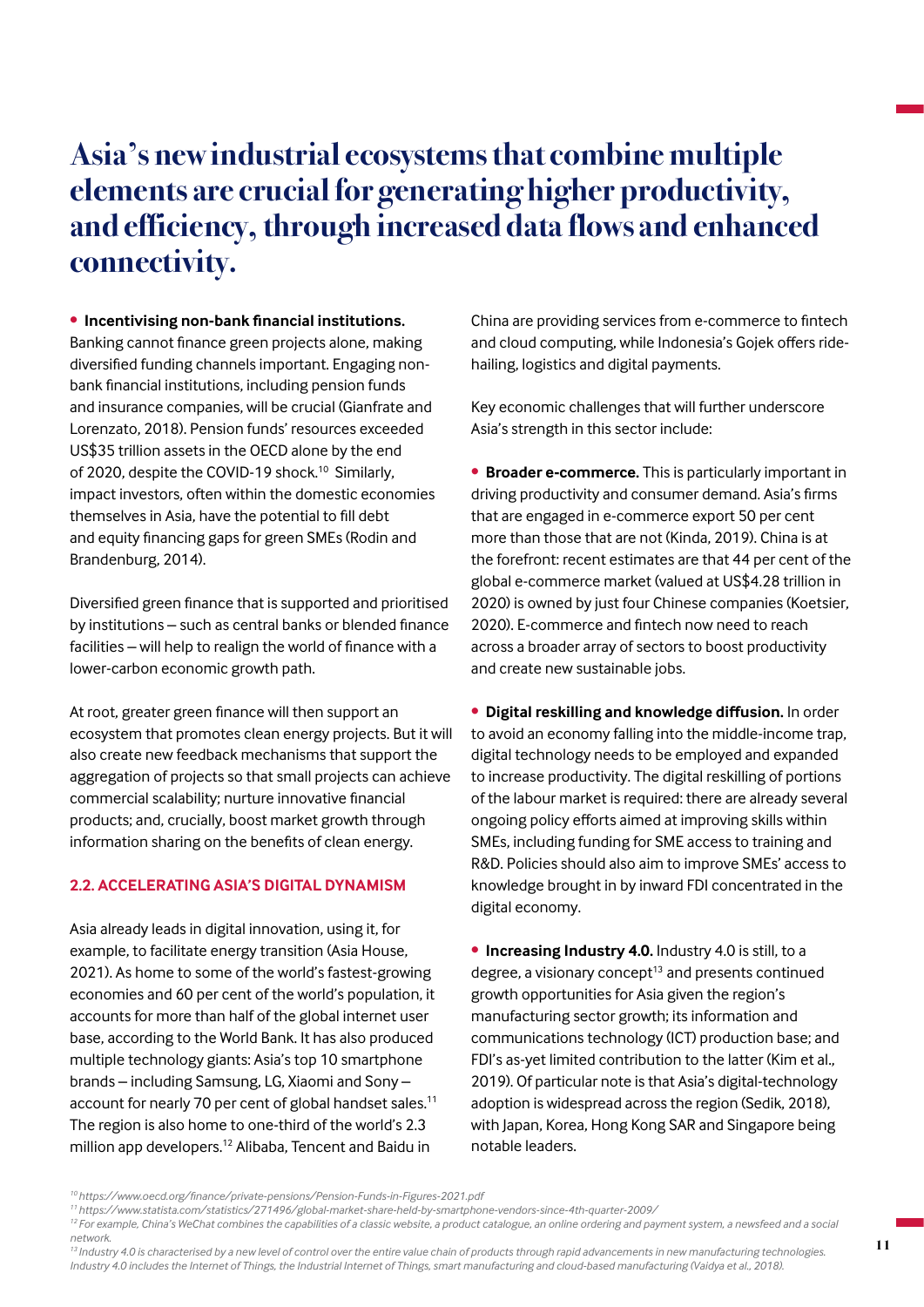# Asia's new industrial ecosystems that combine multiple elements are crucial for generating higher productivity, and efficiency, through increased data flows and enhanced connectivity.

- **Incentivising non-bank financial institutions.** Banking cannot finance green projects alone, making diversified funding channels important. Engaging non-bank financial institutions, including pension funds and insurance companies, will be crucial (Gianfrate and Lorenzato, 2018). Pension funds' resources exceeded US$35 trillion assets in the OECD alone by the end of 2020, despite the COVID-19 shock.[10] Similarly, impact investors, often within the domestic economies themselves in Asia, have the potential to fill debt and equity financing gaps for green SMEs (Rodin and Brandenburg, 2014).

Diversified green finance that is supported and prioritised by institutions – such as central banks or blended finance facilities – will help to realign the world of finance with a lower-carbon economic growth path.

At root, greater green finance will then support an ecosystem that promotes clean energy projects. But it will also create new feedback mechanisms that support the aggregation of projects so that small projects can achieve commercial scalability; nurture innovative financial products; and, crucially, boost market growth through information sharing on the benefits of clean energy.

## 2.2. ACCELERATING ASIA'S DIGITAL DYNAMISM

Asia already leads in digital innovation, using it, for example, to facilitate energy transition (Asia House, 2021). As home to some of the world's fastest-growing economies and 60 per cent of the world's population, it accounts for more than half of the global internet user base, according to the World Bank. It has also produced multiple technology giants: Asia's top 10 smartphone brands – including Samsung, LG, Xiaomi and Sony – account for nearly 70 per cent of global handset sales.[11] The region is also home to one-third of the world's 2.3 million app developers.[12] Alibaba, Tencent and Baidu in China are providing services from e-commerce to fintech and cloud computing, while Indonesia's Gojek offers ride-hailing, logistics and digital payments.

Key economic challenges that will further underscore Asia's strength in this sector include:

- **Broader e-commerce.** This is particularly important in driving productivity and consumer demand. Asia's firms that are engaged in e-commerce export 50 per cent more than those that are not (Kinda, 2019). China is at the forefront: recent estimates are that 44 per cent of the global e-commerce market (valued at US$4.28 trillion in 2020) is owned by just four Chinese companies (Koetsier, 2020). E-commerce and fintech now need to reach across a broader array of sectors to boost productivity and create new sustainable jobs.

- **Digital reskilling and knowledge diffusion.** In order to avoid an economy falling into the middle-income trap, digital technology needs to be employed and expanded to increase productivity. The digital reskilling of portions of the labour market is required: there are already several ongoing policy efforts aimed at improving skills within SMEs, including funding for SME access to training and R&D. Policies should also aim to improve SMEs' access to knowledge brought in by inward FDI concentrated in the digital economy.

- **Increasing Industry 4.0.** Industry 4.0 is still, to a degree, a visionary concept[13] and presents continued growth opportunities for Asia given the region's manufacturing sector growth; its information and communications technology (ICT) production base; and FDI's as-yet limited contribution to the latter (Kim et al., 2019). Of particular note is that Asia's digital-technology adoption is widespread across the region (Sedik, 2018), with Japan, Korea, Hong Kong SAR and Singapore being notable leaders.

*[10] https://www.oecd.org/finance/private-pensions/Pension-Funds-in-Figures-2021.pdf*

*[11] https://www.statista.com/statistics/271496/global-market-share-held-by-smartphone-vendors-since-4th-quarter-2009/*

*[12] For example, China's WeChat combines the capabilities of a classic website, a product catalogue, an online ordering and payment system, a newsfeed and a social network.*

*[13] Industry 4.0 is characterised by a new level of control over the entire value chain of products through rapid advancements in new manufacturing technologies. Industry 4.0 includes the Internet of Things, the Industrial Internet of Things, smart manufacturing and cloud-based manufacturing (Vaidya et al., 2018).*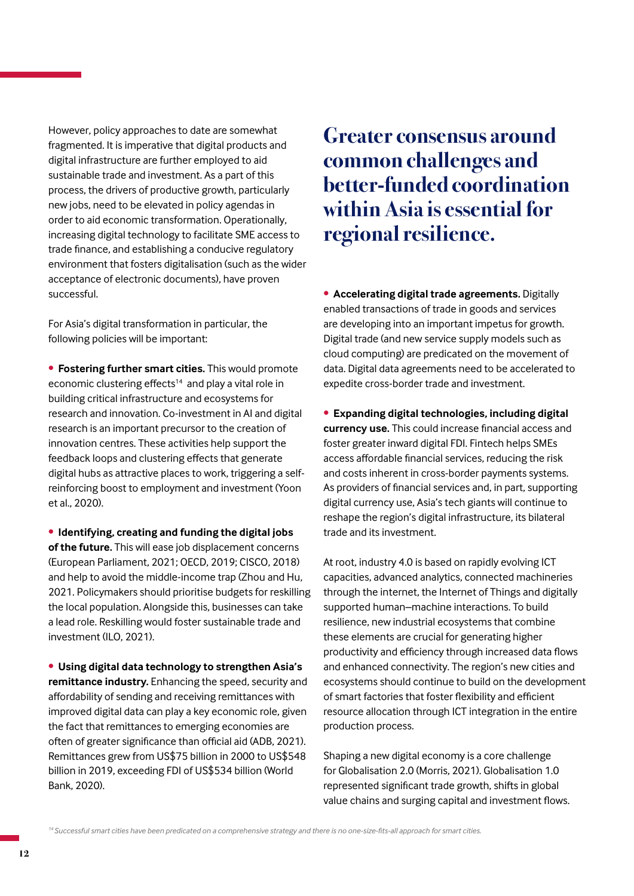However, policy approaches to date are somewhat fragmented. It is imperative that digital products and digital infrastructure are further employed to aid sustainable trade and investment. As a part of this process, the drivers of productive growth, particularly new jobs, need to be elevated in policy agendas in order to aid economic transformation. Operationally, increasing digital technology to facilitate SME access to trade finance, and establishing a conducive regulatory environment that fosters digitalisation (such as the wider acceptance of electronic documents), have proven successful.

For Asia's digital transformation in particular, the following policies will be important:

- **Fostering further smart cities.** This would promote economic clustering effects[14] and play a vital role in building critical infrastructure and ecosystems for research and innovation. Co-investment in AI and digital research is an important precursor to the creation of innovation centres. These activities help support the feedback loops and clustering effects that generate digital hubs as attractive places to work, triggering a self-reinforcing boost to employment and investment (Yoon et al., 2020).

- **Identifying, creating and funding the digital jobs of the future.** This will ease job displacement concerns (European Parliament, 2021; OECD, 2019; CISCO, 2018) and help to avoid the middle-income trap (Zhou and Hu, 2021. Policymakers should prioritise budgets for reskilling the local population. Alongside this, businesses can take a lead role. Reskilling would foster sustainable trade and investment (ILO, 2021).

- **Using digital data technology to strengthen Asia's remittance industry.** Enhancing the speed, security and affordability of sending and receiving remittances with improved digital data can play a key economic role, given the fact that remittances to emerging economies are often of greater significance than official aid (ADB, 2021). Remittances grew from US$75 billion in 2000 to US$548 billion in 2019, exceeding FDI of US$534 billion (World Bank, 2020).

## Greater consensus around common challenges and better-funded coordination within Asia is essential for regional resilience.

- **Accelerating digital trade agreements.** Digitally enabled transactions of trade in goods and services are developing into an important impetus for growth. Digital trade (and new service supply models such as cloud computing) are predicated on the movement of data. Digital data agreements need to be accelerated to expedite cross-border trade and investment.

- **Expanding digital technologies, including digital currency use.** This could increase financial access and foster greater inward digital FDI. Fintech helps SMEs access affordable financial services, reducing the risk and costs inherent in cross-border payments systems. As providers of financial services and, in part, supporting digital currency use, Asia's tech giants will continue to reshape the region's digital infrastructure, its bilateral trade and its investment.

At root, industry 4.0 is based on rapidly evolving ICT capacities, advanced analytics, connected machineries through the internet, the Internet of Things and digitally supported human–machine interactions. To build resilience, new industrial ecosystems that combine these elements are crucial for generating higher productivity and efficiency through increased data flows and enhanced connectivity. The region's new cities and ecosystems should continue to build on the development of smart factories that foster flexibility and efficient resource allocation through ICT integration in the entire production process.

Shaping a new digital economy is a core challenge for Globalisation 2.0 (Morris, 2021). Globalisation 1.0 represented significant trade growth, shifts in global value chains and surging capital and investment flows.

*[14] Successful smart cities have been predicated on a comprehensive strategy and there is no one-size-fits-all approach for smart cities.*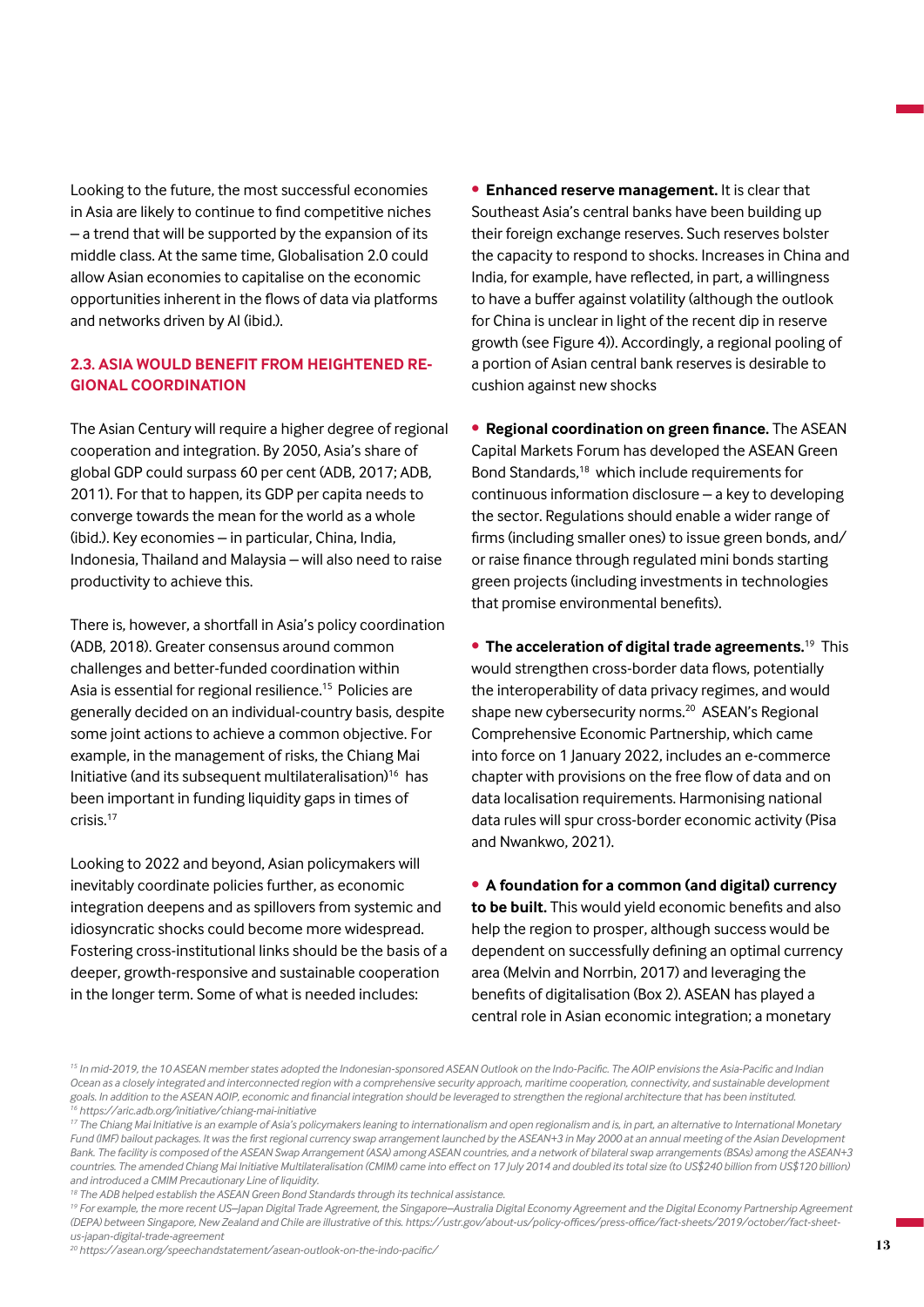Looking to the future, the most successful economies in Asia are likely to continue to find competitive niches – a trend that will be supported by the expansion of its middle class. At the same time, Globalisation 2.0 could allow Asian economies to capitalise on the economic opportunities inherent in the flows of data via platforms and networks driven by AI (ibid.).

### 2.3. ASIA WOULD BENEFIT FROM HEIGHTENED REGIONAL COORDINATION

The Asian Century will require a higher degree of regional cooperation and integration. By 2050, Asia's share of global GDP could surpass 60 per cent (ADB, 2017; ADB, 2011). For that to happen, its GDP per capita needs to converge towards the mean for the world as a whole (ibid.). Key economies – in particular, China, India, Indonesia, Thailand and Malaysia – will also need to raise productivity to achieve this.

There is, however, a shortfall in Asia's policy coordination (ADB, 2018). Greater consensus around common challenges and better-funded coordination within Asia is essential for regional resilience.[15] Policies are generally decided on an individual-country basis, despite some joint actions to achieve a common objective. For example, in the management of risks, the Chiang Mai Initiative (and its subsequent multilateralisation)[16] has been important in funding liquidity gaps in times of crisis.[17]

Looking to 2022 and beyond, Asian policymakers will inevitably coordinate policies further, as economic integration deepens and as spillovers from systemic and idiosyncratic shocks could become more widespread. Fostering cross-institutional links should be the basis of a deeper, growth-responsive and sustainable cooperation in the longer term. Some of what is needed includes:

- **Enhanced reserve management.** It is clear that Southeast Asia's central banks have been building up their foreign exchange reserves. Such reserves bolster the capacity to respond to shocks. Increases in China and India, for example, have reflected, in part, a willingness to have a buffer against volatility (although the outlook for China is unclear in light of the recent dip in reserve growth (see Figure 4)). Accordingly, a regional pooling of a portion of Asian central bank reserves is desirable to cushion against new shocks

- **Regional coordination on green finance.** The ASEAN Capital Markets Forum has developed the ASEAN Green Bond Standards,[18] which include requirements for continuous information disclosure – a key to developing the sector. Regulations should enable a wider range of firms (including smaller ones) to issue green bonds, and/or raise finance through regulated mini bonds starting green projects (including investments in technologies that promise environmental benefits).

- **The acceleration of digital trade agreements.**[19] This would strengthen cross-border data flows, potentially the interoperability of data privacy regimes, and would shape new cybersecurity norms.[20] ASEAN's Regional Comprehensive Economic Partnership, which came into force on 1 January 2022, includes an e-commerce chapter with provisions on the free flow of data and on data localisation requirements. Harmonising national data rules will spur cross-border economic activity (Pisa and Nwankwo, 2021).

- **A foundation for a common (and digital) currency to be built.** This would yield economic benefits and also help the region to prosper, although success would be dependent on successfully defining an optimal currency area (Melvin and Norrbin, 2017) and leveraging the benefits of digitalisation (Box 2). ASEAN has played a central role in Asian economic integration; a monetary

---

[15] *In mid-2019, the 10 ASEAN member states adopted the Indonesian-sponsored ASEAN Outlook on the Indo-Pacific. The AOIP envisions the Asia-Pacific and Indian Ocean as a closely integrated and interconnected region with a comprehensive security approach, maritime cooperation, connectivity, and sustainable development goals. In addition to the ASEAN AOIP, economic and financial integration should be leveraged to strengthen the regional architecture that has been instituted.*

[16] *https://aric.adb.org/initiative/chiang-mai-initiative*

[17] *The Chiang Mai Initiative is an example of Asia's policymakers leaning to internationalism and open regionalism and is, in part, an alternative to International Monetary Fund (IMF) bailout packages. It was the first regional currency swap arrangement launched by the ASEAN+3 in May 2000 at an annual meeting of the Asian Development Bank. The facility is composed of the ASEAN Swap Arrangement (ASA) among ASEAN countries, and a network of bilateral swap arrangements (BSAs) among the ASEAN+3 countries. The amended Chiang Mai Initiative Multilateralisation (CMIM) came into effect on 17 July 2014 and doubled its total size (to US$240 billion from US$120 billion) and introduced a CMIM Precautionary Line of liquidity.*

[18] *The ADB helped establish the ASEAN Green Bond Standards through its technical assistance.*

[19] *For example, the more recent US–Japan Digital Trade Agreement, the Singapore–Australia Digital Economy Agreement and the Digital Economy Partnership Agreement (DEPA) between Singapore, New Zealand and Chile are illustrative of this. https://ustr.gov/about-us/policy-offices/press-office/fact-sheets/2019/october/fact-sheet-us-japan-digital-trade-agreement*

[20] *https://asean.org/speechandstatement/asean-outlook-on-the-indo-pacific/*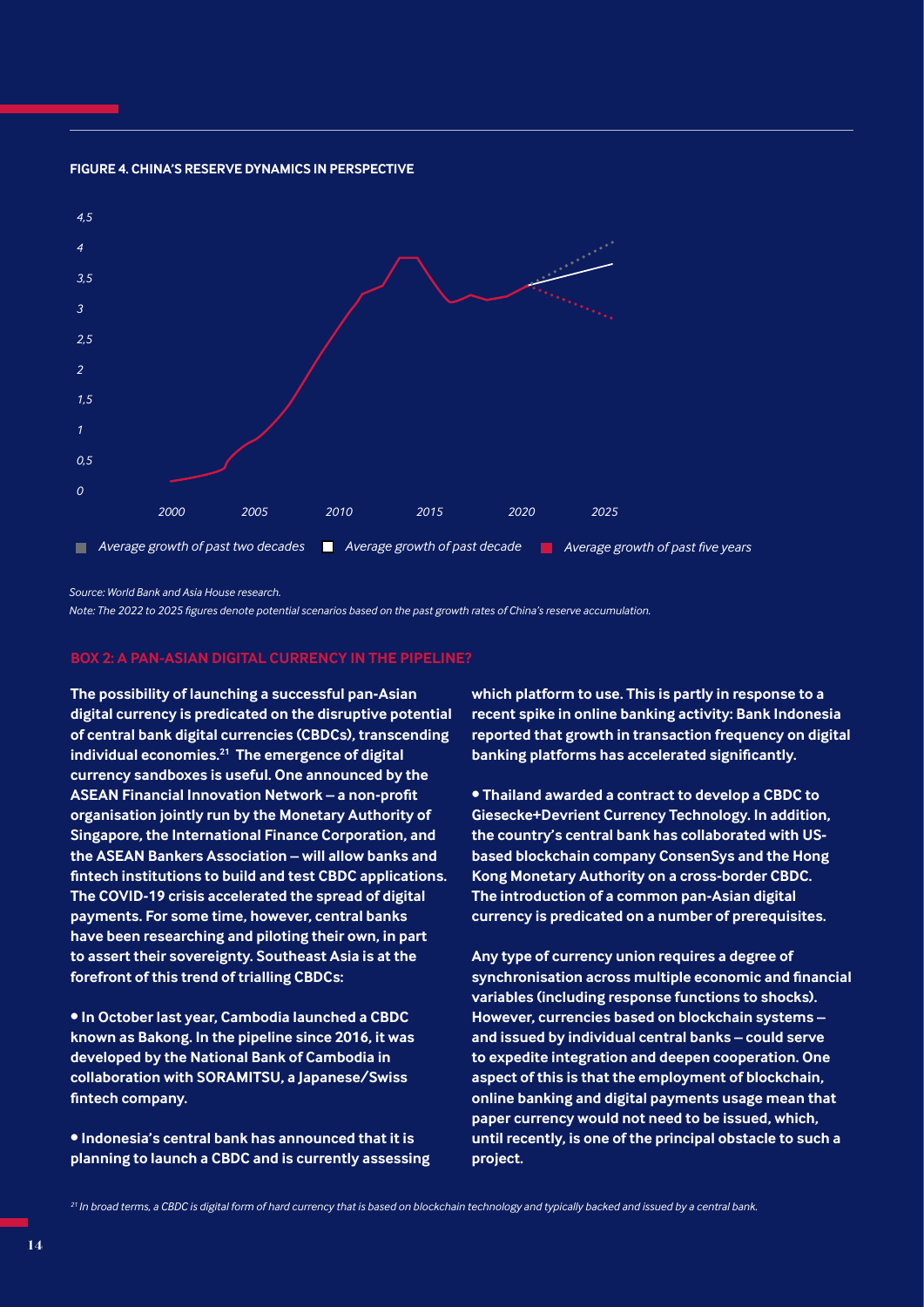**FIGURE 4. CHINA'S RESERVE DYNAMICS IN PERSPECTIVE**

*Source: World Bank and Asia House research.*

*Note: The 2022 to 2025 figures denote potential scenarios based on the past growth rates of China's reserve accumulation.*

## BOX 2: A PAN-ASIAN DIGITAL CURRENCY IN THE PIPELINE?

**The possibility of launching a successful pan-Asian digital currency is predicated on the disruptive potential of central bank digital currencies (CBDCs), transcending individual economies.[21] The emergence of digital currency sandboxes is useful. One announced by the ASEAN Financial Innovation Network – a non-profit organisation jointly run by the Monetary Authority of Singapore, the International Finance Corporation, and the ASEAN Bankers Association – will allow banks and fintech institutions to build and test CBDC applications. The COVID-19 crisis accelerated the spread of digital payments. For some time, however, central banks have been researching and piloting their own, in part to assert their sovereignty. Southeast Asia is at the forefront of this trend of trialling CBDCs:**

- **In October last year, Cambodia launched a CBDC known as Bakong. In the pipeline since 2016, it was developed by the National Bank of Cambodia in collaboration with SORAMITSU, a Japanese/Swiss fintech company.**
- **Indonesia's central bank has announced that it is planning to launch a CBDC and is currently assessing which platform to use. This is partly in response to a recent spike in online banking activity: Bank Indonesia reported that growth in transaction frequency on digital banking platforms has accelerated significantly.**
- **Thailand awarded a contract to develop a CBDC to Giesecke+Devrient Currency Technology. In addition, the country's central bank has collaborated with US-based blockchain company ConsenSys and the Hong Kong Monetary Authority on a cross-border CBDC. The introduction of a common pan-Asian digital currency is predicated on a number of prerequisites.**

**Any type of currency union requires a degree of synchronisation across multiple economic and financial variables (including response functions to shocks). However, currencies based on blockchain systems – and issued by individual central banks – could serve to expedite integration and deepen cooperation. One aspect of this is that the employment of blockchain, online banking and digital payments usage mean that paper currency would not need to be issued, which, until recently, is one of the principal obstacle to such a project.**

*[21] In broad terms, a CBDC is digital form of hard currency that is based on blockchain technology and typically backed and issued by a central bank.*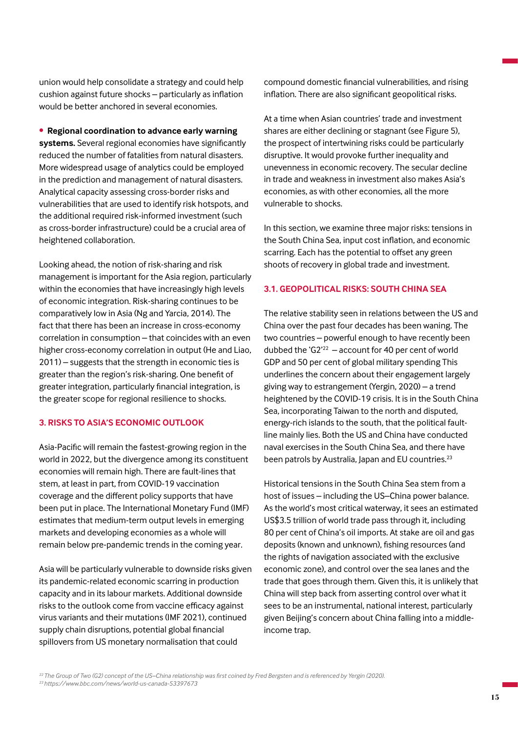union would help consolidate a strategy and could help cushion against future shocks – particularly as inflation would be better anchored in several economies.

- **Regional coordination to advance early warning systems.** Several regional economies have significantly reduced the number of fatalities from natural disasters. More widespread usage of analytics could be employed in the prediction and management of natural disasters. Analytical capacity assessing cross-border risks and vulnerabilities that are used to identify risk hotspots, and the additional required risk-informed investment (such as cross-border infrastructure) could be a crucial area of heightened collaboration.

Looking ahead, the notion of risk-sharing and risk management is important for the Asia region, particularly within the economies that have increasingly high levels of economic integration. Risk-sharing continues to be comparatively low in Asia (Ng and Yarcia, 2014). The fact that there has been an increase in cross-economy correlation in consumption – that coincides with an even higher cross-economy correlation in output (He and Liao, 2011) – suggests that the strength in economic ties is greater than the region's risk-sharing. One benefit of greater integration, particularly financial integration, is the greater scope for regional resilience to shocks.

## 3. RISKS TO ASIA'S ECONOMIC OUTLOOK

Asia-Pacific will remain the fastest-growing region in the world in 2022, but the divergence among its constituent economies will remain high. There are fault-lines that stem, at least in part, from COVID-19 vaccination coverage and the different policy supports that have been put in place. The International Monetary Fund (IMF) estimates that medium-term output levels in emerging markets and developing economies as a whole will remain below pre-pandemic trends in the coming year.

Asia will be particularly vulnerable to downside risks given its pandemic-related economic scarring in production capacity and in its labour markets. Additional downside risks to the outlook come from vaccine efficacy against virus variants and their mutations (IMF 2021), continued supply chain disruptions, potential global financial spillovers from US monetary normalisation that could compound domestic financial vulnerabilities, and rising inflation. There are also significant geopolitical risks.

At a time when Asian countries' trade and investment shares are either declining or stagnant (see Figure 5), the prospect of intertwining risks could be particularly disruptive. It would provoke further inequality and unevenness in economic recovery. The secular decline in trade and weakness in investment also makes Asia's economies, as with other economies, all the more vulnerable to shocks.

In this section, we examine three major risks: tensions in the South China Sea, input cost inflation, and economic scarring. Each has the potential to offset any green shoots of recovery in global trade and investment.

### 3.1. GEOPOLITICAL RISKS: SOUTH CHINA SEA

The relative stability seen in relations between the US and China over the past four decades has been waning. The two countries – powerful enough to have recently been dubbed the 'G2'[22] – account for 40 per cent of world GDP and 50 per cent of global military spending This underlines the concern about their engagement largely giving way to estrangement (Yergin, 2020) – a trend heightened by the COVID-19 crisis. It is in the South China Sea, incorporating Taiwan to the north and disputed, energy-rich islands to the south, that the political fault-line mainly lies. Both the US and China have conducted naval exercises in the South China Sea, and there have been patrols by Australia, Japan and EU countries.[23]

Historical tensions in the South China Sea stem from a host of issues – including the US–China power balance. As the world's most critical waterway, it sees an estimated US$3.5 trillion of world trade pass through it, including 80 per cent of China's oil imports. At stake are oil and gas deposits (known and unknown), fishing resources (and the rights of navigation associated with the exclusive economic zone), and control over the sea lanes and the trade that goes through them. Given this, it is unlikely that China will step back from asserting control over what it sees to be an instrumental, national interest, particularly given Beijing's concern about China falling into a middle-income trap.

*[22] The Group of Two (G2) concept of the US–China relationship was first coined by Fred Bergsten and is referenced by Yergin (2020).*
*[23] https://www.bbc.com/news/world-us-canada-53397673*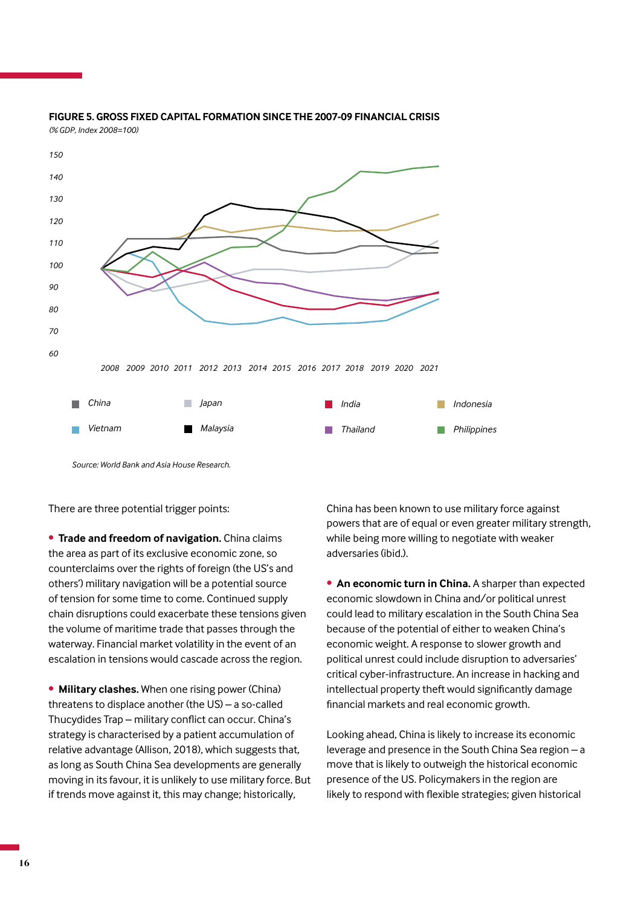**FIGURE 5. GROSS FIXED CAPITAL FORMATION SINCE THE 2007-09 FINANCIAL CRISIS**

*(% GDP, Index 2008=100)*

China | Japan | India | Indonesia | Vietnam | Malaysia | Thailand | Philippines

*Source: World Bank and Asia House Research.*

There are three potential trigger points:

- **Trade and freedom of navigation.** China claims the area as part of its exclusive economic zone, so counterclaims over the rights of foreign (the US's and others') military navigation will be a potential source of tension for some time to come. Continued supply chain disruptions could exacerbate these tensions given the volume of maritime trade that passes through the waterway. Financial market volatility in the event of an escalation in tensions would cascade across the region.

- **Military clashes.** When one rising power (China) threatens to displace another (the US) – a so-called Thucydides Trap – military conflict can occur. China's strategy is characterised by a patient accumulation of relative advantage (Allison, 2018), which suggests that, as long as South China Sea developments are generally moving in its favour, it is unlikely to use military force. But if trends move against it, this may change; historically, China has been known to use military force against powers that are of equal or even greater military strength, while being more willing to negotiate with weaker adversaries (ibid.).

- **An economic turn in China.** A sharper than expected economic slowdown in China and/or political unrest could lead to military escalation in the South China Sea because of the potential of either to weaken China's economic weight. A response to slower growth and political unrest could include disruption to adversaries' critical cyber-infrastructure. An increase in hacking and intellectual property theft would significantly damage financial markets and real economic growth.

Looking ahead, China is likely to increase its economic leverage and presence in the South China Sea region – a move that is likely to outweigh the historical economic presence of the US. Policymakers in the region are likely to respond with flexible strategies; given historical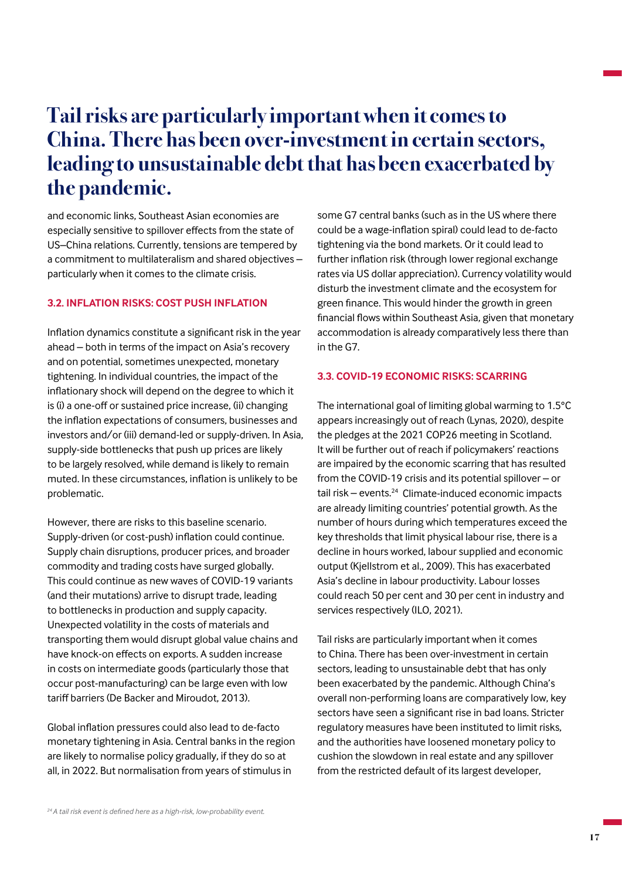# Tail risks are particularly important when it comes to China. There has been over-investment in certain sectors, leading to unsustainable debt that has been exacerbated by the pandemic.

and economic links, Southeast Asian economies are especially sensitive to spillover effects from the state of US–China relations. Currently, tensions are tempered by a commitment to multilateralism and shared objectives – particularly when it comes to the climate crisis.

### 3.2. INFLATION RISKS: COST PUSH INFLATION

Inflation dynamics constitute a significant risk in the year ahead – both in terms of the impact on Asia's recovery and on potential, sometimes unexpected, monetary tightening. In individual countries, the impact of the inflationary shock will depend on the degree to which it is (i) a one-off or sustained price increase, (ii) changing the inflation expectations of consumers, businesses and investors and/or (iii) demand-led or supply-driven. In Asia, supply-side bottlenecks that push up prices are likely to be largely resolved, while demand is likely to remain muted. In these circumstances, inflation is unlikely to be problematic.

However, there are risks to this baseline scenario. Supply-driven (or cost-push) inflation could continue. Supply chain disruptions, producer prices, and broader commodity and trading costs have surged globally. This could continue as new waves of COVID-19 variants (and their mutations) arrive to disrupt trade, leading to bottlenecks in production and supply capacity. Unexpected volatility in the costs of materials and transporting them would disrupt global value chains and have knock-on effects on exports. A sudden increase in costs on intermediate goods (particularly those that occur post-manufacturing) can be large even with low tariff barriers (De Backer and Miroudot, 2013).

Global inflation pressures could also lead to de-facto monetary tightening in Asia. Central banks in the region are likely to normalise policy gradually, if they do so at all, in 2022. But normalisation from years of stimulus in some G7 central banks (such as in the US where there could be a wage-inflation spiral) could lead to de-facto tightening via the bond markets. Or it could lead to further inflation risk (through lower regional exchange rates via US dollar appreciation). Currency volatility would disturb the investment climate and the ecosystem for green finance. This would hinder the growth in green financial flows within Southeast Asia, given that monetary accommodation is already comparatively less there than in the G7.

### 3.3. COVID-19 ECONOMIC RISKS: SCARRING

The international goal of limiting global warming to 1.5°C appears increasingly out of reach (Lynas, 2020), despite the pledges at the 2021 COP26 meeting in Scotland. It will be further out of reach if policymakers' reactions are impaired by the economic scarring that has resulted from the COVID-19 crisis and its potential spillover – or tail risk – events.[24] Climate-induced economic impacts are already limiting countries' potential growth. As the number of hours during which temperatures exceed the key thresholds that limit physical labour rise, there is a decline in hours worked, labour supplied and economic output (Kjellstrom et al., 2009). This has exacerbated Asia's decline in labour productivity. Labour losses could reach 50 per cent and 30 per cent in industry and services respectively (ILO, 2021).

Tail risks are particularly important when it comes to China. There has been over-investment in certain sectors, leading to unsustainable debt that has only been exacerbated by the pandemic. Although China's overall non-performing loans are comparatively low, key sectors have seen a significant rise in bad loans. Stricter regulatory measures have been instituted to limit risks, and the authorities have loosened monetary policy to cushion the slowdown in real estate and any spillover from the restricted default of its largest developer,

*[24] A tail risk event is defined here as a high-risk, low-probability event.*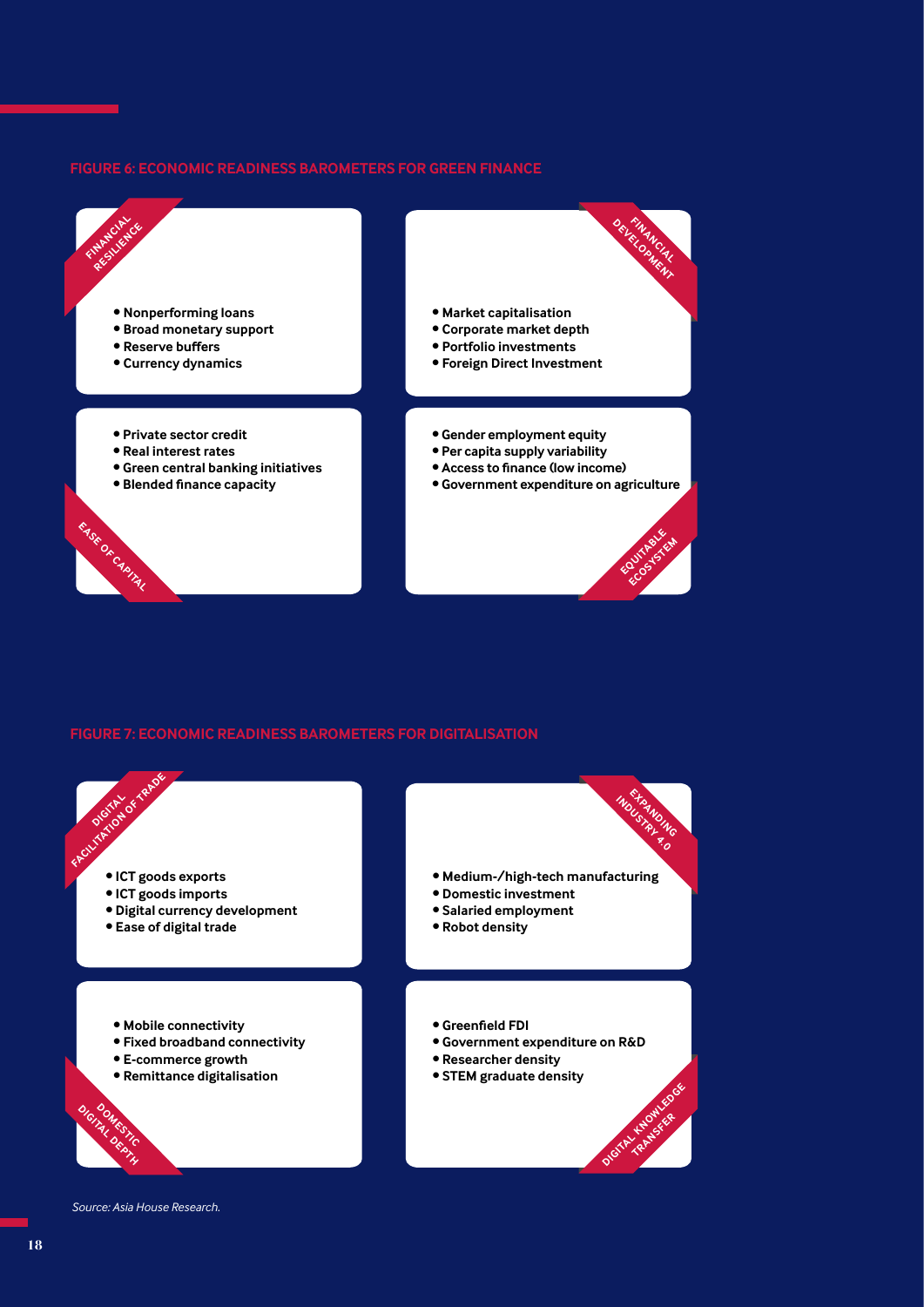**FIGURE 6: ECONOMIC READINESS BAROMETERS FOR GREEN FINANCE**

**FINANCIAL RESILIENCE**

- **Nonperforming loans**
- **Broad monetary support**
- **Reserve buffers**
- **Currency dynamics**

**FINANCIAL DEVELOPMENT**

- **Market capitalisation**
- **Corporate market depth**
- **Portfolio investments**
- **Foreign Direct Investment**

**EASE OF CAPITAL**

- **Private sector credit**
- **Real interest rates**
- **Green central banking initiatives**
- **Blended finance capacity**

**EQUITABLE ECOSYSTEM**

- **Gender employment equity**
- **Per capita supply variability**
- **Access to finance (low income)**
- **Government expenditure on agriculture**

**FIGURE 7: ECONOMIC READINESS BAROMETERS FOR DIGITALISATION**

**DIGITAL FACILITATION OF TRADE**

- **ICT goods exports**
- **ICT goods imports**
- **Digital currency development**
- **Ease of digital trade**

**EXPANDING INDUSTRY 4.0**

- **Medium-/high-tech manufacturing**
- **Domestic investment**
- **Salaried employment**
- **Robot density**

**DOMESTIC DIGITAL DEPTH**

- **Mobile connectivity**
- **Fixed broadband connectivity**
- **E-commerce growth**
- **Remittance digitalisation**

**DIGITAL KNOWLEDGE TRANSFER**

- **Greenfield FDI**
- **Government expenditure on R&D**
- **Researcher density**
- **STEM graduate density**

*Source: Asia House Research.*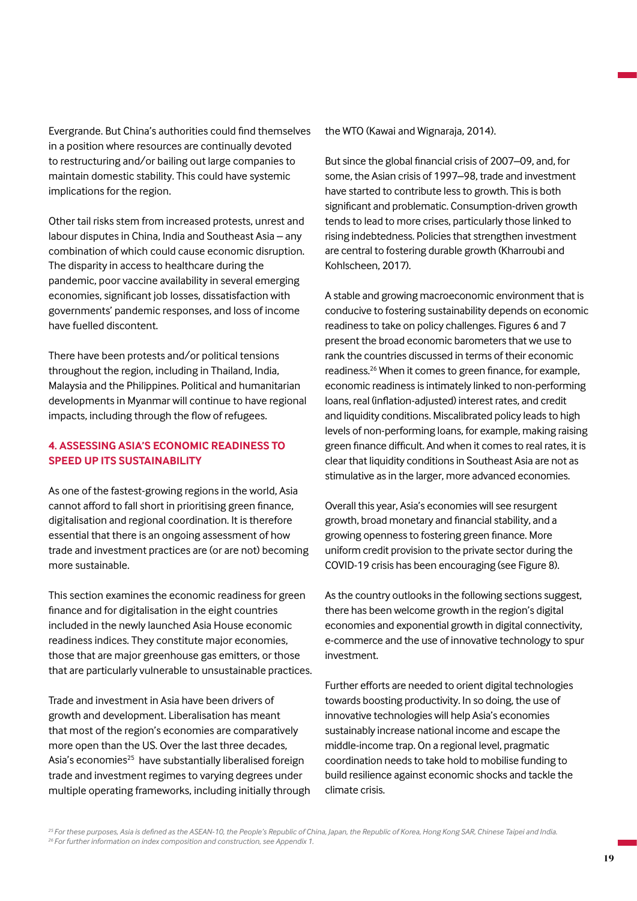Evergrande. But China's authorities could find themselves in a position where resources are continually devoted to restructuring and/or bailing out large companies to maintain domestic stability. This could have systemic implications for the region.

Other tail risks stem from increased protests, unrest and labour disputes in China, India and Southeast Asia – any combination of which could cause economic disruption. The disparity in access to healthcare during the pandemic, poor vaccine availability in several emerging economies, significant job losses, dissatisfaction with governments' pandemic responses, and loss of income have fuelled discontent.

There have been protests and/or political tensions throughout the region, including in Thailand, India, Malaysia and the Philippines. Political and humanitarian developments in Myanmar will continue to have regional impacts, including through the flow of refugees.

## 4. ASSESSING ASIA'S ECONOMIC READINESS TO SPEED UP ITS SUSTAINABILITY

As one of the fastest-growing regions in the world, Asia cannot afford to fall short in prioritising green finance, digitalisation and regional coordination. It is therefore essential that there is an ongoing assessment of how trade and investment practices are (or are not) becoming more sustainable.

This section examines the economic readiness for green finance and for digitalisation in the eight countries included in the newly launched Asia House economic readiness indices. They constitute major economies, those that are major greenhouse gas emitters, or those that are particularly vulnerable to unsustainable practices.

Trade and investment in Asia have been drivers of growth and development. Liberalisation has meant that most of the region's economies are comparatively more open than the US. Over the last three decades, Asia's economies[25] have substantially liberalised foreign trade and investment regimes to varying degrees under multiple operating frameworks, including initially through the WTO (Kawai and Wignaraja, 2014).

But since the global financial crisis of 2007–09, and, for some, the Asian crisis of 1997–98, trade and investment have started to contribute less to growth. This is both significant and problematic. Consumption-driven growth tends to lead to more crises, particularly those linked to rising indebtedness. Policies that strengthen investment are central to fostering durable growth (Kharroubi and Kohlscheen, 2017).

A stable and growing macroeconomic environment that is conducive to fostering sustainability depends on economic readiness to take on policy challenges. Figures 6 and 7 present the broad economic barometers that we use to rank the countries discussed in terms of their economic readiness.[26] When it comes to green finance, for example, economic readiness is intimately linked to non-performing loans, real (inflation-adjusted) interest rates, and credit and liquidity conditions. Miscalibrated policy leads to high levels of non-performing loans, for example, making raising green finance difficult. And when it comes to real rates, it is clear that liquidity conditions in Southeast Asia are not as stimulative as in the larger, more advanced economies.

Overall this year, Asia's economies will see resurgent growth, broad monetary and financial stability, and a growing openness to fostering green finance. More uniform credit provision to the private sector during the COVID-19 crisis has been encouraging (see Figure 8).

As the country outlooks in the following sections suggest, there has been welcome growth in the region's digital economies and exponential growth in digital connectivity, e-commerce and the use of innovative technology to spur investment.

Further efforts are needed to orient digital technologies towards boosting productivity. In so doing, the use of innovative technologies will help Asia's economies sustainably increase national income and escape the middle-income trap. On a regional level, pragmatic coordination needs to take hold to mobilise funding to build resilience against economic shocks and tackle the climate crisis.

*[25] For these purposes, Asia is defined as the ASEAN-10, the People's Republic of China, Japan, the Republic of Korea, Hong Kong SAR, Chinese Taipei and India.*
*[26] For further information on index composition and construction, see Appendix 1.*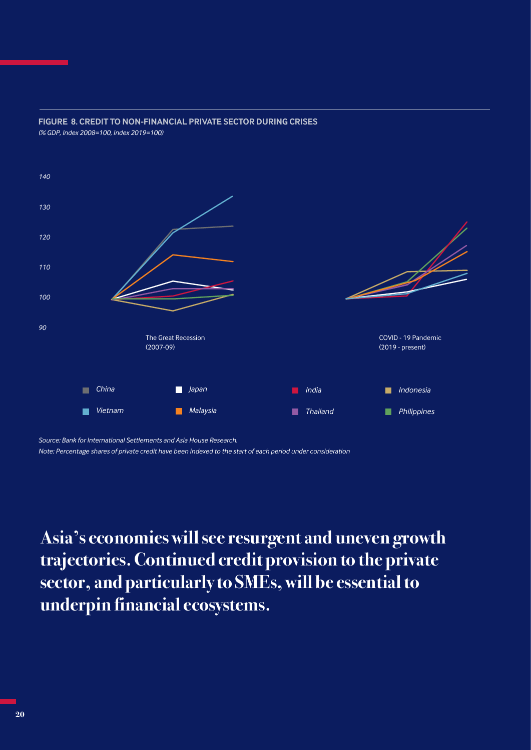**FIGURE 8. CREDIT TO NON-FINANCIAL PRIVATE SECTOR DURING CRISES**

*(% GDP, Index 2008=100, Index 2019=100)*

140

130

120

110

100

90

The Great Recession (2007-09)

COVID - 19 Pandemic (2019 - present)

*China* *Japan* *India* *Indonesia*

*Vietnam* *Malaysia* *Thailand* *Philippines*

*Source: Bank for International Settlements and Asia House Research.*

*Note: Percentage shares of private credit have been indexed to the start of each period under consideration*

# Asia's economies will see resurgent and uneven growth trajectories. Continued credit provision to the private sector, and particularly to SMEs, will be essential to underpin financial ecosystems.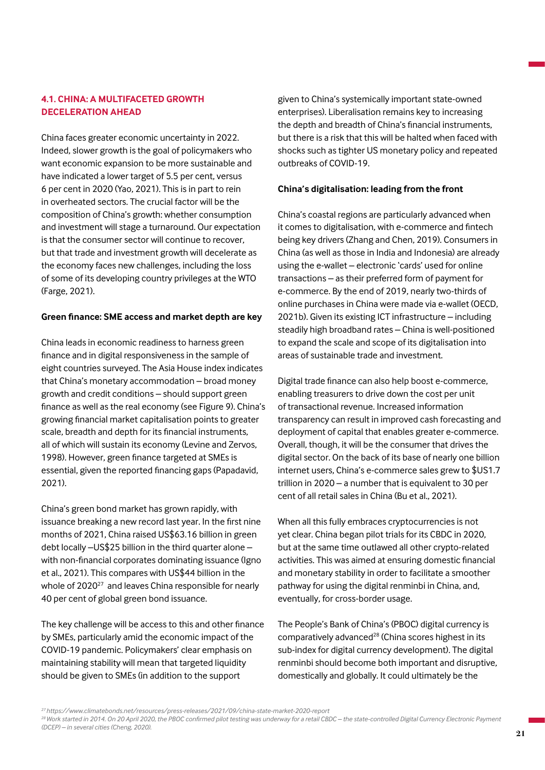## 4.1. CHINA: A MULTIFACETED GROWTH DECELERATION AHEAD

China faces greater economic uncertainty in 2022. Indeed, slower growth is the goal of policymakers who want economic expansion to be more sustainable and have indicated a lower target of 5.5 per cent, versus 6 per cent in 2020 (Yao, 2021). This is in part to rein in overheated sectors. The crucial factor will be the composition of China's growth: whether consumption and investment will stage a turnaround. Our expectation is that the consumer sector will continue to recover, but that trade and investment growth will decelerate as the economy faces new challenges, including the loss of some of its developing country privileges at the WTO (Farge, 2021).

**Green finance: SME access and market depth are key**

China leads in economic readiness to harness green finance and in digital responsiveness in the sample of eight countries surveyed. The Asia House index indicates that China's monetary accommodation – broad money growth and credit conditions – should support green finance as well as the real economy (see Figure 9). China's growing financial market capitalisation points to greater scale, breadth and depth for its financial instruments, all of which will sustain its economy (Levine and Zervos, 1998). However, green finance targeted at SMEs is essential, given the reported financing gaps (Papadavid, 2021).

China's green bond market has grown rapidly, with issuance breaking a new record last year. In the first nine months of 2021, China raised US$63.16 billion in green debt locally –US$25 billion in the third quarter alone – with non-financial corporates dominating issuance (Igno et al., 2021). This compares with US$44 billion in the whole of 2020[27] and leaves China responsible for nearly 40 per cent of global green bond issuance.

The key challenge will be access to this and other finance by SMEs, particularly amid the economic impact of the COVID-19 pandemic. Policymakers' clear emphasis on maintaining stability will mean that targeted liquidity should be given to SMEs (in addition to the support given to China's systemically important state-owned enterprises). Liberalisation remains key to increasing the depth and breadth of China's financial instruments, but there is a risk that this will be halted when faced with shocks such as tighter US monetary policy and repeated outbreaks of COVID-19.

**China's digitalisation: leading from the front**

China's coastal regions are particularly advanced when it comes to digitalisation, with e-commerce and fintech being key drivers (Zhang and Chen, 2019). Consumers in China (as well as those in India and Indonesia) are already using the e-wallet – electronic 'cards' used for online transactions – as their preferred form of payment for e-commerce. By the end of 2019, nearly two-thirds of online purchases in China were made via e-wallet (OECD, 2021b). Given its existing ICT infrastructure – including steadily high broadband rates – China is well-positioned to expand the scale and scope of its digitalisation into areas of sustainable trade and investment.

Digital trade finance can also help boost e-commerce, enabling treasurers to drive down the cost per unit of transactional revenue. Increased information transparency can result in improved cash forecasting and deployment of capital that enables greater e-commerce. Overall, though, it will be the consumer that drives the digital sector. On the back of its base of nearly one billion internet users, China's e-commerce sales grew to $US1.7 trillion in 2020 – a number that is equivalent to 30 per cent of all retail sales in China (Bu et al., 2021).

When all this fully embraces cryptocurrencies is not yet clear. China began pilot trials for its CBDC in 2020, but at the same time outlawed all other crypto-related activities. This was aimed at ensuring domestic financial and monetary stability in order to facilitate a smoother pathway for using the digital renminbi in China, and, eventually, for cross-border usage.

The People's Bank of China's (PBOC) digital currency is comparatively advanced[28] (China scores highest in its sub-index for digital currency development). The digital renminbi should become both important and disruptive, domestically and globally. It could ultimately be the

*[27] https://www.climatebonds.net/resources/press-releases/2021/09/china-state-market-2020-report*

*[28] Work started in 2014. On 20 April 2020, the PBOC confirmed pilot testing was underway for a retail CBDC – the state-controlled Digital Currency Electronic Payment (DCEP) – in several cities (Cheng, 2020).*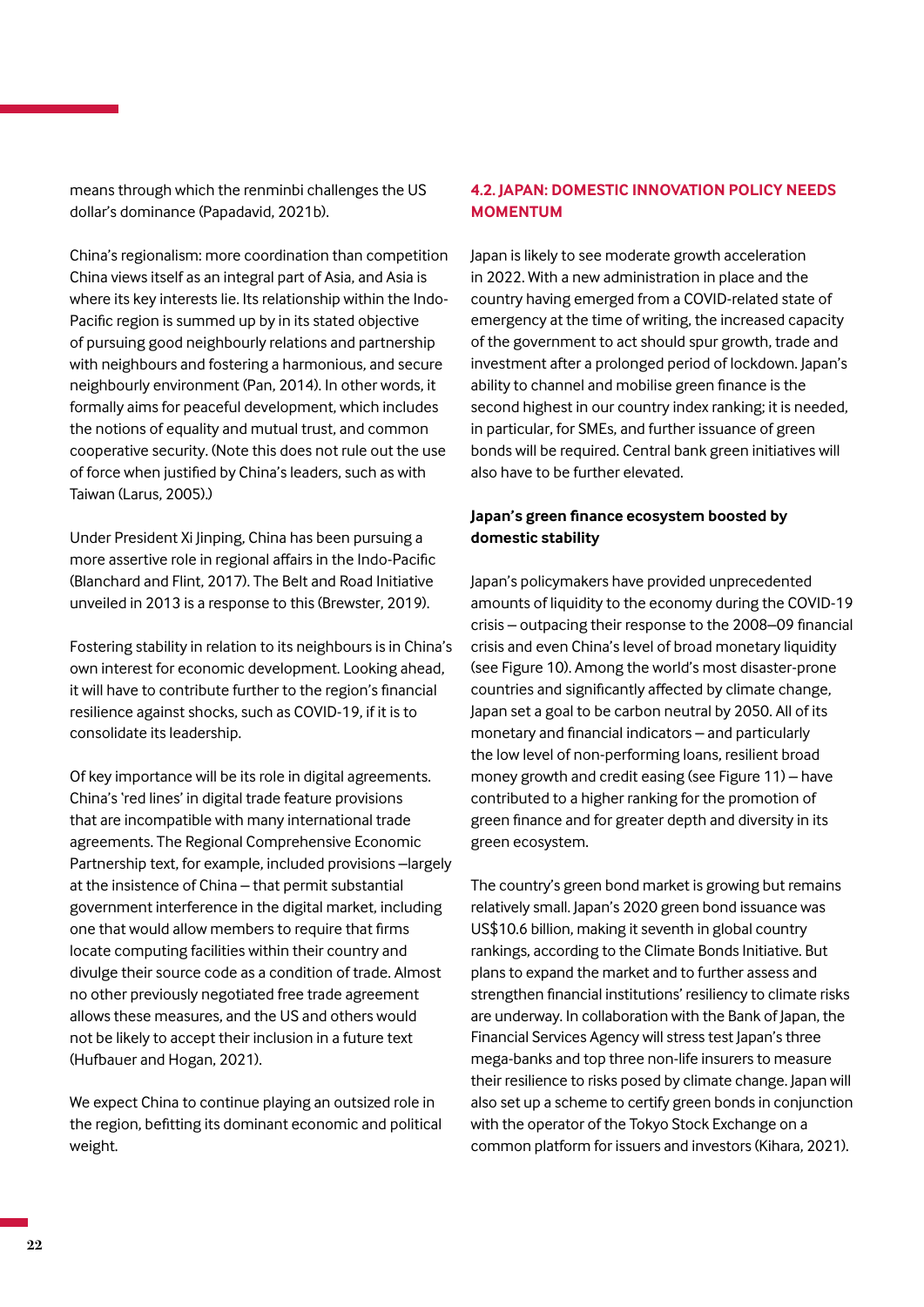means through which the renminbi challenges the US dollar's dominance (Papadavid, 2021b).

China's regionalism: more coordination than competition
China views itself as an integral part of Asia, and Asia is where its key interests lie. Its relationship within the Indo-Pacific region is summed up by in its stated objective of pursuing good neighbourly relations and partnership with neighbours and fostering a harmonious, and secure neighbourly environment (Pan, 2014). In other words, it formally aims for peaceful development, which includes the notions of equality and mutual trust, and common cooperative security. (Note this does not rule out the use of force when justified by China's leaders, such as with Taiwan (Larus, 2005).)

Under President Xi Jinping, China has been pursuing a more assertive role in regional affairs in the Indo-Pacific (Blanchard and Flint, 2017). The Belt and Road Initiative unveiled in 2013 is a response to this (Brewster, 2019).

Fostering stability in relation to its neighbours is in China's own interest for economic development. Looking ahead, it will have to contribute further to the region's financial resilience against shocks, such as COVID-19, if it is to consolidate its leadership.

Of key importance will be its role in digital agreements. China's 'red lines' in digital trade feature provisions that are incompatible with many international trade agreements. The Regional Comprehensive Economic Partnership text, for example, included provisions –largely at the insistence of China – that permit substantial government interference in the digital market, including one that would allow members to require that firms locate computing facilities within their country and divulge their source code as a condition of trade. Almost no other previously negotiated free trade agreement allows these measures, and the US and others would not be likely to accept their inclusion in a future text (Hufbauer and Hogan, 2021).

We expect China to continue playing an outsized role in the region, befitting its dominant economic and political weight.

## 4.2. JAPAN: DOMESTIC INNOVATION POLICY NEEDS MOMENTUM

Japan is likely to see moderate growth acceleration in 2022. With a new administration in place and the country having emerged from a COVID-related state of emergency at the time of writing, the increased capacity of the government to act should spur growth, trade and investment after a prolonged period of lockdown. Japan's ability to channel and mobilise green finance is the second highest in our country index ranking; it is needed, in particular, for SMEs, and further issuance of green bonds will be required. Central bank green initiatives will also have to be further elevated.

### Japan's green finance ecosystem boosted by domestic stability

Japan's policymakers have provided unprecedented amounts of liquidity to the economy during the COVID-19 crisis – outpacing their response to the 2008–09 financial crisis and even China's level of broad monetary liquidity (see Figure 10). Among the world's most disaster-prone countries and significantly affected by climate change, Japan set a goal to be carbon neutral by 2050. All of its monetary and financial indicators – and particularly the low level of non-performing loans, resilient broad money growth and credit easing (see Figure 11) – have contributed to a higher ranking for the promotion of green finance and for greater depth and diversity in its green ecosystem.

The country's green bond market is growing but remains relatively small. Japan's 2020 green bond issuance was US$10.6 billion, making it seventh in global country rankings, according to the Climate Bonds Initiative. But plans to expand the market and to further assess and strengthen financial institutions' resiliency to climate risks are underway. In collaboration with the Bank of Japan, the Financial Services Agency will stress test Japan's three mega-banks and top three non-life insurers to measure their resilience to risks posed by climate change. Japan will also set up a scheme to certify green bonds in conjunction with the operator of the Tokyo Stock Exchange on a common platform for issuers and investors (Kihara, 2021).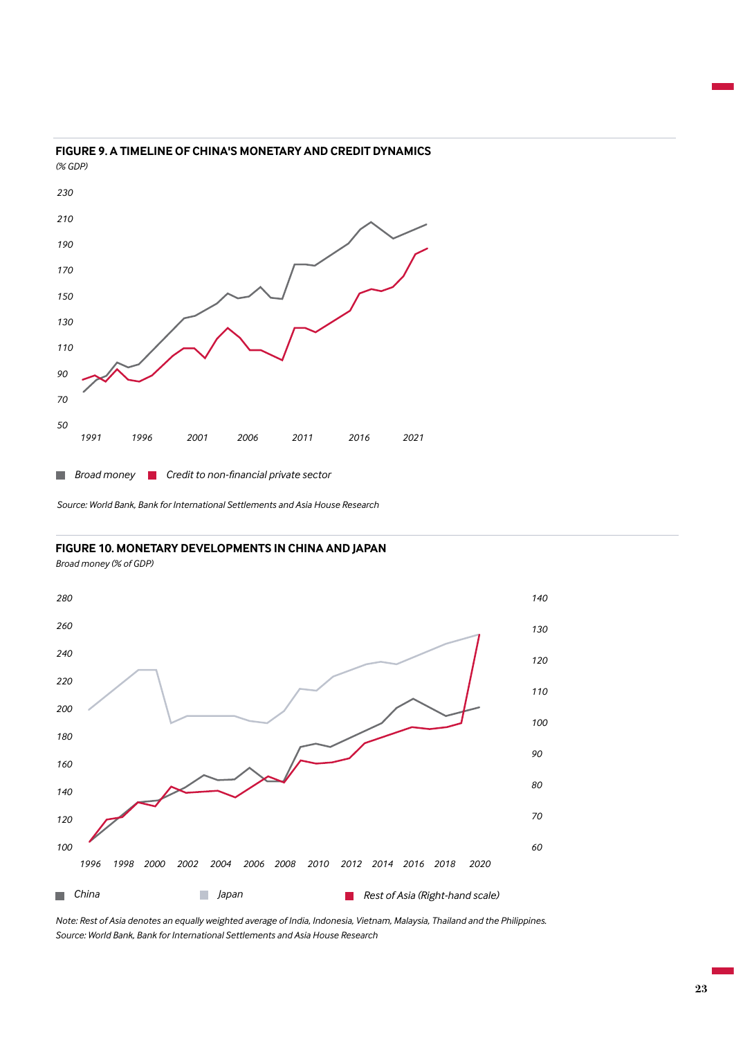**FIGURE 9. A TIMELINE OF CHINA'S MONETARY AND CREDIT DYNAMICS**

*(% GDP)*

Broad money ■ Credit to non-financial private sector

*Source: World Bank, Bank for International Settlements and Asia House Research*

**FIGURE 10. MONETARY DEVELOPMENTS IN CHINA AND JAPAN**

*Broad money (% of GDP)*

China ■ Japan ■ Rest of Asia (Right-hand scale)

*Note: Rest of Asia denotes an equally weighted average of India, Indonesia, Vietnam, Malaysia, Thailand and the Philippines.*
*Source: World Bank, Bank for International Settlements and Asia House Research*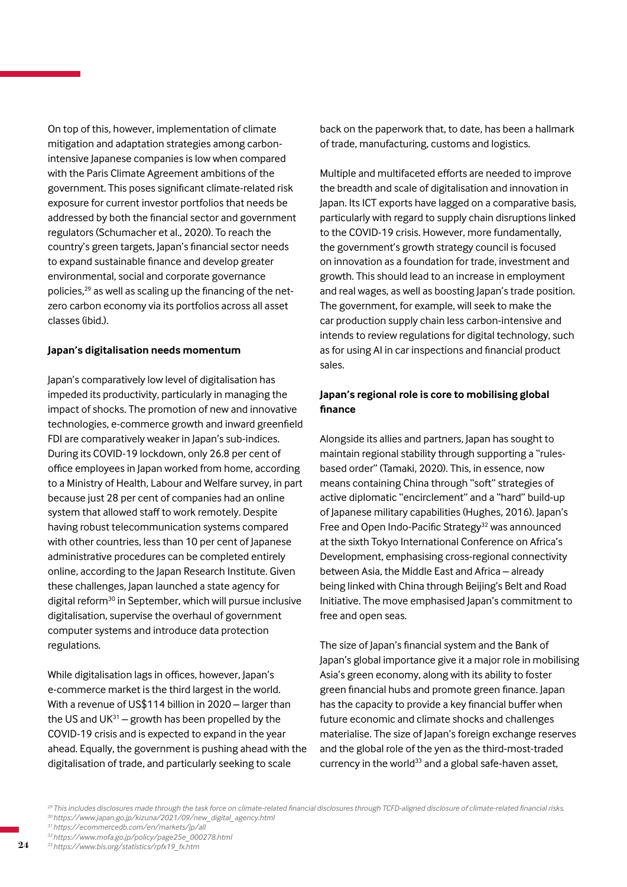On top of this, however, implementation of climate mitigation and adaptation strategies among carbon-intensive Japanese companies is low when compared with the Paris Climate Agreement ambitions of the government. This poses significant climate-related risk exposure for current investor portfolios that needs be addressed by both the financial sector and government regulators (Schumacher et al., 2020). To reach the country's green targets, Japan's financial sector needs to expand sustainable finance and develop greater environmental, social and corporate governance policies,[29] as well as scaling up the financing of the net-zero carbon economy via its portfolios across all asset classes (ibid.).

**Japan's digitalisation needs momentum**

Japan's comparatively low level of digitalisation has impeded its productivity, particularly in managing the impact of shocks. The promotion of new and innovative technologies, e-commerce growth and inward greenfield FDI are comparatively weaker in Japan's sub-indices. During its COVID-19 lockdown, only 26.8 per cent of office employees in Japan worked from home, according to a Ministry of Health, Labour and Welfare survey, in part because just 28 per cent of companies had an online system that allowed staff to work remotely. Despite having robust telecommunication systems compared with other countries, less than 10 per cent of Japanese administrative procedures can be completed entirely online, according to the Japan Research Institute. Given these challenges, Japan launched a state agency for digital reform[30] in September, which will pursue inclusive digitalisation, supervise the overhaul of government computer systems and introduce data protection regulations.

While digitalisation lags in offices, however, Japan's e-commerce market is the third largest in the world. With a revenue of US$114 billion in 2020 – larger than the US and UK[31] – growth has been propelled by the COVID-19 crisis and is expected to expand in the year ahead. Equally, the government is pushing ahead with the digitalisation of trade, and particularly seeking to scale back on the paperwork that, to date, has been a hallmark of trade, manufacturing, customs and logistics.

Multiple and multifaceted efforts are needed to improve the breadth and scale of digitalisation and innovation in Japan. Its ICT exports have lagged on a comparative basis, particularly with regard to supply chain disruptions linked to the COVID-19 crisis. However, more fundamentally, the government's growth strategy council is focused on innovation as a foundation for trade, investment and growth. This should lead to an increase in employment and real wages, as well as boosting Japan's trade position. The government, for example, will seek to make the car production supply chain less carbon-intensive and intends to review regulations for digital technology, such as for using AI in car inspections and financial product sales.

**Japan's regional role is core to mobilising global finance**

Alongside its allies and partners, Japan has sought to maintain regional stability through supporting a "rules-based order" (Tamaki, 2020). This, in essence, now means containing China through "soft" strategies of active diplomatic "encirclement" and a "hard" build-up of Japanese military capabilities (Hughes, 2016). Japan's Free and Open Indo-Pacific Strategy[32] was announced at the sixth Tokyo International Conference on Africa's Development, emphasising cross-regional connectivity between Asia, the Middle East and Africa – already being linked with China through Beijing's Belt and Road Initiative. The move emphasised Japan's commitment to free and open seas.

The size of Japan's financial system and the Bank of Japan's global importance give it a major role in mobilising Asia's green economy, along with its ability to foster green financial hubs and promote green finance. Japan has the capacity to provide a key financial buffer when future economic and climate shocks and challenges materialise. The size of Japan's foreign exchange reserves and the global role of the yen as the third-most-traded currency in the world[33] and a global safe-haven asset,

*[29] This includes disclosures made through the task force on climate-related financial disclosures through TCFD-aligned disclosure of climate-related financial risks.*
*[30] https://www.japan.go.jp/kizuna/2021/09/new_digital_agency.html*
*[31] https://ecommercedb.com/en/markets/jp/all*
*[32] https://www.mofa.go.jp/policy/page25e_000278.html*
*[33] https://www.bis.org/statistics/rpfx19_fx.htm*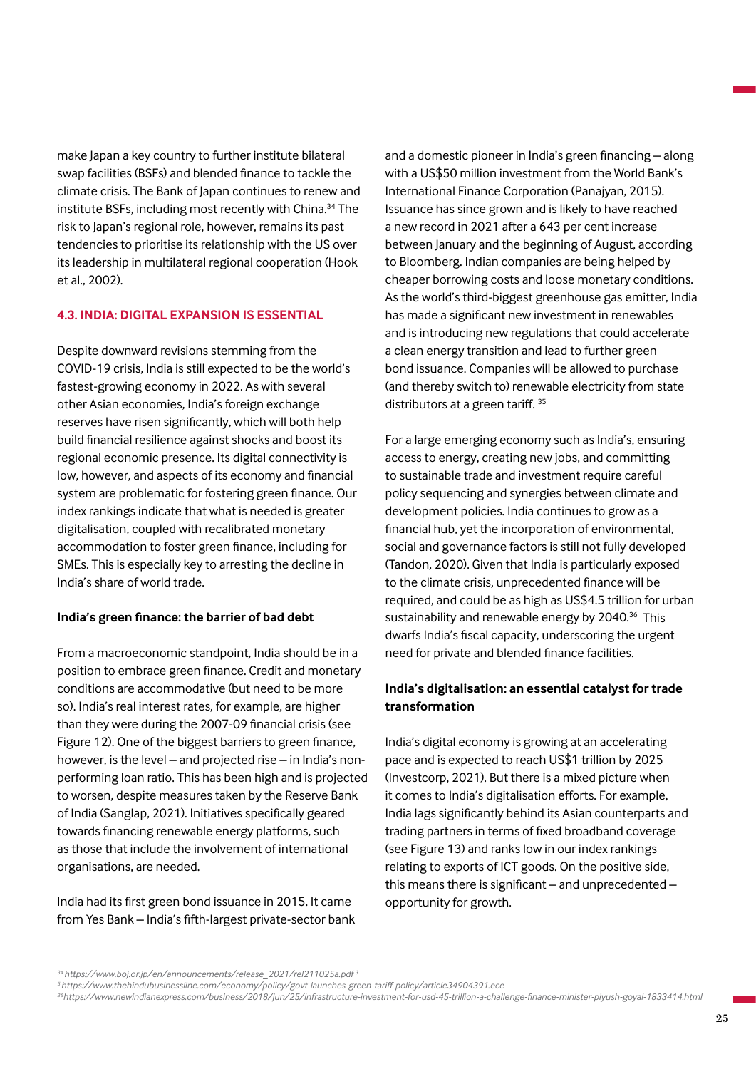make Japan a key country to further institute bilateral swap facilities (BSFs) and blended finance to tackle the climate crisis. The Bank of Japan continues to renew and institute BSFs, including most recently with China.[34] The risk to Japan's regional role, however, remains its past tendencies to prioritise its relationship with the US over its leadership in multilateral regional cooperation (Hook et al., 2002).

### 4.3. INDIA: DIGITAL EXPANSION IS ESSENTIAL

Despite downward revisions stemming from the COVID-19 crisis, India is still expected to be the world's fastest-growing economy in 2022. As with several other Asian economies, India's foreign exchange reserves have risen significantly, which will both help build financial resilience against shocks and boost its regional economic presence. Its digital connectivity is low, however, and aspects of its economy and financial system are problematic for fostering green finance. Our index rankings indicate that what is needed is greater digitalisation, coupled with recalibrated monetary accommodation to foster green finance, including for SMEs. This is especially key to arresting the decline in India's share of world trade.

#### India's green finance: the barrier of bad debt

From a macroeconomic standpoint, India should be in a position to embrace green finance. Credit and monetary conditions are accommodative (but need to be more so). India's real interest rates, for example, are higher than they were during the 2007-09 financial crisis (see Figure 12). One of the biggest barriers to green finance, however, is the level – and projected rise – in India's non-performing loan ratio. This has been high and is projected to worsen, despite measures taken by the Reserve Bank of India (Sanglap, 2021). Initiatives specifically geared towards financing renewable energy platforms, such as those that include the involvement of international organisations, are needed.

India had its first green bond issuance in 2015. It came from Yes Bank – India's fifth-largest private-sector bank and a domestic pioneer in India's green financing – along with a US$50 million investment from the World Bank's International Finance Corporation (Panajyan, 2015). Issuance has since grown and is likely to have reached a new record in 2021 after a 643 per cent increase between January and the beginning of August, according to Bloomberg. Indian companies are being helped by cheaper borrowing costs and loose monetary conditions. As the world's third-biggest greenhouse gas emitter, India has made a significant new investment in renewables and is introducing new regulations that could accelerate a clean energy transition and lead to further green bond issuance. Companies will be allowed to purchase (and thereby switch to) renewable electricity from state distributors at a green tariff.[35]

For a large emerging economy such as India's, ensuring access to energy, creating new jobs, and committing to sustainable trade and investment require careful policy sequencing and synergies between climate and development policies. India continues to grow as a financial hub, yet the incorporation of environmental, social and governance factors is still not fully developed (Tandon, 2020). Given that India is particularly exposed to the climate crisis, unprecedented finance will be required, and could be as high as US$4.5 trillion for urban sustainability and renewable energy by 2040.[36] This dwarfs India's fiscal capacity, underscoring the urgent need for private and blended finance facilities.

#### India's digitalisation: an essential catalyst for trade transformation

India's digital economy is growing at an accelerating pace and is expected to reach US$1 trillion by 2025 (Investcorp, 2021). But there is a mixed picture when it comes to India's digitalisation efforts. For example, India lags significantly behind its Asian counterparts and trading partners in terms of fixed broadband coverage (see Figure 13) and ranks low in our index rankings relating to exports of ICT goods. On the positive side, this means there is significant – and unprecedented – opportunity for growth.

---

[34] https://www.boj.or.jp/en/announcements/release_2021/rel211025a.pdf [3]

[5] https://www.thehindubusinessline.com/economy/policy/govt-launches-green-tariff-policy/article34904391.ece

[36] https://www.newindianexpress.com/business/2018/jun/25/infrastructure-investment-for-usd-45-trillion-a-challenge-finance-minister-piyush-goyal-1833414.html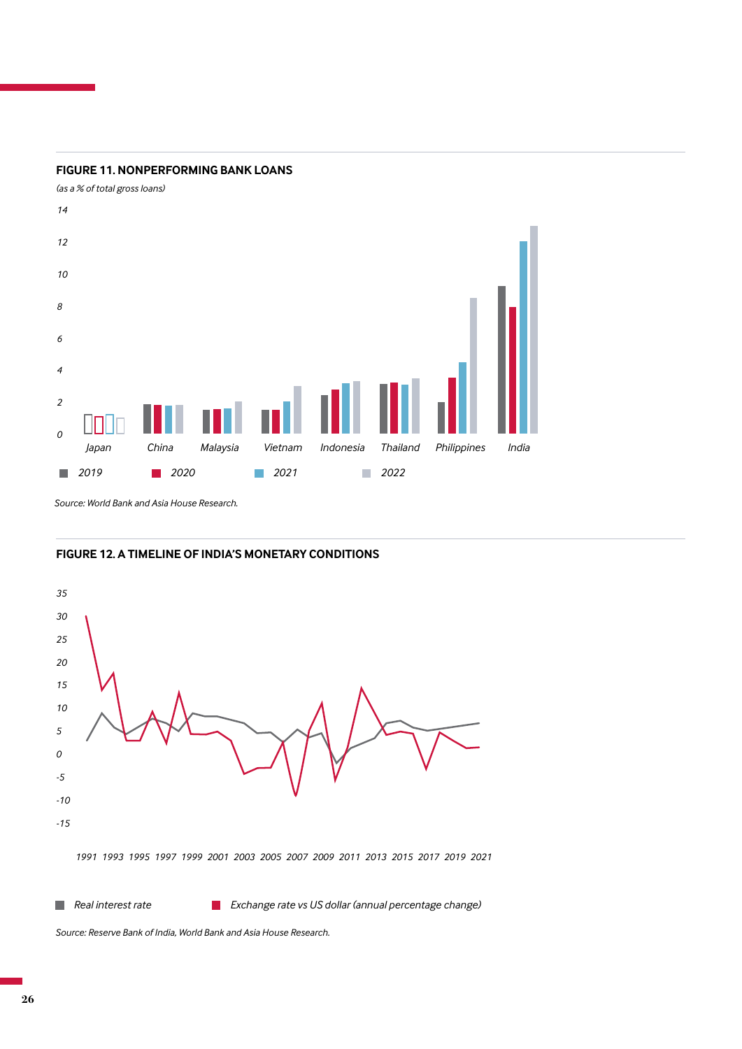**FIGURE 11. NONPERFORMING BANK LOANS**

*(as a % of total gross loans)*

14
12
10
8
6
4
2
0

Japan, China, Malaysia, Vietnam, Indonesia, Thailand, Philippines, India

2019 | 2020 | 2021 | 2022

*Source: World Bank and Asia House Research.*

**FIGURE 12. A TIMELINE OF INDIA'S MONETARY CONDITIONS**

35
30
25
20
15
10
5
0
-5
-10
-15

1991 1993 1995 1997 1999 2001 2003 2005 2007 2009 2011 2013 2015 2017 2019 2021

Real interest rate | Exchange rate vs US dollar (annual percentage change)

*Source: Reserve Bank of India, World Bank and Asia House Research.*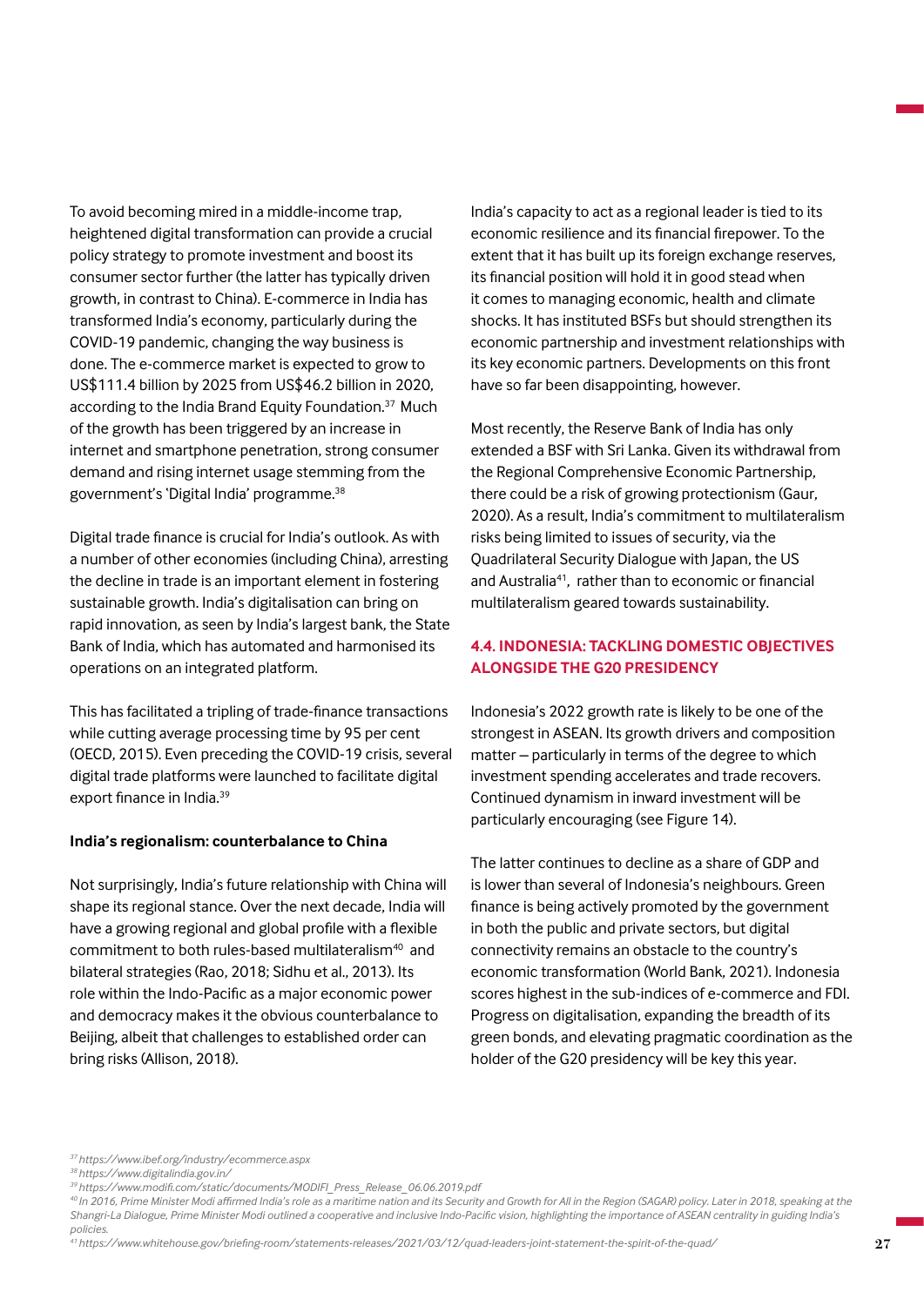To avoid becoming mired in a middle-income trap, heightened digital transformation can provide a crucial policy strategy to promote investment and boost its consumer sector further (the latter has typically driven growth, in contrast to China). E-commerce in India has transformed India's economy, particularly during the COVID-19 pandemic, changing the way business is done. The e-commerce market is expected to grow to US$111.4 billion by 2025 from US$46.2 billion in 2020, according to the India Brand Equity Foundation.[37] Much of the growth has been triggered by an increase in internet and smartphone penetration, strong consumer demand and rising internet usage stemming from the government's 'Digital India' programme.[38]

Digital trade finance is crucial for India's outlook. As with a number of other economies (including China), arresting the decline in trade is an important element in fostering sustainable growth. India's digitalisation can bring on rapid innovation, as seen by India's largest bank, the State Bank of India, which has automated and harmonised its operations on an integrated platform.

This has facilitated a tripling of trade-finance transactions while cutting average processing time by 95 per cent (OECD, 2015). Even preceding the COVID-19 crisis, several digital trade platforms were launched to facilitate digital export finance in India.[39]

**India's regionalism: counterbalance to China**

Not surprisingly, India's future relationship with China will shape its regional stance. Over the next decade, India will have a growing regional and global profile with a flexible commitment to both rules-based multilateralism[40] and bilateral strategies (Rao, 2018; Sidhu et al., 2013). Its role within the Indo-Pacific as a major economic power and democracy makes it the obvious counterbalance to Beijing, albeit that challenges to established order can bring risks (Allison, 2018).

India's capacity to act as a regional leader is tied to its economic resilience and its financial firepower. To the extent that it has built up its foreign exchange reserves, its financial position will hold it in good stead when it comes to managing economic, health and climate shocks. It has instituted BSFs but should strengthen its economic partnership and investment relationships with its key economic partners. Developments on this front have so far been disappointing, however.

Most recently, the Reserve Bank of India has only extended a BSF with Sri Lanka. Given its withdrawal from the Regional Comprehensive Economic Partnership, there could be a risk of growing protectionism (Gaur, 2020). As a result, India's commitment to multilateralism risks being limited to issues of security, via the Quadrilateral Security Dialogue with Japan, the US and Australia[41], rather than to economic or financial multilateralism geared towards sustainability.

### 4.4. INDONESIA: TACKLING DOMESTIC OBJECTIVES ALONGSIDE THE G20 PRESIDENCY

Indonesia's 2022 growth rate is likely to be one of the strongest in ASEAN. Its growth drivers and composition matter – particularly in terms of the degree to which investment spending accelerates and trade recovers. Continued dynamism in inward investment will be particularly encouraging (see Figure 14).

The latter continues to decline as a share of GDP and is lower than several of Indonesia's neighbours. Green finance is being actively promoted by the government in both the public and private sectors, but digital connectivity remains an obstacle to the country's economic transformation (World Bank, 2021). Indonesia scores highest in the sub-indices of e-commerce and FDI. Progress on digitalisation, expanding the breadth of its green bonds, and elevating pragmatic coordination as the holder of the G20 presidency will be key this year.

---

*[37] https://www.ibef.org/industry/ecommerce.aspx*
*[38] https://www.digitalindia.gov.in/*
*[39] https://www.modifi.com/static/documents/MODIFI_Press_Release_06.06.2019.pdf*
*[40] In 2016, Prime Minister Modi affirmed India's role as a maritime nation and its Security and Growth for All in the Region (SAGAR) policy. Later in 2018, speaking at the Shangri-La Dialogue, Prime Minister Modi outlined a cooperative and inclusive Indo-Pacific vision, highlighting the importance of ASEAN centrality in guiding India's policies.*
*[41] https://www.whitehouse.gov/briefing-room/statements-releases/2021/03/12/quad-leaders-joint-statement-the-spirit-of-the-quad/*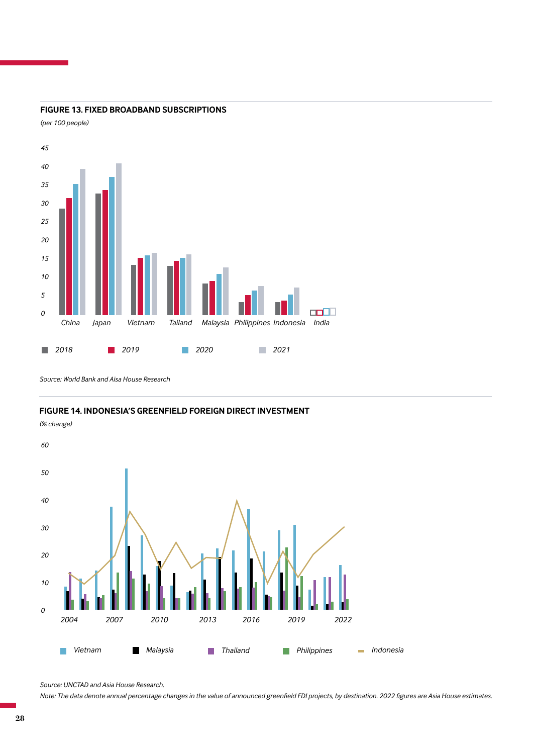**FIGURE 13. FIXED BROADBAND SUBSCRIPTIONS**

*(per 100 people)*

Source: World Bank and Aisa House Research

**FIGURE 14. INDONESIA'S GREENFIELD FOREIGN DIRECT INVESTMENT**

*(% change)*

Source: UNCTAD and Asia House Research.

Note: The data denote annual percentage changes in the value of announced greenfield FDI projects, by destination. 2022 figures are Asia House estimates.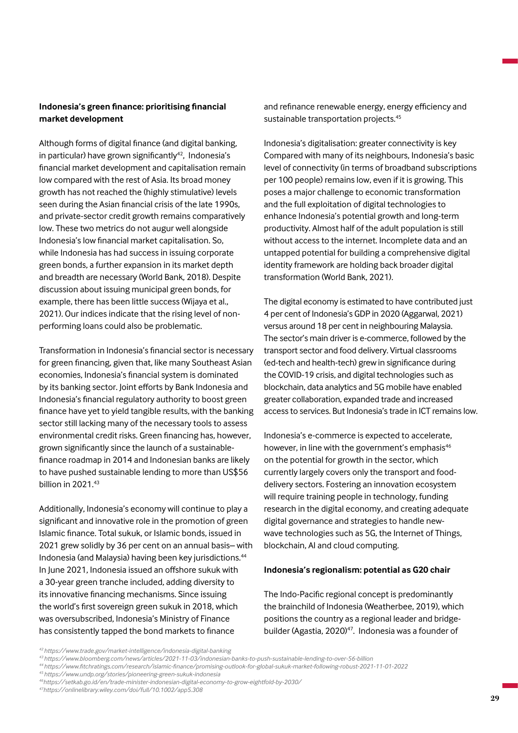### Indonesia's green finance: prioritising financial market development

Although forms of digital finance (and digital banking, in particular) have grown significantly[42], Indonesia's financial market development and capitalisation remain low compared with the rest of Asia. Its broad money growth has not reached the (highly stimulative) levels seen during the Asian financial crisis of the late 1990s, and private-sector credit growth remains comparatively low. These two metrics do not augur well alongside Indonesia's low financial market capitalisation. So, while Indonesia has had success in issuing corporate green bonds, a further expansion in its market depth and breadth are necessary (World Bank, 2018). Despite discussion about issuing municipal green bonds, for example, there has been little success (Wijaya et al., 2021). Our indices indicate that the rising level of non-performing loans could also be problematic.

Transformation in Indonesia's financial sector is necessary for green financing, given that, like many Southeast Asian economies, Indonesia's financial system is dominated by its banking sector. Joint efforts by Bank Indonesia and Indonesia's financial regulatory authority to boost green finance have yet to yield tangible results, with the banking sector still lacking many of the necessary tools to assess environmental credit risks. Green financing has, however, grown significantly since the launch of a sustainable-finance roadmap in 2014 and Indonesian banks are likely to have pushed sustainable lending to more than US$56 billion in 2021.[43]

Additionally, Indonesia's economy will continue to play a significant and innovative role in the promotion of green Islamic finance. Total sukuk, or Islamic bonds, issued in 2021 grew solidly by 36 per cent on an annual basis– with Indonesia (and Malaysia) having been key jurisdictions.[44] In June 2021, Indonesia issued an offshore sukuk with a 30-year green tranche included, adding diversity to its innovative financing mechanisms. Since issuing the world's first sovereign green sukuk in 2018, which was oversubscribed, Indonesia's Ministry of Finance has consistently tapped the bond markets to finance and refinance renewable energy, energy efficiency and sustainable transportation projects.[45]

Indonesia's digitalisation: greater connectivity is key
Compared with many of its neighbours, Indonesia's basic level of connectivity (in terms of broadband subscriptions per 100 people) remains low, even if it is growing. This poses a major challenge to economic transformation and the full exploitation of digital technologies to enhance Indonesia's potential growth and long-term productivity. Almost half of the adult population is still without access to the internet. Incomplete data and an untapped potential for building a comprehensive digital identity framework are holding back broader digital transformation (World Bank, 2021).

The digital economy is estimated to have contributed just 4 per cent of Indonesia's GDP in 2020 (Aggarwal, 2021) versus around 18 per cent in neighbouring Malaysia. The sector's main driver is e-commerce, followed by the transport sector and food delivery. Virtual classrooms (ed-tech and health-tech) grew in significance during the COVID-19 crisis, and digital technologies such as blockchain, data analytics and 5G mobile have enabled greater collaboration, expanded trade and increased access to services. But Indonesia's trade in ICT remains low.

Indonesia's e-commerce is expected to accelerate, however, in line with the government's emphasis[46] on the potential for growth in the sector, which currently largely covers only the transport and food-delivery sectors. Fostering an innovation ecosystem will require training people in technology, funding research in the digital economy, and creating adequate digital governance and strategies to handle new-wave technologies such as 5G, the Internet of Things, blockchain, AI and cloud computing.

### Indonesia's regionalism: potential as G20 chair

The Indo-Pacific regional concept is predominantly the brainchild of Indonesia (Weatherbee, 2019), which positions the country as a regional leader and bridge-builder (Agastia, 2020)[47]. Indonesia was a founder of

---

[42] *https://www.trade.gov/market-intelligence/indonesia-digital-banking*
[43] *https://www.bloomberg.com/news/articles/2021-11-03/indonesian-banks-to-push-sustainable-lending-to-over-56-billion*
[44] *https://www.fitchratings.com/research/islamic-finance/promising-outlook-for-global-sukuk-market-following-robust-2021-11-01-2022*
[45] *https://www.undp.org/stories/pioneering-green-sukuk-indonesia*
[46] *https://setkab.go.id/en/trade-minister-indonesian-digital-economy-to-grow-eightfold-by-2030/*
[47] *https://onlinelibrary.wiley.com/doi/full/10.1002/app5.308*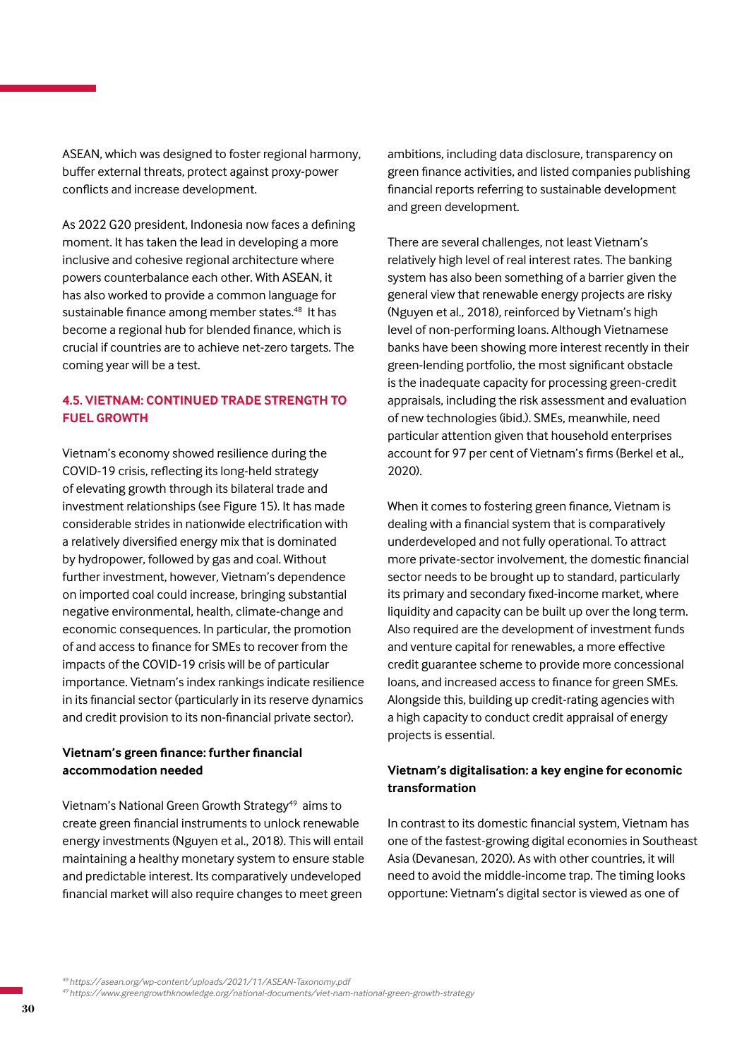ASEAN, which was designed to foster regional harmony, buffer external threats, protect against proxy-power conflicts and increase development.

As 2022 G20 president, Indonesia now faces a defining moment. It has taken the lead in developing a more inclusive and cohesive regional architecture where powers counterbalance each other. With ASEAN, it has also worked to provide a common language for sustainable finance among member states.[48] It has become a regional hub for blended finance, which is crucial if countries are to achieve net-zero targets. The coming year will be a test.

### 4.5. VIETNAM: CONTINUED TRADE STRENGTH TO FUEL GROWTH

Vietnam's economy showed resilience during the COVID-19 crisis, reflecting its long-held strategy of elevating growth through its bilateral trade and investment relationships (see Figure 15). It has made considerable strides in nationwide electrification with a relatively diversified energy mix that is dominated by hydropower, followed by gas and coal. Without further investment, however, Vietnam's dependence on imported coal could increase, bringing substantial negative environmental, health, climate-change and economic consequences. In particular, the promotion of and access to finance for SMEs to recover from the impacts of the COVID-19 crisis will be of particular importance. Vietnam's index rankings indicate resilience in its financial sector (particularly in its reserve dynamics and credit provision to its non-financial private sector).

#### Vietnam's green finance: further financial accommodation needed

Vietnam's National Green Growth Strategy[49] aims to create green financial instruments to unlock renewable energy investments (Nguyen et al., 2018). This will entail maintaining a healthy monetary system to ensure stable and predictable interest. Its comparatively undeveloped financial market will also require changes to meet green ambitions, including data disclosure, transparency on green finance activities, and listed companies publishing financial reports referring to sustainable development and green development.

There are several challenges, not least Vietnam's relatively high level of real interest rates. The banking system has also been something of a barrier given the general view that renewable energy projects are risky (Nguyen et al., 2018), reinforced by Vietnam's high level of non-performing loans. Although Vietnamese banks have been showing more interest recently in their green-lending portfolio, the most significant obstacle is the inadequate capacity for processing green-credit appraisals, including the risk assessment and evaluation of new technologies (ibid.). SMEs, meanwhile, need particular attention given that household enterprises account for 97 per cent of Vietnam's firms (Berkel et al., 2020).

When it comes to fostering green finance, Vietnam is dealing with a financial system that is comparatively underdeveloped and not fully operational. To attract more private-sector involvement, the domestic financial sector needs to be brought up to standard, particularly its primary and secondary fixed-income market, where liquidity and capacity can be built up over the long term. Also required are the development of investment funds and venture capital for renewables, a more effective credit guarantee scheme to provide more concessional loans, and increased access to finance for green SMEs. Alongside this, building up credit-rating agencies with a high capacity to conduct credit appraisal of energy projects is essential.

#### Vietnam's digitalisation: a key engine for economic transformation

In contrast to its domestic financial system, Vietnam has one of the fastest-growing digital economies in Southeast Asia (Devanesan, 2020). As with other countries, it will need to avoid the middle-income trap. The timing looks opportune: Vietnam's digital sector is viewed as one of

---

[48] *https://asean.org/wp-content/uploads/2021/11/ASEAN-Taxonomy.pdf*
[49] *https://www.greengrowthknowledge.org/national-documents/viet-nam-national-green-growth-strategy*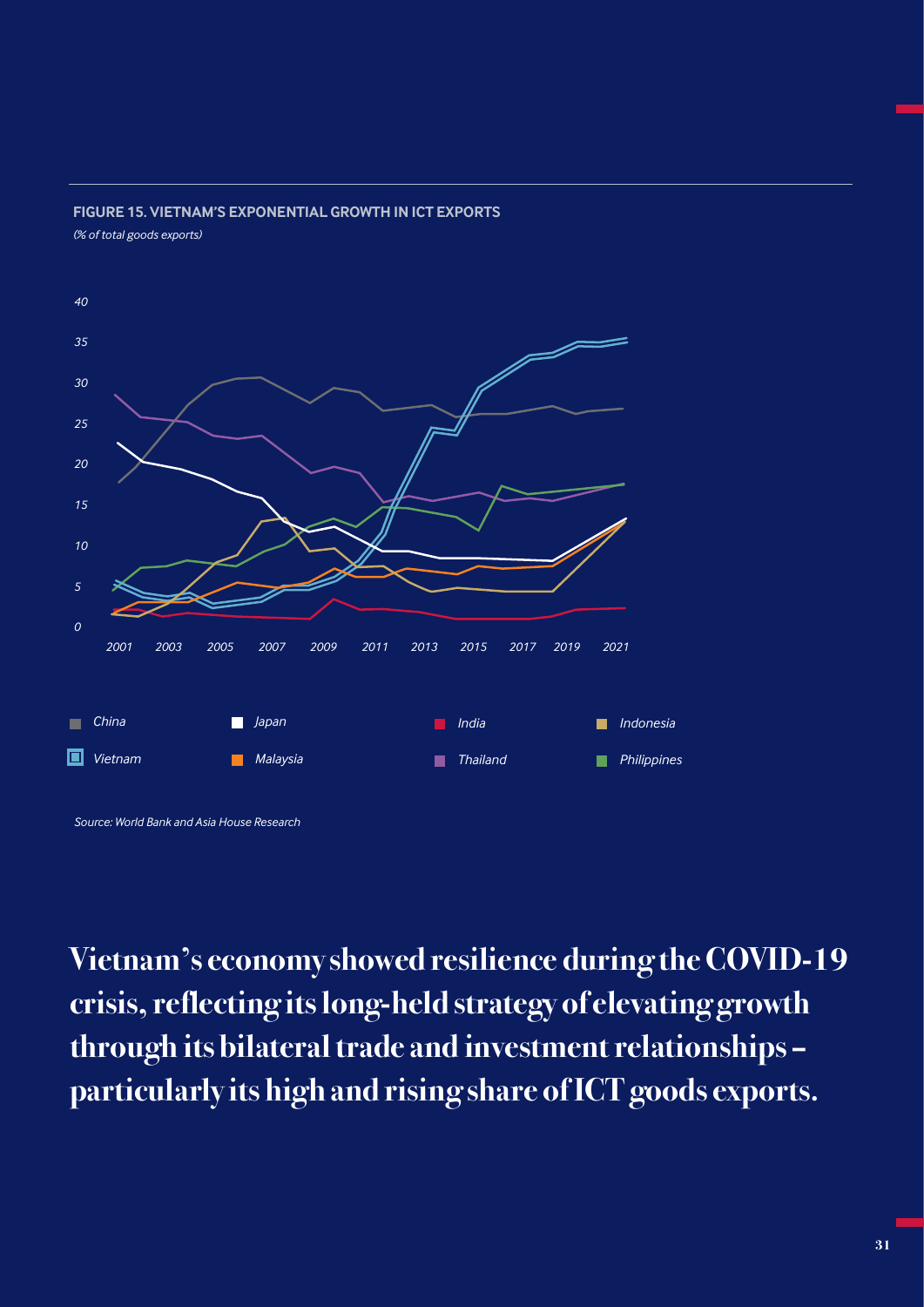**FIGURE 15. VIETNAM'S EXPONENTIAL GROWTH IN ICT EXPORTS**

*(% of total goods exports)*

*Source: World Bank and Asia House Research*

**Vietnam's economy showed resilience during the COVID-19 crisis, reflecting its long-held strategy of elevating growth through its bilateral trade and investment relationships – particularly its high and rising share of ICT goods exports.**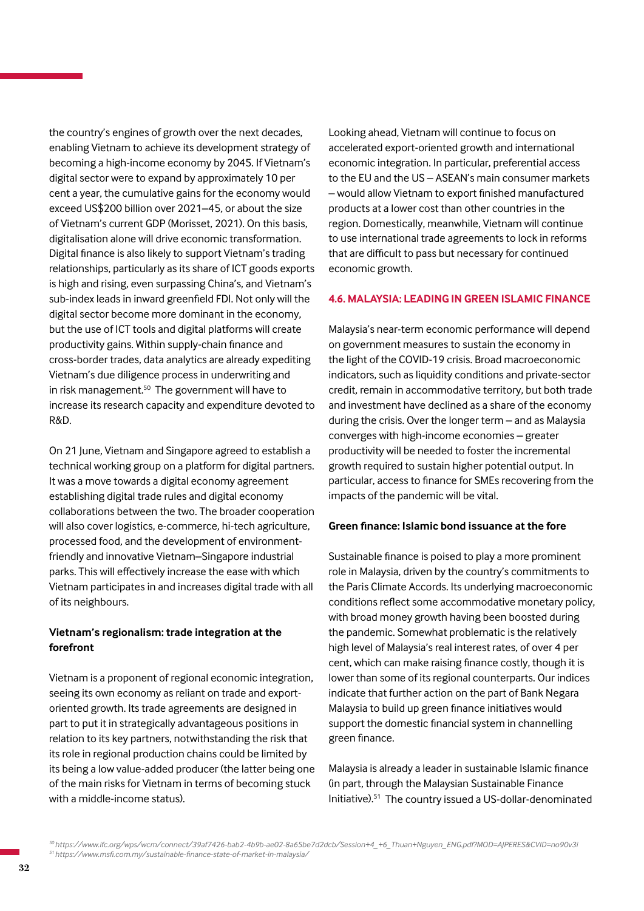the country's engines of growth over the next decades, enabling Vietnam to achieve its development strategy of becoming a high-income economy by 2045. If Vietnam's digital sector were to expand by approximately 10 per cent a year, the cumulative gains for the economy would exceed US$200 billion over 2021–45, or about the size of Vietnam's current GDP (Morisset, 2021). On this basis, digitalisation alone will drive economic transformation. Digital finance is also likely to support Vietnam's trading relationships, particularly as its share of ICT goods exports is high and rising, even surpassing China's, and Vietnam's sub-index leads in inward greenfield FDI. Not only will the digital sector become more dominant in the economy, but the use of ICT tools and digital platforms will create productivity gains. Within supply-chain finance and cross-border trades, data analytics are already expediting Vietnam's due diligence process in underwriting and in risk management.[50] The government will have to increase its research capacity and expenditure devoted to R&D.

On 21 June, Vietnam and Singapore agreed to establish a technical working group on a platform for digital partners. It was a move towards a digital economy agreement establishing digital trade rules and digital economy collaborations between the two. The broader cooperation will also cover logistics, e-commerce, hi-tech agriculture, processed food, and the development of environment-friendly and innovative Vietnam–Singapore industrial parks. This will effectively increase the ease with which Vietnam participates in and increases digital trade with all of its neighbours.

**Vietnam's regionalism: trade integration at the forefront**

Vietnam is a proponent of regional economic integration, seeing its own economy as reliant on trade and export-oriented growth. Its trade agreements are designed in part to put it in strategically advantageous positions in relation to its key partners, notwithstanding the risk that its role in regional production chains could be limited by its being a low value-added producer (the latter being one of the main risks for Vietnam in terms of becoming stuck with a middle-income status).

Looking ahead, Vietnam will continue to focus on accelerated export-oriented growth and international economic integration. In particular, preferential access to the EU and the US – ASEAN's main consumer markets – would allow Vietnam to export finished manufactured products at a lower cost than other countries in the region. Domestically, meanwhile, Vietnam will continue to use international trade agreements to lock in reforms that are difficult to pass but necessary for continued economic growth.

## 4.6. MALAYSIA: LEADING IN GREEN ISLAMIC FINANCE

Malaysia's near-term economic performance will depend on government measures to sustain the economy in the light of the COVID-19 crisis. Broad macroeconomic indicators, such as liquidity conditions and private-sector credit, remain in accommodative territory, but both trade and investment have declined as a share of the economy during the crisis. Over the longer term – and as Malaysia converges with high-income economies – greater productivity will be needed to foster the incremental growth required to sustain higher potential output. In particular, access to finance for SMEs recovering from the impacts of the pandemic will be vital.

**Green finance: Islamic bond issuance at the fore**

Sustainable finance is poised to play a more prominent role in Malaysia, driven by the country's commitments to the Paris Climate Accords. Its underlying macroeconomic conditions reflect some accommodative monetary policy, with broad money growth having been boosted during the pandemic. Somewhat problematic is the relatively high level of Malaysia's real interest rates, of over 4 per cent, which can make raising finance costly, though it is lower than some of its regional counterparts. Our indices indicate that further action on the part of Bank Negara Malaysia to build up green finance initiatives would support the domestic financial system in channelling green finance.

Malaysia is already a leader in sustainable Islamic finance (in part, through the Malaysian Sustainable Finance Initiative).[51] The country issued a US-dollar-denominated

[50] https://www.ifc.org/wps/wcm/connect/39af7426-bab2-4b9b-ae02-8a65be7d2dcb/Session+4_+6_Thuan+Nguyen_ENG.pdf?MOD=AJPERES&CVID=no90v3i
[51] https://www.msfi.com.my/sustainable-finance-state-of-market-in-malaysia/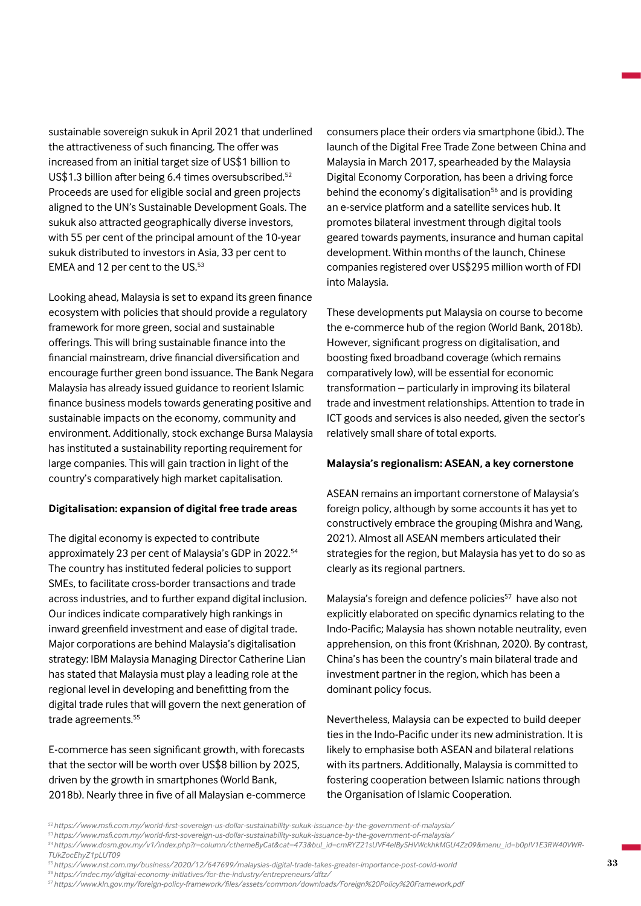sustainable sovereign sukuk in April 2021 that underlined the attractiveness of such financing. The offer was increased from an initial target size of US$1 billion to US$1.3 billion after being 6.4 times oversubscribed.[52] Proceeds are used for eligible social and green projects aligned to the UN's Sustainable Development Goals. The sukuk also attracted geographically diverse investors, with 55 per cent of the principal amount of the 10-year sukuk distributed to investors in Asia, 33 per cent to EMEA and 12 per cent to the US.[53]

Looking ahead, Malaysia is set to expand its green finance ecosystem with policies that should provide a regulatory framework for more green, social and sustainable offerings. This will bring sustainable finance into the financial mainstream, drive financial diversification and encourage further green bond issuance. The Bank Negara Malaysia has already issued guidance to reorient Islamic finance business models towards generating positive and sustainable impacts on the economy, community and environment. Additionally, stock exchange Bursa Malaysia has instituted a sustainability reporting requirement for large companies. This will gain traction in light of the country's comparatively high market capitalisation.

**Digitalisation: expansion of digital free trade areas**

The digital economy is expected to contribute approximately 23 per cent of Malaysia's GDP in 2022.[54] The country has instituted federal policies to support SMEs, to facilitate cross-border transactions and trade across industries, and to further expand digital inclusion. Our indices indicate comparatively high rankings in inward greenfield investment and ease of digital trade. Major corporations are behind Malaysia's digitalisation strategy: IBM Malaysia Managing Director Catherine Lian has stated that Malaysia must play a leading role at the regional level in developing and benefitting from the digital trade rules that will govern the next generation of trade agreements.[55]

E-commerce has seen significant growth, with forecasts that the sector will be worth over US$8 billion by 2025, driven by the growth in smartphones (World Bank, 2018b). Nearly three in five of all Malaysian e-commerce consumers place their orders via smartphone (ibid.). The launch of the Digital Free Trade Zone between China and Malaysia in March 2017, spearheaded by the Malaysia Digital Economy Corporation, has been a driving force behind the economy's digitalisation[56] and is providing an e-service platform and a satellite services hub. It promotes bilateral investment through digital tools geared towards payments, insurance and human capital development. Within months of the launch, Chinese companies registered over US$295 million worth of FDI into Malaysia.

These developments put Malaysia on course to become the e-commerce hub of the region (World Bank, 2018b). However, significant progress on digitalisation, and boosting fixed broadband coverage (which remains comparatively low), will be essential for economic transformation – particularly in improving its bilateral trade and investment relationships. Attention to trade in ICT goods and services is also needed, given the sector's relatively small share of total exports.

**Malaysia's regionalism: ASEAN, a key cornerstone**

ASEAN remains an important cornerstone of Malaysia's foreign policy, although by some accounts it has yet to constructively embrace the grouping (Mishra and Wang, 2021). Almost all ASEAN members articulated their strategies for the region, but Malaysia has yet to do so as clearly as its regional partners.

Malaysia's foreign and defence policies[57] have also not explicitly elaborated on specific dynamics relating to the Indo-Pacific; Malaysia has shown notable neutrality, even apprehension, on this front (Krishnan, 2020). By contrast, China's has been the country's main bilateral trade and investment partner in the region, which has been a dominant policy focus.

Nevertheless, Malaysia can be expected to build deeper ties in the Indo-Pacific under its new administration. It is likely to emphasise both ASEAN and bilateral relations with its partners. Additionally, Malaysia is committed to fostering cooperation between Islamic nations through the Organisation of Islamic Cooperation.

[52] *https://www.msfi.com.my/world-first-sovereign-us-dollar-sustainability-sukuk-issuance-by-the-government-of-malaysia/*
[53] *https://www.msfi.com.my/world-first-sovereign-us-dollar-sustainability-sukuk-issuance-by-the-government-of-malaysia/*
[54] *https://www.dosm.gov.my/v1/index.php?r=column/cthemeByCat&cat=473&bul_id=cmRYZ21sUVF4eIBySHVWckhkMGU4Zz09&menu_id=b0pIV1E3RW40VWRTUkZocEhyZ1pLUT09*
[55] *https://www.nst.com.my/business/2020/12/647699/malaysias-digital-trade-takes-greater-importance-post-covid-world*
[56] *https://mdec.my/digital-economy-initiatives/for-the-industry/entrepreneurs/dftz/*
[57] *https://www.kln.gov.my/foreign-policy-framework/files/assets/common/downloads/Foreign%20Policy%20Framework.pdf*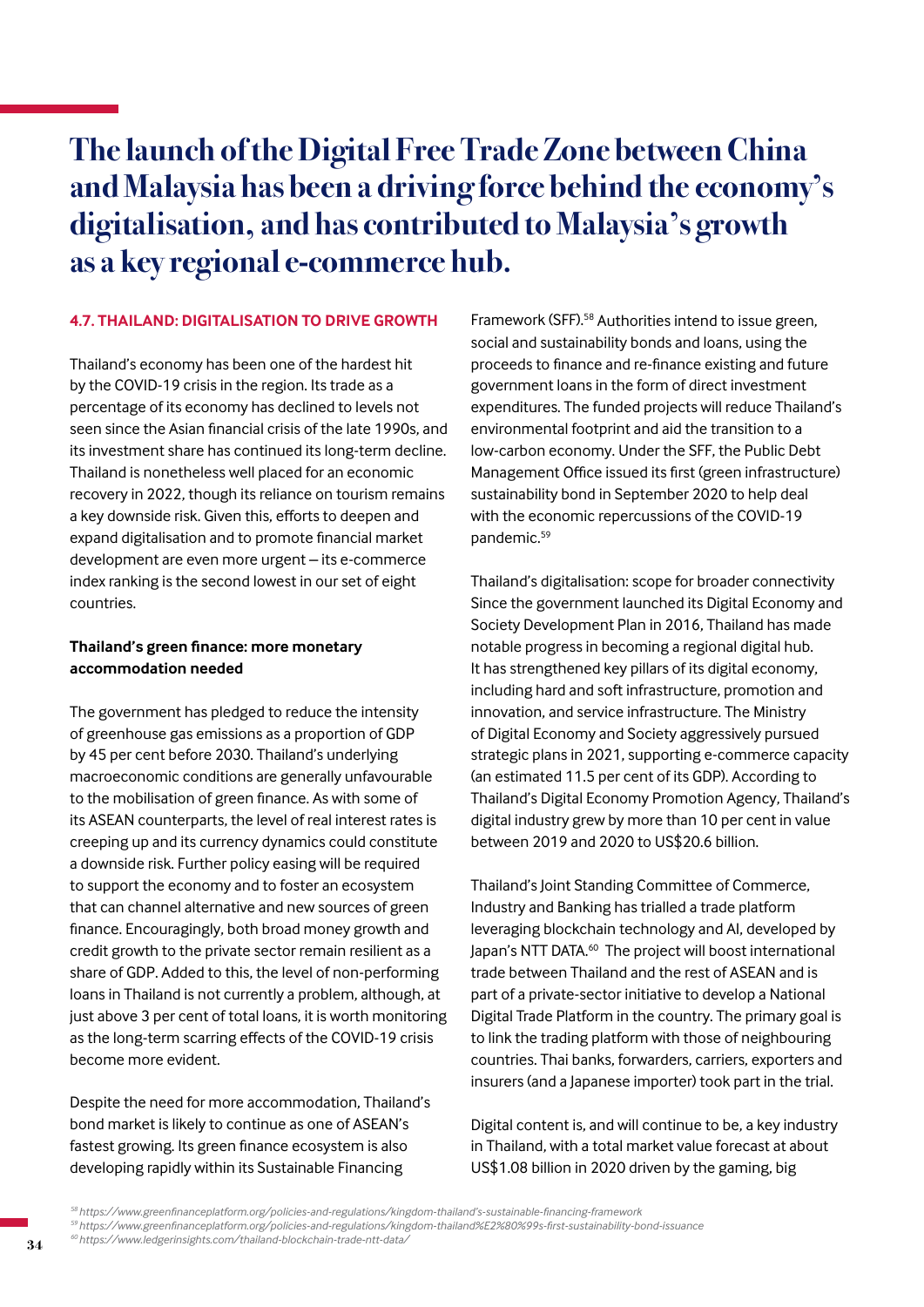# The launch of the Digital Free Trade Zone between China and Malaysia has been a driving force behind the economy's digitalisation, and has contributed to Malaysia's growth as a key regional e-commerce hub.

## 4.7. THAILAND: DIGITALISATION TO DRIVE GROWTH

Thailand's economy has been one of the hardest hit by the COVID-19 crisis in the region. Its trade as a percentage of its economy has declined to levels not seen since the Asian financial crisis of the late 1990s, and its investment share has continued its long-term decline. Thailand is nonetheless well placed for an economic recovery in 2022, though its reliance on tourism remains a key downside risk. Given this, efforts to deepen and expand digitalisation and to promote financial market development are even more urgent – its e-commerce index ranking is the second lowest in our set of eight countries.

### Thailand's green finance: more monetary accommodation needed

The government has pledged to reduce the intensity of greenhouse gas emissions as a proportion of GDP by 45 per cent before 2030. Thailand's underlying macroeconomic conditions are generally unfavourable to the mobilisation of green finance. As with some of its ASEAN counterparts, the level of real interest rates is creeping up and its currency dynamics could constitute a downside risk. Further policy easing will be required to support the economy and to foster an ecosystem that can channel alternative and new sources of green finance. Encouragingly, both broad money growth and credit growth to the private sector remain resilient as a share of GDP. Added to this, the level of non-performing loans in Thailand is not currently a problem, although, at just above 3 per cent of total loans, it is worth monitoring as the long-term scarring effects of the COVID-19 crisis become more evident.

Despite the need for more accommodation, Thailand's bond market is likely to continue as one of ASEAN's fastest growing. Its green finance ecosystem is also developing rapidly within its Sustainable Financing Framework (SFF).[58] Authorities intend to issue green, social and sustainability bonds and loans, using the proceeds to finance and re-finance existing and future government loans in the form of direct investment expenditures. The funded projects will reduce Thailand's environmental footprint and aid the transition to a low-carbon economy. Under the SFF, the Public Debt Management Office issued its first (green infrastructure) sustainability bond in September 2020 to help deal with the economic repercussions of the COVID-19 pandemic.[59]

Thailand's digitalisation: scope for broader connectivity
Since the government launched its Digital Economy and Society Development Plan in 2016, Thailand has made notable progress in becoming a regional digital hub. It has strengthened key pillars of its digital economy, including hard and soft infrastructure, promotion and innovation, and service infrastructure. The Ministry of Digital Economy and Society aggressively pursued strategic plans in 2021, supporting e-commerce capacity (an estimated 11.5 per cent of its GDP). According to Thailand's Digital Economy Promotion Agency, Thailand's digital industry grew by more than 10 per cent in value between 2019 and 2020 to US$20.6 billion.

Thailand's Joint Standing Committee of Commerce, Industry and Banking has trialled a trade platform leveraging blockchain technology and AI, developed by Japan's NTT DATA.[60] The project will boost international trade between Thailand and the rest of ASEAN and is part of a private-sector initiative to develop a National Digital Trade Platform in the country. The primary goal is to link the trading platform with those of neighbouring countries. Thai banks, forwarders, carriers, exporters and insurers (and a Japanese importer) took part in the trial.

Digital content is, and will continue to be, a key industry in Thailand, with a total market value forecast at about US$1.08 billion in 2020 driven by the gaming, big

[58] https://www.greenfinanceplatform.org/policies-and-regulations/kingdom-thailand's-sustainable-financing-framework
[59] https://www.greenfinanceplatform.org/policies-and-regulations/kingdom-thailand%E2%80%99s-first-sustainability-bond-issuance
[60] https://www.ledgerinsights.com/thailand-blockchain-trade-ntt-data/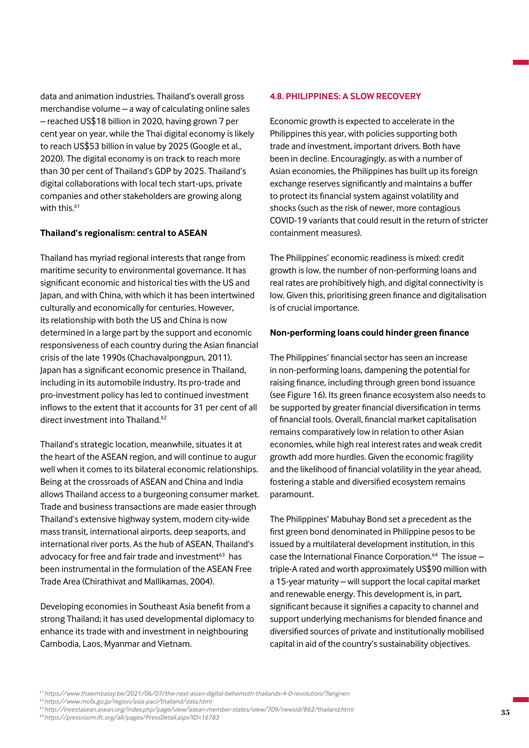data and animation industries. Thailand's overall gross merchandise volume – a way of calculating online sales – reached US$18 billion in 2020, having grown 7 per cent year on year, while the Thai digital economy is likely to reach US$53 billion in value by 2025 (Google et al., 2020). The digital economy is on track to reach more than 30 per cent of Thailand's GDP by 2025. Thailand's digital collaborations with local tech start-ups, private companies and other stakeholders are growing along with this.[61]

**Thailand's regionalism: central to ASEAN**

Thailand has myriad regional interests that range from maritime security to environmental governance. It has significant economic and historical ties with the US and Japan, and with China, with which it has been intertwined culturally and economically for centuries. However, its relationship with both the US and China is now determined in a large part by the support and economic responsiveness of each country during the Asian financial crisis of the late 1990s (Chachavalpongpun, 2011). Japan has a significant economic presence in Thailand, including in its automobile industry. Its pro-trade and pro-investment policy has led to continued investment inflows to the extent that it accounts for 31 per cent of all direct investment into Thailand.[62]

Thailand's strategic location, meanwhile, situates it at the heart of the ASEAN region, and will continue to augur well when it comes to its bilateral economic relationships. Being at the crossroads of ASEAN and China and India allows Thailand access to a burgeoning consumer market. Trade and business transactions are made easier through Thailand's extensive highway system, modern city-wide mass transit, international airports, deep seaports, and international river ports. As the hub of ASEAN, Thailand's advocacy for free and fair trade and investment[63] has been instrumental in the formulation of the ASEAN Free Trade Area (Chirathivat and Mallikamas, 2004).

Developing economies in Southeast Asia benefit from a strong Thailand; it has used developmental diplomacy to enhance its trade with and investment in neighbouring Cambodia, Laos, Myanmar and Vietnam.

## 4.8. PHILIPPINES: A SLOW RECOVERY

Economic growth is expected to accelerate in the Philippines this year, with policies supporting both trade and investment, important drivers. Both have been in decline. Encouragingly, as with a number of Asian economies, the Philippines has built up its foreign exchange reserves significantly and maintains a buffer to protect its financial system against volatility and shocks (such as the risk of newer, more contagious COVID-19 variants that could result in the return of stricter containment measures).

The Philippines' economic readiness is mixed: credit growth is low, the number of non-performing loans and real rates are prohibitively high, and digital connectivity is low. Given this, prioritising green finance and digitalisation is of crucial importance.

**Non-performing loans could hinder green finance**

The Philippines' financial sector has seen an increase in non-performing loans, dampening the potential for raising finance, including through green bond issuance (see Figure 16). Its green finance ecosystem also needs to be supported by greater financial diversification in terms of financial tools. Overall, financial market capitalisation remains comparatively low in relation to other Asian economies, while high real interest rates and weak credit growth add more hurdles. Given the economic fragility and the likelihood of financial volatility in the year ahead, fostering a stable and diversified ecosystem remains paramount.

The Philippines' Mabuhay Bond set a precedent as the first green bond denominated in Philippine pesos to be issued by a multilateral development institution, in this case the International Finance Corporation.[64] The issue – triple-A rated and worth approximately US$90 million with a 15-year maturity – will support the local capital market and renewable energy. This development is, in part, significant because it signifies a capacity to channel and support underlying mechanisms for blended finance and diversified sources of private and institutionally mobilised capital in aid of the country's sustainability objectives.

[61] *https://www.thaiembassy.be/2021/06/07/the-next-asian-digital-behemoth-thailands-4-0-revolution/?lang=en*
[62] *https://www.mofa.go.jp/region/asia-paci/thailand/data.html*
[63] *http://investasean.asean.org/index.php/page/view/asean-member-states/view/709/newsid/862/thailand.html*
[64] *https://pressroom.ifc.org/all/pages/PressDetail.aspx?ID=16783*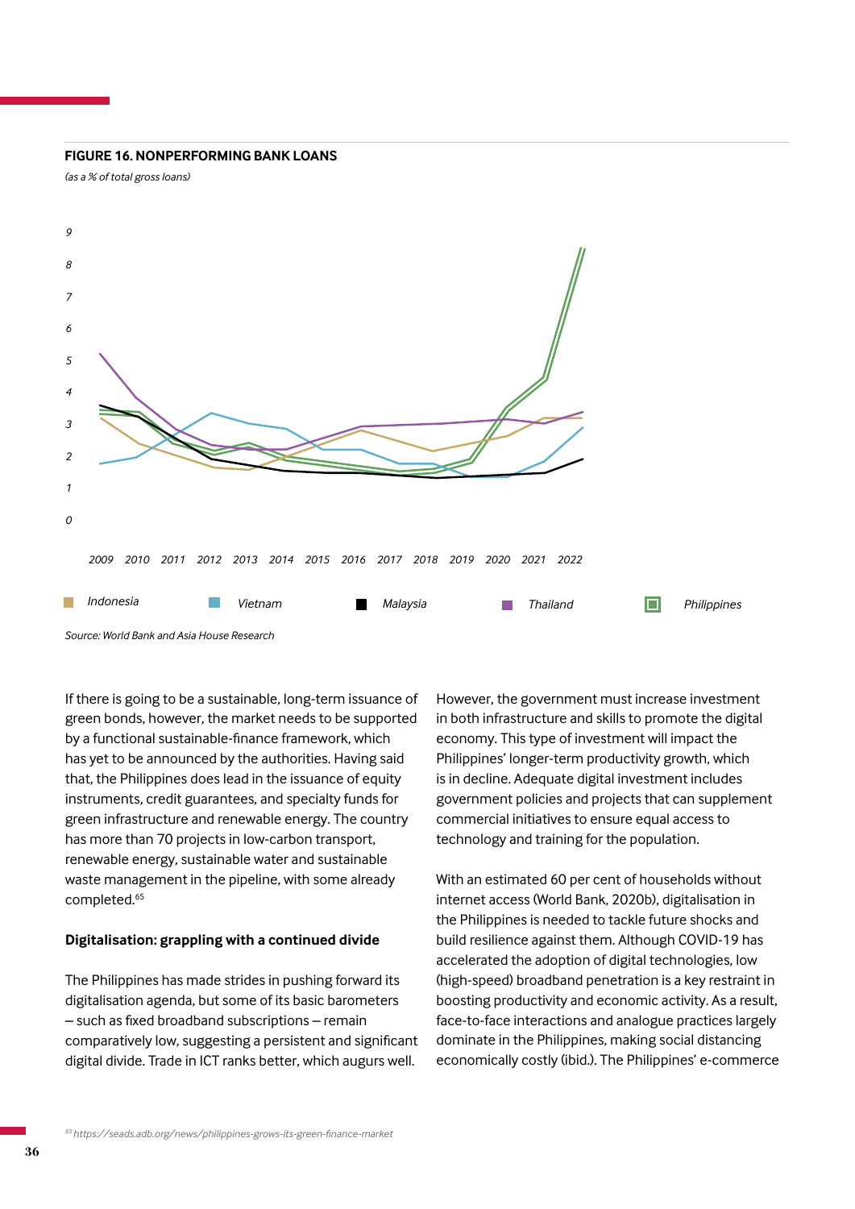**FIGURE 16. NONPERFORMING BANK LOANS**

*(as a % of total gross loans)*

Indonesia | Vietnam | Malaysia | Thailand | Philippines

*Source: World Bank and Asia House Research*

If there is going to be a sustainable, long-term issuance of green bonds, however, the market needs to be supported by a functional sustainable-finance framework, which has yet to be announced by the authorities. Having said that, the Philippines does lead in the issuance of equity instruments, credit guarantees, and specialty funds for green infrastructure and renewable energy. The country has more than 70 projects in low-carbon transport, renewable energy, sustainable water and sustainable waste management in the pipeline, with some already completed.[65]

**Digitalisation: grappling with a continued divide**

The Philippines has made strides in pushing forward its digitalisation agenda, but some of its basic barometers – such as fixed broadband subscriptions – remain comparatively low, suggesting a persistent and significant digital divide. Trade in ICT ranks better, which augurs well.

However, the government must increase investment in both infrastructure and skills to promote the digital economy. This type of investment will impact the Philippines' longer-term productivity growth, which is in decline. Adequate digital investment includes government policies and projects that can supplement commercial initiatives to ensure equal access to technology and training for the population.

With an estimated 60 per cent of households without internet access (World Bank, 2020b), digitalisation in the Philippines is needed to tackle future shocks and build resilience against them. Although COVID-19 has accelerated the adoption of digital technologies, low (high-speed) broadband penetration is a key restraint in boosting productivity and economic activity. As a result, face-to-face interactions and analogue practices largely dominate in the Philippines, making social distancing economically costly (ibid.). The Philippines' e-commerce

[65] https://seads.adb.org/news/philippines-grows-its-green-finance-market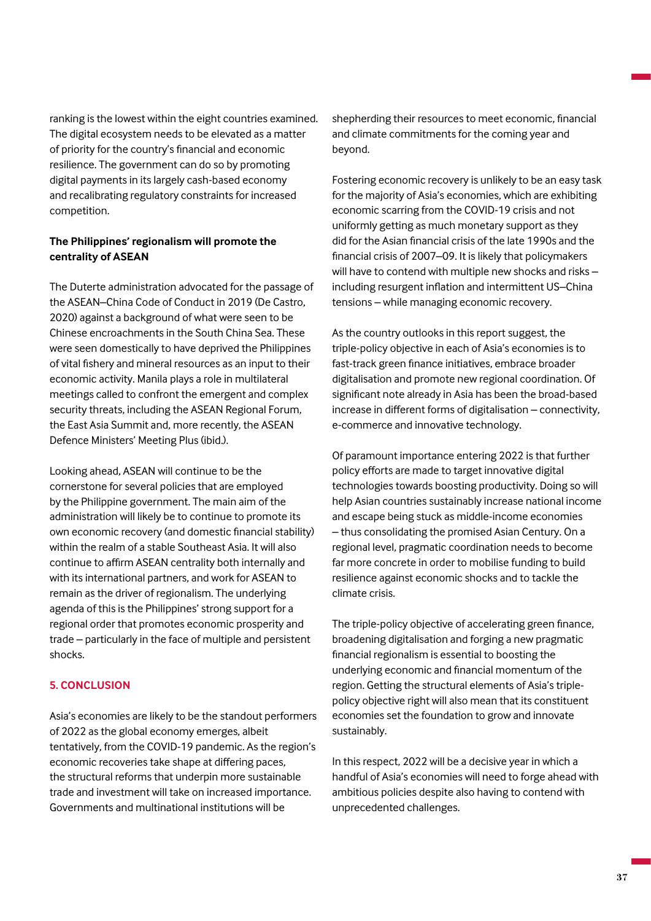ranking is the lowest within the eight countries examined. The digital ecosystem needs to be elevated as a matter of priority for the country's financial and economic resilience. The government can do so by promoting digital payments in its largely cash-based economy and recalibrating regulatory constraints for increased competition.

**The Philippines' regionalism will promote the centrality of ASEAN**

The Duterte administration advocated for the passage of the ASEAN–China Code of Conduct in 2019 (De Castro, 2020) against a background of what were seen to be Chinese encroachments in the South China Sea. These were seen domestically to have deprived the Philippines of vital fishery and mineral resources as an input to their economic activity. Manila plays a role in multilateral meetings called to confront the emergent and complex security threats, including the ASEAN Regional Forum, the East Asia Summit and, more recently, the ASEAN Defence Ministers' Meeting Plus (ibid.).

Looking ahead, ASEAN will continue to be the cornerstone for several policies that are employed by the Philippine government. The main aim of the administration will likely be to continue to promote its own economic recovery (and domestic financial stability) within the realm of a stable Southeast Asia. It will also continue to affirm ASEAN centrality both internally and with its international partners, and work for ASEAN to remain as the driver of regionalism. The underlying agenda of this is the Philippines' strong support for a regional order that promotes economic prosperity and trade – particularly in the face of multiple and persistent shocks.

## 5. CONCLUSION

Asia's economies are likely to be the standout performers of 2022 as the global economy emerges, albeit tentatively, from the COVID-19 pandemic. As the region's economic recoveries take shape at differing paces, the structural reforms that underpin more sustainable trade and investment will take on increased importance. Governments and multinational institutions will be shepherding their resources to meet economic, financial and climate commitments for the coming year and beyond.

Fostering economic recovery is unlikely to be an easy task for the majority of Asia's economies, which are exhibiting economic scarring from the COVID-19 crisis and not uniformly getting as much monetary support as they did for the Asian financial crisis of the late 1990s and the financial crisis of 2007–09. It is likely that policymakers will have to contend with multiple new shocks and risks – including resurgent inflation and intermittent US–China tensions – while managing economic recovery.

As the country outlooks in this report suggest, the triple-policy objective in each of Asia's economies is to fast-track green finance initiatives, embrace broader digitalisation and promote new regional coordination. Of significant note already in Asia has been the broad-based increase in different forms of digitalisation – connectivity, e-commerce and innovative technology.

Of paramount importance entering 2022 is that further policy efforts are made to target innovative digital technologies towards boosting productivity. Doing so will help Asian countries sustainably increase national income and escape being stuck as middle-income economies – thus consolidating the promised Asian Century. On a regional level, pragmatic coordination needs to become far more concrete in order to mobilise funding to build resilience against economic shocks and to tackle the climate crisis.

The triple-policy objective of accelerating green finance, broadening digitalisation and forging a new pragmatic financial regionalism is essential to boosting the underlying economic and financial momentum of the region. Getting the structural elements of Asia's triple-policy objective right will also mean that its constituent economies set the foundation to grow and innovate sustainably.

In this respect, 2022 will be a decisive year in which a handful of Asia's economies will need to forge ahead with ambitious policies despite also having to contend with unprecedented challenges.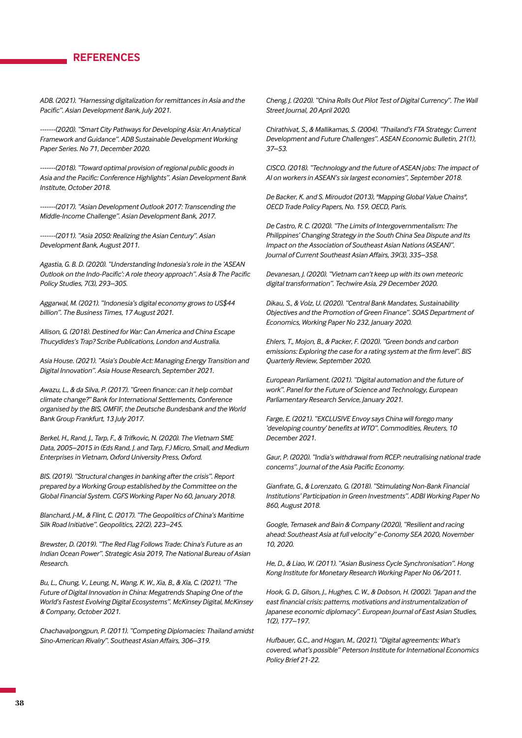## REFERENCES

*ADB. (2021). "Harnessing digitalization for remittances in Asia and the Pacific". Asian Development Bank, July 2021.*

*-------(2020). "Smart City Pathways for Developing Asia: An Analytical Framework and Guidance". ADB Sustainable Development Working Paper Series. No 71, December 2020.*

*-------(2018). "Toward optimal provision of regional public goods in Asia and the Pacific: Conference Highlights". Asian Development Bank Institute, October 2018.*

*-------(2017). "Asian Development Outlook 2017: Transcending the Middle-Income Challenge". Asian Development Bank, 2017.*

*-------(2011). "Asia 2050: Realizing the Asian Century". Asian Development Bank, August 2011.*

*Agastia, G. B. D. (2020). "Understanding Indonesia's role in the 'ASEAN Outlook on the Indo-Pacific': A role theory approach". Asia & The Pacific Policy Studies, 7(3), 293–305.*

*Aggarwal, M. (2021). "Indonesia's digital economy grows to US$44 billion". The Business Times, 17 August 2021.*

*Allison, G. (2018). Destined for War: Can America and China Escape Thucydides's Trap? Scribe Publications, London and Australia.*

*Asia House. (2021). "Asia's Double Act: Managing Energy Transition and Digital Innovation". Asia House Research, September 2021.*

*Awazu, L., & da Silva, P. (2017). "Green finance: can it help combat climate change?" Bank for International Settlements, Conference organised by the BIS, OMFIF, the Deutsche Bundesbank and the World Bank Group Frankfurt, 13 July 2017.*

*Berkel, H., Rand, J., Tarp, F., & Trifkovic, N. (2020). The Vietnam SME Data, 2005–2015 in (Eds Rand, J. and Tarp, F.) Micro, Small, and Medium Enterprises in Vietnam, Oxford University Press, Oxford.*

*BIS. (2019). "Structural changes in banking after the crisis". Report prepared by a Working Group established by the Committee on the Global Financial System. CGFS Working Paper No 60, January 2018.*

*Blanchard, J-M., & Flint, C. (2017). "The Geopolitics of China's Maritime Silk Road Initiative". Geopolitics, 22(2), 223–245.*

*Brewster, D. (2019). "The Red Flag Follows Trade: China's Future as an Indian Ocean Power". Strategic Asia 2019, The National Bureau of Asian Research.*

*Bu, L., Chung, V., Leung, N., Wang, K. W., Xia, B., & Xia, C. (2021). "The Future of Digital Innovation in China: Megatrends Shaping One of the World's Fastest Evolving Digital Ecosystems". McKinsey Digital, McKinsey & Company, October 2021.*

*Chachavalpongpun, P. (2011). "Competing Diplomacies: Thailand amidst Sino-American Rivalry". Southeast Asian Affairs, 306–319.*

*Cheng, J. (2020). "China Rolls Out Pilot Test of Digital Currency". The Wall Street Journal, 20 April 2020.*

*Chirathivat, S., & Mallikamas, S. (2004). "Thailand's FTA Strategy: Current Development and Future Challenges". ASEAN Economic Bulletin, 21(1), 37–53.*

*CISCO. (2018). "Technology and the future of ASEAN jobs: The impact of AI on workers in ASEAN's six largest economies", September 2018.*

*De Backer, K. and S. Miroudot (2013), "Mapping Global Value Chains", OECD Trade Policy Papers, No. 159, OECD, Paris.*

*De Castro, R. C. (2020). "The Limits of Intergovernmentalism: The Philippines' Changing Strategy in the South China Sea Dispute and Its Impact on the Association of Southeast Asian Nations (ASEAN)". Journal of Current Southeast Asian Affairs, 39(3), 335–358.*

*Devanesan, J. (2020). "Vietnam can't keep up with its own meteoric digital transformation". Techwire Asia, 29 December 2020.*

*Dikau, S., & Volz, U. (2020). "Central Bank Mandates, Sustainability Objectives and the Promotion of Green Finance". SOAS Department of Economics, Working Paper No 232, January 2020.*

*Ehlers, T., Mojon, B., & Packer, F. (2020). "Green bonds and carbon emissions: Exploring the case for a rating system at the firm level". BIS Quarterly Review, September 2020.*

*European Parliament. (2021). "Digital automation and the future of work". Panel for the Future of Science and Technology, European Parliamentary Research Service, January 2021.*

*Farge, E. (2021). "EXCLUSIVE Envoy says China will forego many 'developing country' benefits at WTO". Commodities, Reuters, 10 December 2021.*

*Gaur, P. (2020). "India's withdrawal from RCEP: neutralising national trade concerns". Journal of the Asia Pacific Economy.*

*Gianfrate, G., & Lorenzato, G. (2018). "Stimulating Non-Bank Financial Institutions' Participation in Green Investments". ADBI Working Paper No 860, August 2018.*

*Google, Temasek and Bain & Company (2020), "Resilient and racing ahead: Southeast Asia at full velocity" e-Conomy SEA 2020, November 10, 2020.*

*He, D., & Liao, W. (2011). "Asian Business Cycle Synchronisation". Hong Kong Institute for Monetary Research Working Paper No 06/2011.*

*Hook, G. D., Gilson, J., Hughes, C. W., & Dobson, H. (2002). "Japan and the east financial crisis: patterns, motivations and instrumentalization of Japanese economic diplomacy". European Journal of East Asian Studies, 1(2), 177–197.*

*Hufbauer, G.C., and Hogan, M., (2021), "Digital agreements: What's covered, what's possible" Peterson Institute for International Economics Policy Brief 21-22.*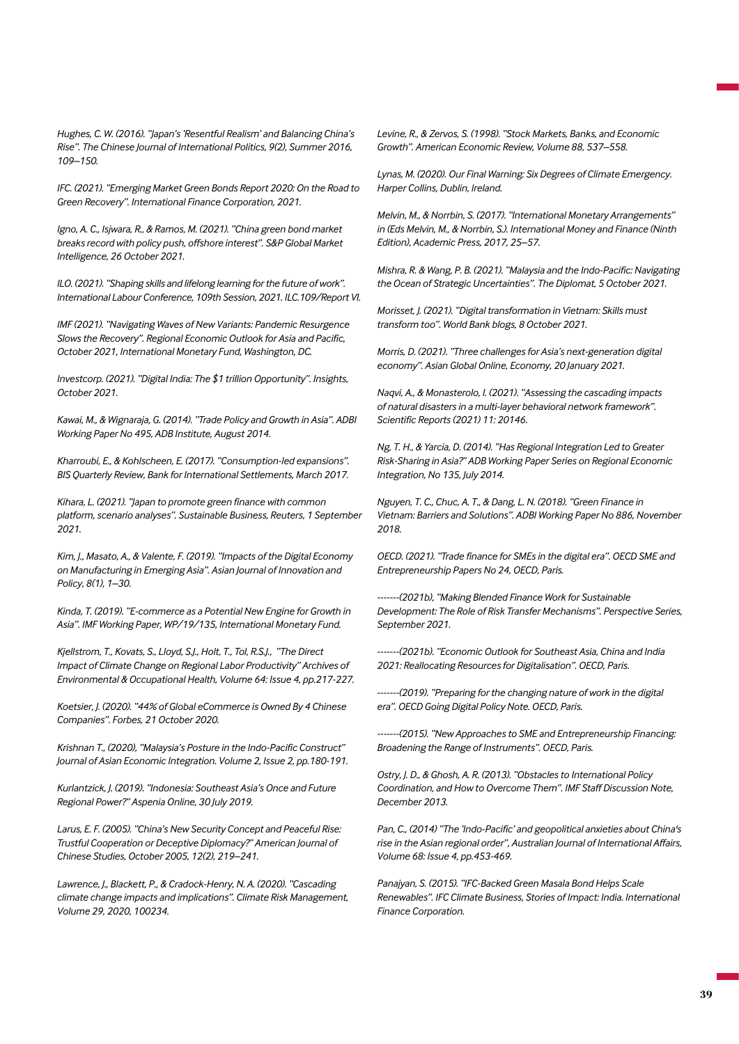*Hughes, C. W. (2016). "Japan's 'Resentful Realism' and Balancing China's Rise". The Chinese Journal of International Politics, 9(2), Summer 2016, 109–150.*

*IFC. (2021). "Emerging Market Green Bonds Report 2020: On the Road to Green Recovery". International Finance Corporation, 2021.*

*Igno, A. C., Isjwara, R., & Ramos, M. (2021). "China green bond market breaks record with policy push, offshore interest". S&P Global Market Intelligence, 26 October 2021.*

*ILO. (2021). "Shaping skills and lifelong learning for the future of work". International Labour Conference, 109th Session, 2021. ILC.109/Report VI.*

*IMF (2021). "Navigating Waves of New Variants: Pandemic Resurgence Slows the Recovery". Regional Economic Outlook for Asia and Pacific, October 2021, International Monetary Fund, Washington, DC.*

*Investcorp. (2021). "Digital India: The $1 trillion Opportunity". Insights, October 2021.*

*Kawai, M., & Wignaraja, G. (2014). "Trade Policy and Growth in Asia". ADBI Working Paper No 495, ADB Institute, August 2014.*

*Kharroubi, E., & Kohlscheen, E. (2017). "Consumption-led expansions". BIS Quarterly Review, Bank for International Settlements, March 2017.*

*Kihara, L. (2021). "Japan to promote green finance with common platform, scenario analyses". Sustainable Business, Reuters, 1 September 2021.*

*Kim, J., Masato, A., & Valente, F. (2019). "Impacts of the Digital Economy on Manufacturing in Emerging Asia". Asian Journal of Innovation and Policy, 8(1), 1–30.*

*Kinda, T. (2019). "E-commerce as a Potential New Engine for Growth in Asia". IMF Working Paper, WP/19/135, International Monetary Fund.*

*Kjellstrom, T., Kovats, S., Lloyd, S.J., Holt, T., Tol, R.S.J., "The Direct Impact of Climate Change on Regional Labor Productivity" Archives of Environmental & Occupational Health, Volume 64: Issue 4, pp.217-227.*

*Koetsier, J. (2020). "44% of Global eCommerce is Owned By 4 Chinese Companies". Forbes, 21 October 2020.*

*Krishnan T., (2020), "Malaysia's Posture in the Indo-Pacific Construct" Journal of Asian Economic Integration. Volume 2, Issue 2, pp.180-191.*

*Kurlantzick, J. (2019). "Indonesia: Southeast Asia's Once and Future Regional Power?" Aspenia Online, 30 July 2019.*

*Larus, E. F. (2005). "China's New Security Concept and Peaceful Rise: Trustful Cooperation or Deceptive Diplomacy?" American Journal of Chinese Studies, October 2005, 12(2), 219–241.*

*Lawrence, J., Blackett, P., & Cradock-Henry, N. A. (2020). "Cascading climate change impacts and implications". Climate Risk Management, Volume 29, 2020, 100234.*

*Levine, R., & Zervos, S. (1998). "Stock Markets, Banks, and Economic Growth". American Economic Review, Volume 88, 537–558.*

*Lynas, M. (2020). Our Final Warning: Six Degrees of Climate Emergency. Harper Collins, Dublin, Ireland.*

*Melvin, M., & Norrbin, S. (2017). "International Monetary Arrangements" in (Eds Melvin, M., & Norrbin, S.). International Money and Finance (Ninth Edition), Academic Press, 2017, 25–57.*

*Mishra, R. & Wang, P. B. (2021). "Malaysia and the Indo-Pacific: Navigating the Ocean of Strategic Uncertainties". The Diplomat, 5 October 2021.*

*Morisset, J. (2021). "Digital transformation in Vietnam: Skills must transform too". World Bank blogs, 8 October 2021.*

*Morris, D. (2021). "Three challenges for Asia's next-generation digital economy". Asian Global Online, Economy, 20 January 2021.*

*Naqvi, A., & Monasterolo, I. (2021). "Assessing the cascading impacts of natural disasters in a multi-layer behavioral network framework". Scientific Reports (2021) 11: 20146.*

*Ng, T. H., & Yarcia, D. (2014). "Has Regional Integration Led to Greater Risk-Sharing in Asia?" ADB Working Paper Series on Regional Economic Integration, No 135, July 2014.*

*Nguyen, T. C., Chuc, A. T., & Dang, L. N. (2018). "Green Finance in Vietnam: Barriers and Solutions". ADBI Working Paper No 886, November 2018.*

*OECD. (2021). "Trade finance for SMEs in the digital era". OECD SME and Entrepreneurship Papers No 24, OECD, Paris.*

*-------(2021b), "Making Blended Finance Work for Sustainable Development: The Role of Risk Transfer Mechanisms". Perspective Series, September 2021.*

*-------(2021b). "Economic Outlook for Southeast Asia, China and India 2021: Reallocating Resources for Digitalisation". OECD, Paris.*

*-------(2019). "Preparing for the changing nature of work in the digital era". OECD Going Digital Policy Note. OECD, Paris.*

*-------(2015). "New Approaches to SME and Entrepreneurship Financing: Broadening the Range of Instruments". OECD, Paris.*

*Ostry, J. D., & Ghosh, A. R. (2013). "Obstacles to International Policy Coordination, and How to Overcome Them". IMF Staff Discussion Note, December 2013.*

*Pan, C., (2014) "The 'Indo-Pacific' and geopolitical anxieties about China's rise in the Asian regional order", Australian Journal of International Affairs, Volume 68: Issue 4, pp.453-469.*

*Panajyan, S. (2015). "IFC-Backed Green Masala Bond Helps Scale Renewables". IFC Climate Business, Stories of Impact: India. International Finance Corporation.*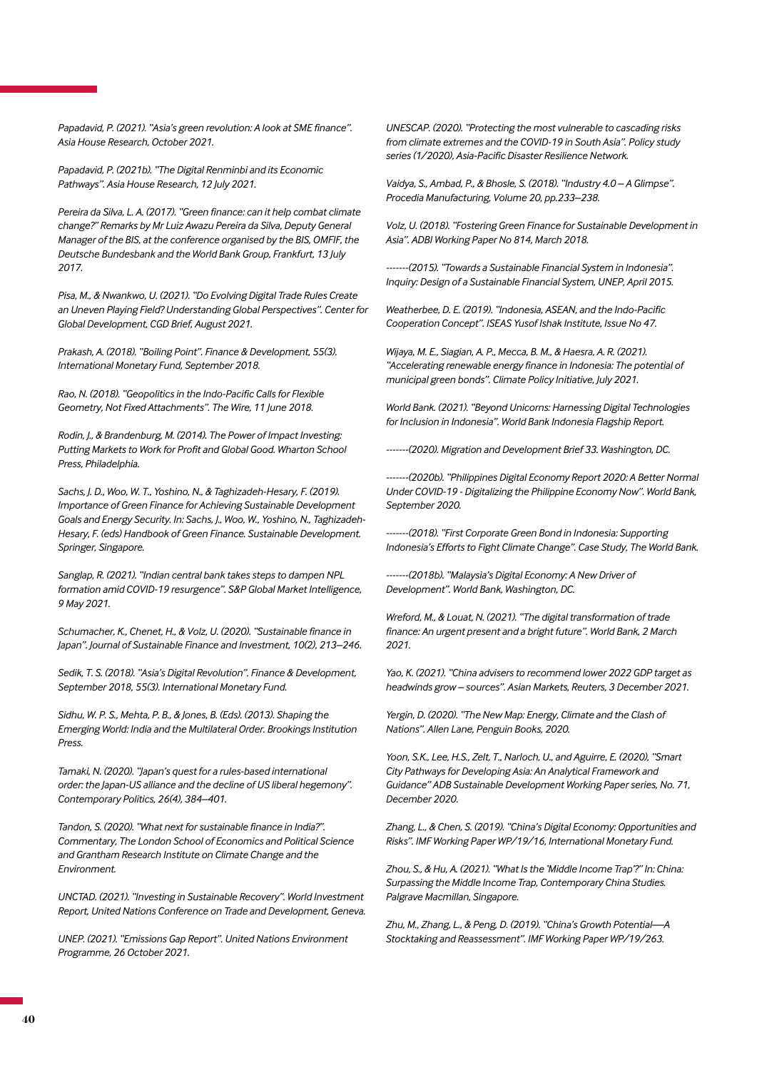*Papadavid, P. (2021). "Asia's green revolution: A look at SME finance". Asia House Research, October 2021.*

*Papadavid, P. (2021b). "The Digital Renminbi and its Economic Pathways". Asia House Research, 12 July 2021.*

*Pereira da Silva, L. A. (2017). "Green finance: can it help combat climate change?" Remarks by Mr Luiz Awazu Pereira da Silva, Deputy General Manager of the BIS, at the conference organised by the BIS, OMFIF, the Deutsche Bundesbank and the World Bank Group, Frankfurt, 13 July 2017.*

*Pisa, M., & Nwankwo, U. (2021). "Do Evolving Digital Trade Rules Create an Uneven Playing Field? Understanding Global Perspectives". Center for Global Development, CGD Brief, August 2021.*

*Prakash, A. (2018). "Boiling Point". Finance & Development, 55(3). International Monetary Fund, September 2018.*

*Rao, N. (2018). "Geopolitics in the Indo-Pacific Calls for Flexible Geometry, Not Fixed Attachments". The Wire, 11 June 2018.*

*Rodin, J., & Brandenburg, M. (2014). The Power of Impact Investing: Putting Markets to Work for Profit and Global Good. Wharton School Press, Philadelphia.*

*Sachs, J. D., Woo, W. T., Yoshino, N., & Taghizadeh-Hesary, F. (2019). Importance of Green Finance for Achieving Sustainable Development Goals and Energy Security. In: Sachs, J., Woo, W., Yoshino, N., Taghizadeh-Hesary, F. (eds) Handbook of Green Finance. Sustainable Development. Springer, Singapore.*

*Sanglap, R. (2021). "Indian central bank takes steps to dampen NPL formation amid COVID-19 resurgence". S&P Global Market Intelligence, 9 May 2021.*

*Schumacher, K., Chenet, H., & Volz, U. (2020). "Sustainable finance in Japan". Journal of Sustainable Finance and Investment, 10(2), 213–246.*

*Sedik, T. S. (2018). "Asia's Digital Revolution". Finance & Development, September 2018, 55(3). International Monetary Fund.*

*Sidhu, W. P. S., Mehta, P. B., & Jones, B. (Eds). (2013). Shaping the Emerging World: India and the Multilateral Order. Brookings Institution Press.*

*Tamaki, N. (2020). "Japan's quest for a rules-based international order: the Japan-US alliance and the decline of US liberal hegemony". Contemporary Politics, 26(4), 384–401.*

*Tandon, S. (2020). "What next for sustainable finance in India?". Commentary, The London School of Economics and Political Science and Grantham Research Institute on Climate Change and the Environment.*

*UNCTAD. (2021). "Investing in Sustainable Recovery". World Investment Report, United Nations Conference on Trade and Development, Geneva.*

*UNEP. (2021). "Emissions Gap Report". United Nations Environment Programme, 26 October 2021.*

*UNESCAP. (2020). "Protecting the most vulnerable to cascading risks from climate extremes and the COVID-19 in South Asia". Policy study series (1/2020), Asia-Pacific Disaster Resilience Network.*

*Vaidya, S., Ambad, P., & Bhosle, S. (2018). "Industry 4.0 – A Glimpse". Procedia Manufacturing, Volume 20, pp.233–238.*

*Volz, U. (2018). "Fostering Green Finance for Sustainable Development in Asia". ADBI Working Paper No 814, March 2018.*

*-------(2015). "Towards a Sustainable Financial System in Indonesia". Inquiry: Design of a Sustainable Financial System, UNEP, April 2015.*

*Weatherbee, D. E. (2019). "Indonesia, ASEAN, and the Indo-Pacific Cooperation Concept". ISEAS Yusof Ishak Institute, Issue No 47.*

*Wijaya, M. E., Siagian, A. P., Mecca, B. M., & Haesra, A. R. (2021). "Accelerating renewable energy finance in Indonesia: The potential of municipal green bonds". Climate Policy Initiative, July 2021.*

*World Bank. (2021). "Beyond Unicorns: Harnessing Digital Technologies for Inclusion in Indonesia". World Bank Indonesia Flagship Report.*

*-------(2020). Migration and Development Brief 33. Washington, DC.*

*-------(2020b). "Philippines Digital Economy Report 2020: A Better Normal Under COVID-19 - Digitalizing the Philippine Economy Now". World Bank, September 2020.*

*-------(2018). "First Corporate Green Bond in Indonesia: Supporting Indonesia's Efforts to Fight Climate Change". Case Study, The World Bank.*

*-------(2018b). "Malaysia's Digital Economy: A New Driver of Development". World Bank, Washington, DC.*

*Wreford, M., & Louat, N. (2021). "The digital transformation of trade finance: An urgent present and a bright future". World Bank, 2 March 2021.*

*Yao, K. (2021). "China advisers to recommend lower 2022 GDP target as headwinds grow – sources". Asian Markets, Reuters, 3 December 2021.*

*Yergin, D. (2020). "The New Map: Energy, Climate and the Clash of Nations". Allen Lane, Penguin Books, 2020.*

*Yoon, S.K., Lee, H.S., Zelt, T., Narloch, U., and Aguirre, E. (2020), "Smart City Pathways for Developing Asia: An Analytical Framework and Guidance" ADB Sustainable Development Working Paper series, No. 71, December 2020.*

*Zhang, L., & Chen, S. (2019). "China's Digital Economy: Opportunities and Risks". IMF Working Paper WP/19/16, International Monetary Fund.*

*Zhou, S., & Hu, A. (2021). "What Is the 'Middle Income Trap'?" In: China: Surpassing the Middle Income Trap, Contemporary China Studies. Palgrave Macmillan, Singapore.*

*Zhu, M., Zhang, L., & Peng, D. (2019). "China's Growth Potential—A Stocktaking and Reassessment". IMF Working Paper WP/19/263.*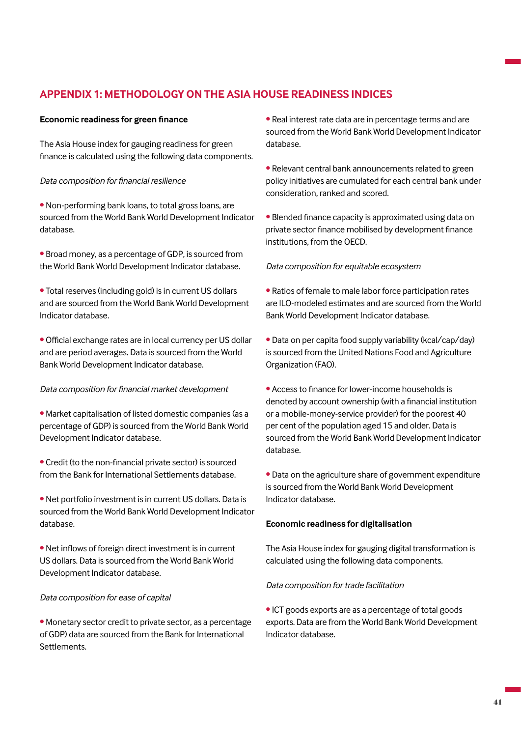## APPENDIX 1: METHODOLOGY ON THE ASIA HOUSE READINESS INDICES

**Economic readiness for green finance**

The Asia House index for gauging readiness for green finance is calculated using the following data components.

*Data composition for financial resilience*

- Non-performing bank loans, to total gross loans, are sourced from the World Bank World Development Indicator database.

- Broad money, as a percentage of GDP, is sourced from the World Bank World Development Indicator database.

- Total reserves (including gold) is in current US dollars and are sourced from the World Bank World Development Indicator database.

- Official exchange rates are in local currency per US dollar and are period averages. Data is sourced from the World Bank World Development Indicator database.

*Data composition for financial market development*

- Market capitalisation of listed domestic companies (as a percentage of GDP) is sourced from the World Bank World Development Indicator database.

- Credit (to the non-financial private sector) is sourced from the Bank for International Settlements database.

- Net portfolio investment is in current US dollars. Data is sourced from the World Bank World Development Indicator database.

- Net inflows of foreign direct investment is in current US dollars. Data is sourced from the World Bank World Development Indicator database.

*Data composition for ease of capital*

- Monetary sector credit to private sector, as a percentage of GDP) data are sourced from the Bank for International Settlements.

- Real interest rate data are in percentage terms and are sourced from the World Bank World Development Indicator database.

- Relevant central bank announcements related to green policy initiatives are cumulated for each central bank under consideration, ranked and scored.

- Blended finance capacity is approximated using data on private sector finance mobilised by development finance institutions, from the OECD.

*Data composition for equitable ecosystem*

- Ratios of female to male labor force participation rates are ILO-modeled estimates and are sourced from the World Bank World Development Indicator database.

- Data on per capita food supply variability (kcal/cap/day) is sourced from the United Nations Food and Agriculture Organization (FAO).

- Access to finance for lower-income households is denoted by account ownership (with a financial institution or a mobile-money-service provider) for the poorest 40 per cent of the population aged 15 and older. Data is sourced from the World Bank World Development Indicator database.

- Data on the agriculture share of government expenditure is sourced from the World Bank World Development Indicator database.

**Economic readiness for digitalisation**

The Asia House index for gauging digital transformation is calculated using the following data components.

*Data composition for trade facilitation*

- ICT goods exports are as a percentage of total goods exports. Data are from the World Bank World Development Indicator database.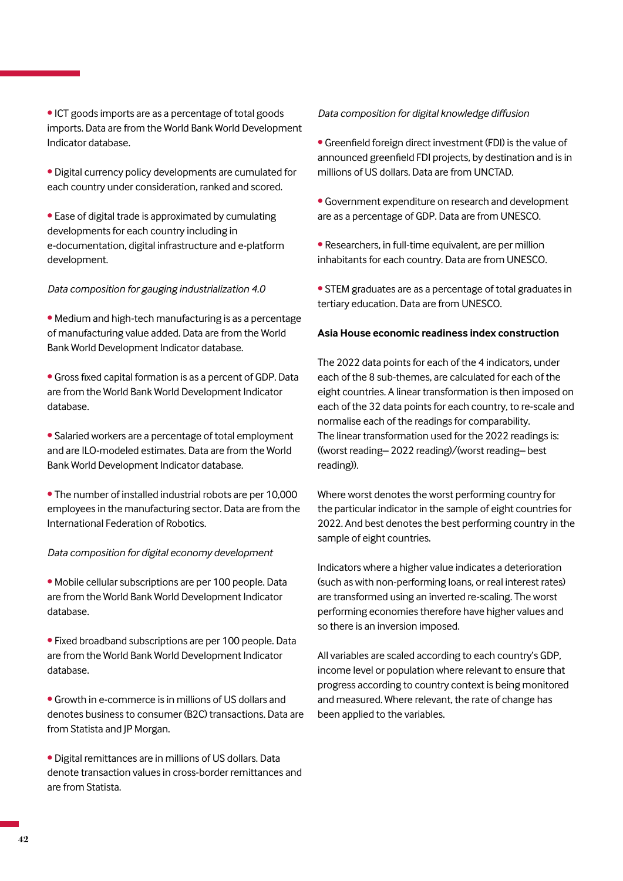- ICT goods imports are as a percentage of total goods imports. Data are from the World Bank World Development Indicator database.

- Digital currency policy developments are cumulated for each country under consideration, ranked and scored.

- Ease of digital trade is approximated by cumulating developments for each country including in e-documentation, digital infrastructure and e-platform development.

*Data composition for gauging industrialization 4.0*

- Medium and high-tech manufacturing is as a percentage of manufacturing value added. Data are from the World Bank World Development Indicator database.

- Gross fixed capital formation is as a percent of GDP. Data are from the World Bank World Development Indicator database.

- Salaried workers are a percentage of total employment and are ILO-modeled estimates. Data are from the World Bank World Development Indicator database.

- The number of installed industrial robots are per 10,000 employees in the manufacturing sector. Data are from the International Federation of Robotics.

*Data composition for digital economy development*

- Mobile cellular subscriptions are per 100 people. Data are from the World Bank World Development Indicator database.

- Fixed broadband subscriptions are per 100 people. Data are from the World Bank World Development Indicator database.

- Growth in e-commerce is in millions of US dollars and denotes business to consumer (B2C) transactions. Data are from Statista and JP Morgan.

- Digital remittances are in millions of US dollars. Data denote transaction values in cross-border remittances and are from Statista.

*Data composition for digital knowledge diffusion*

- Greenfield foreign direct investment (FDI) is the value of announced greenfield FDI projects, by destination and is in millions of US dollars. Data are from UNCTAD.

- Government expenditure on research and development are as a percentage of GDP. Data are from UNESCO.

- Researchers, in full-time equivalent, are per million inhabitants for each country. Data are from UNESCO.

- STEM graduates are as a percentage of total graduates in tertiary education. Data are from UNESCO.

**Asia House economic readiness index construction**

The 2022 data points for each of the 4 indicators, under each of the 8 sub-themes, are calculated for each of the eight countries. A linear transformation is then imposed on each of the 32 data points for each country, to re-scale and normalise each of the readings for comparability. The linear transformation used for the 2022 readings is: ((worst reading– 2022 reading)/(worst reading– best reading)).

Where worst denotes the worst performing country for the particular indicator in the sample of eight countries for 2022. And best denotes the best performing country in the sample of eight countries.

Indicators where a higher value indicates a deterioration (such as with non-performing loans, or real interest rates) are transformed using an inverted re-scaling. The worst performing economies therefore have higher values and so there is an inversion imposed.

All variables are scaled according to each country's GDP, income level or population where relevant to ensure that progress according to country context is being monitored and measured. Where relevant, the rate of change has been applied to the variables.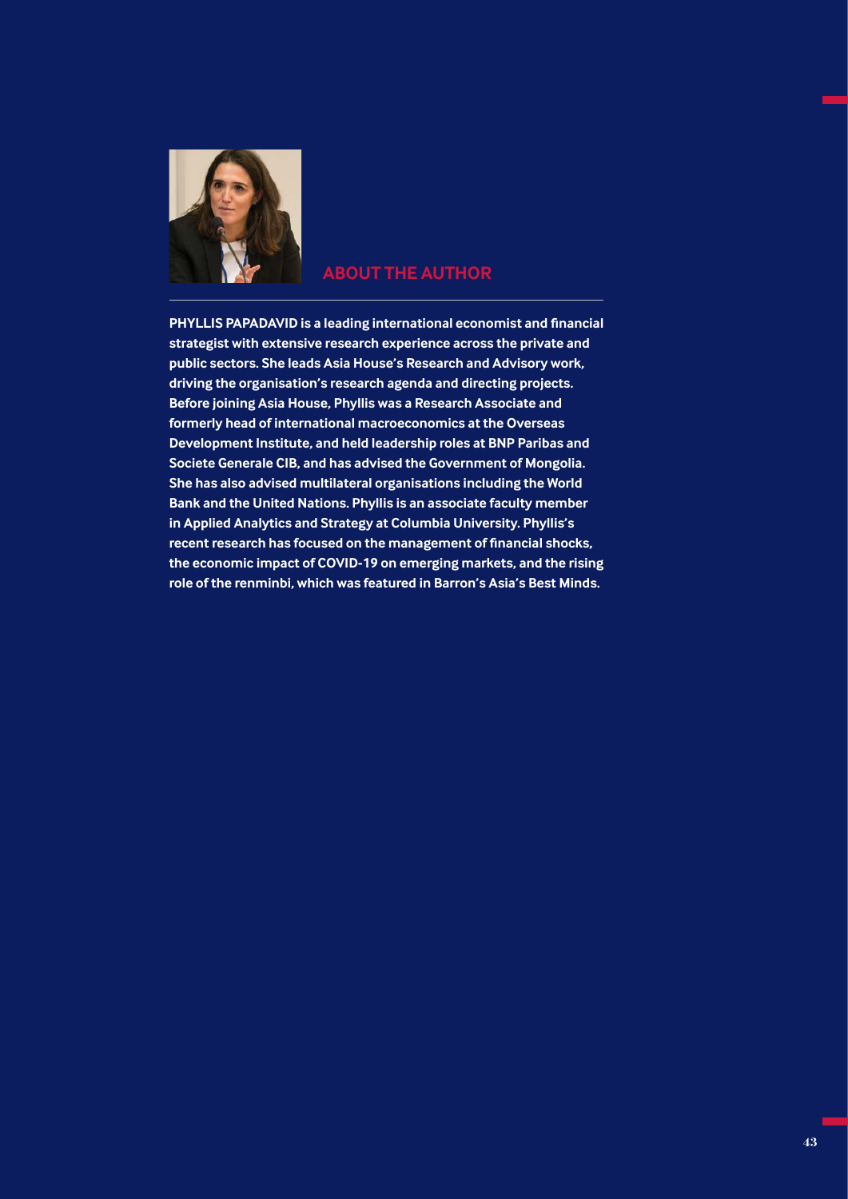## ABOUT THE AUTHOR

**PHYLLIS PAPADAVID is a leading international economist and financial strategist with extensive research experience across the private and public sectors. She leads Asia House's Research and Advisory work, driving the organisation's research agenda and directing projects. Before joining Asia House, Phyllis was a Research Associate and formerly head of international macroeconomics at the Overseas Development Institute, and held leadership roles at BNP Paribas and Societe Generale CIB, and has advised the Government of Mongolia. She has also advised multilateral organisations including the World Bank and the United Nations. Phyllis is an associate faculty member in Applied Analytics and Strategy at Columbia University. Phyllis's recent research has focused on the management of financial shocks, the economic impact of COVID-19 on emerging markets, and the rising role of the renminbi, which was featured in Barron's Asia's Best Minds.**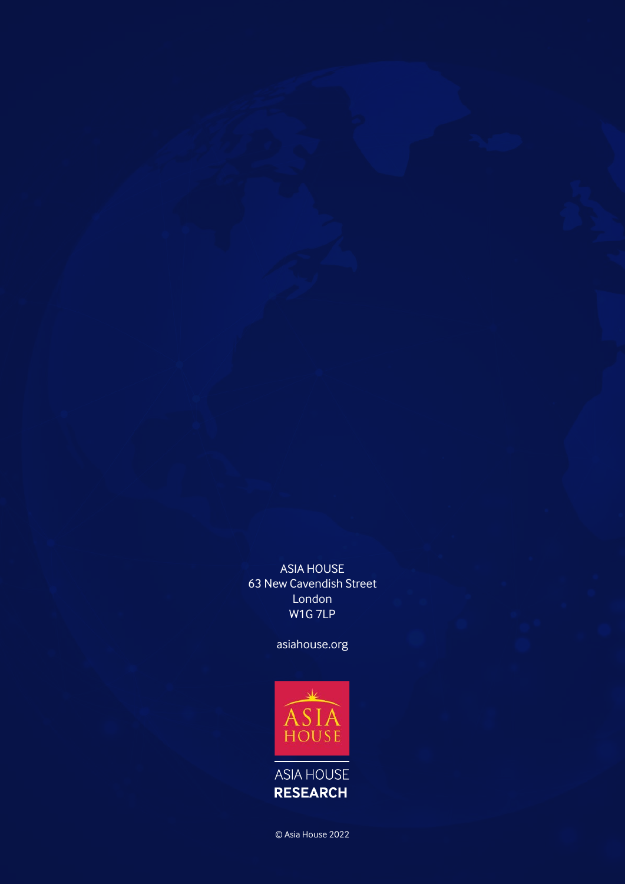ASIA HOUSE
63 New Cavendish Street
London
W1G 7LP

asiahouse.org

ASIA HOUSE

ASIA HOUSE
**RESEARCH**

© Asia House 2022